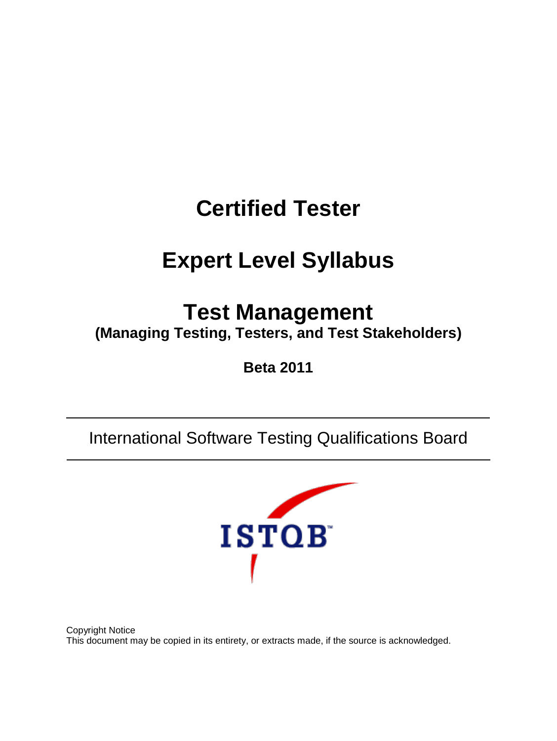# Certified Tester

# Expert Level Syllabus

# Test Management

**(Managing Testing, Testers, and Test Stakeholders)**

**Beta 2011**

International Software Testing Qualifications Board

ISTQB™

Copyright Notice
This document may be copied in its entirety, or extracts made, if the source is acknowledged.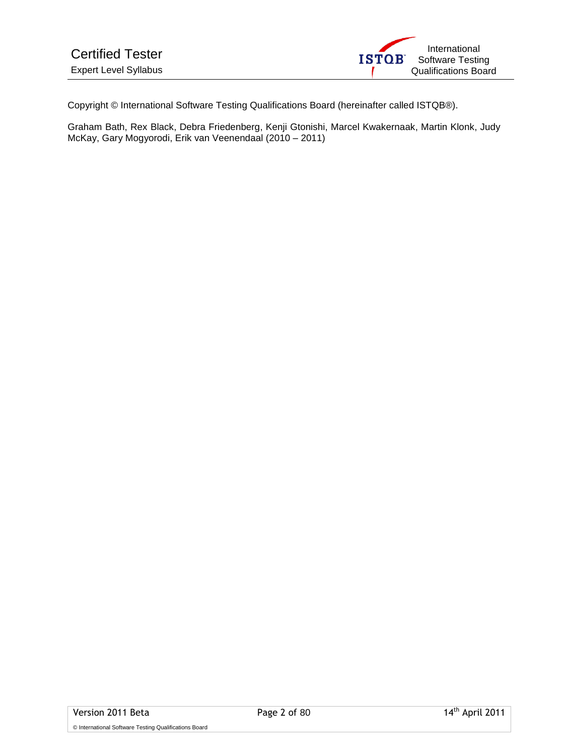Copyright © International Software Testing Qualifications Board (hereinafter called ISTQB®).

Graham Bath, Rex Black, Debra Friedenberg, Kenji Gtonishi, Marcel Kwakernaak, Martin Klonk, Judy McKay, Gary Mogyorodi, Erik van Veenendaal (2010 – 2011)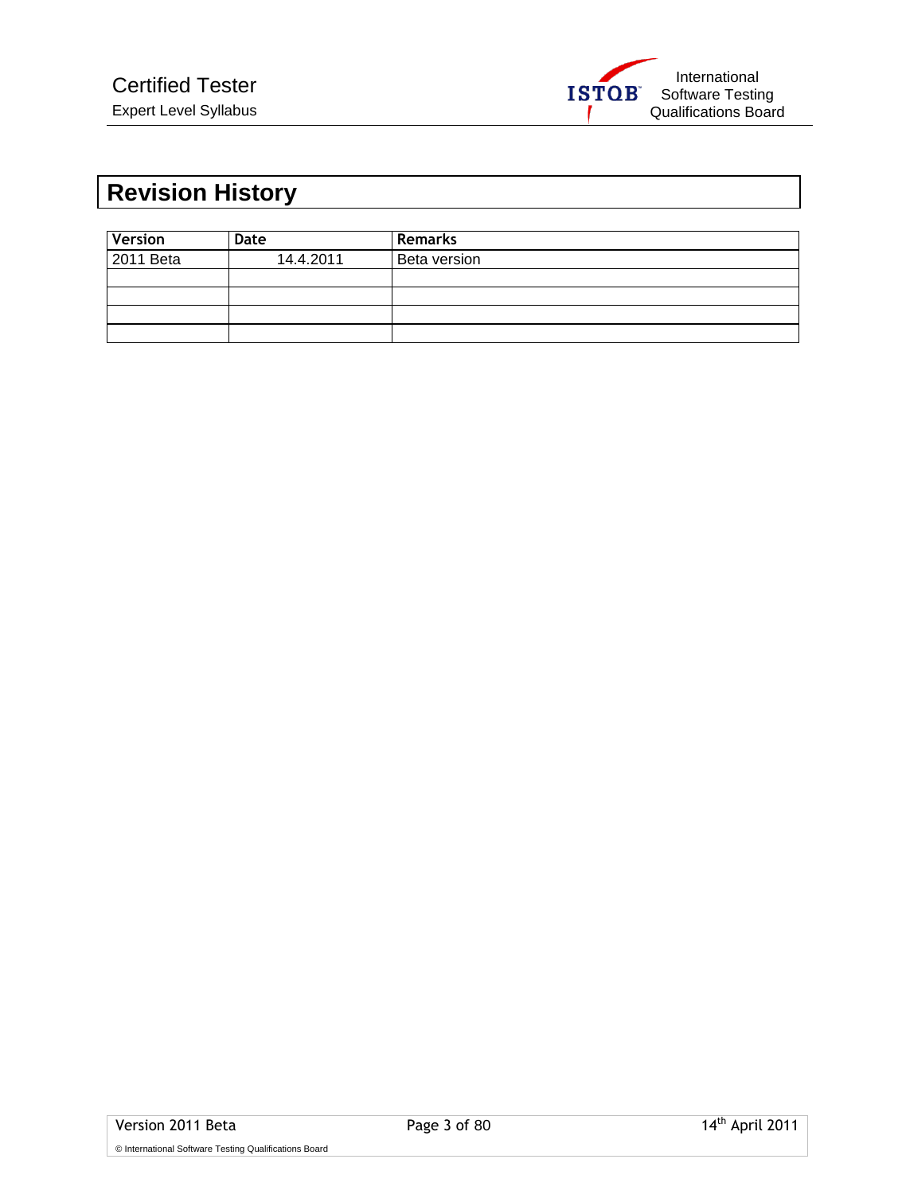# Revision History

| Version | Date | Remarks |
|---|---|---|
| 2011 Beta | 14.4.2011 | Beta version |
| | | |
| | | |
| | | |
| | | |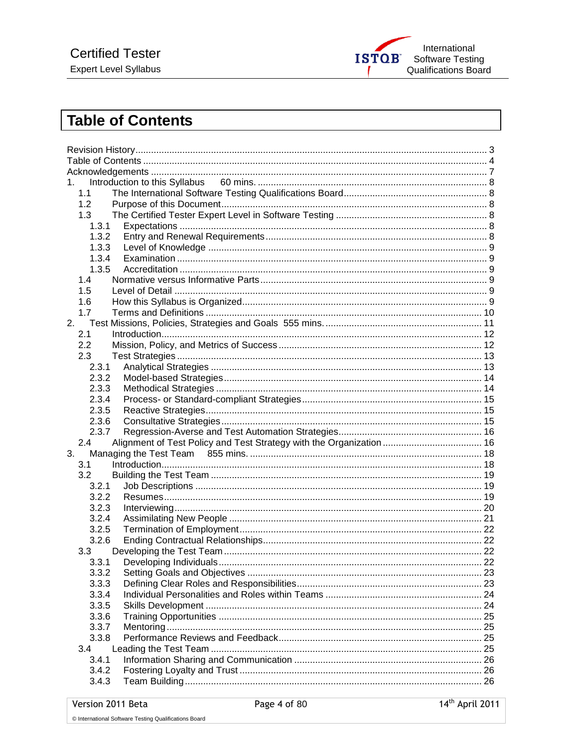# Table of Contents

Revision History ........................................................................................................................ 3
Table of Contents ....................................................................................................................... 4
Acknowledgements .................................................................................................................... 7
1. Introduction to this Syllabus 60 mins. ........................................................................................ 8
  1.1 The International Software Testing Qualifications Board........................................................ 8
  1.2 Purpose of this Document....................................................................................................... 8
  1.3 The Certified Tester Expert Level in Software Testing ........................................................... 8
    1.3.1 Expectations ...................................................................................................................... 8
    1.3.2 Entry and Renewal Requirements..................................................................................... 8
    1.3.3 Level of Knowledge ........................................................................................................... 9
    1.3.4 Examination ....................................................................................................................... 9
    1.3.5 Accreditation ...................................................................................................................... 9
  1.4 Normative versus Informative Parts....................................................................................... 9
  1.5 Level of Detail ......................................................................................................................... 9
  1.6 How this Syllabus is Organized.............................................................................................. 9
  1.7 Terms and Definitions .......................................................................................................... 10
2. Test Missions, Policies, Strategies and Goals 555 mins. ............................................................ 11
  2.1 Introduction........................................................................................................................... 12
  2.2 Mission, Policy, and Metrics of Success .............................................................................. 12
  2.3 Test Strategies ..................................................................................................................... 13
    2.3.1 Analytical Strategies ........................................................................................................ 13
    2.3.2 Model-based Strategies................................................................................................... 14
    2.3.3 Methodical Strategies ...................................................................................................... 14
    2.3.4 Process- or Standard-compliant Strategies..................................................................... 15
    2.3.5 Reactive Strategies.......................................................................................................... 15
    2.3.6 Consultative Strategies.................................................................................................... 15
    2.3.7 Regression-Averse and Test Automation Strategies....................................................... 16
  2.4 Alignment of Test Policy and Test Strategy with the Organization ...................................... 16
3. Managing the Test Team 855 mins. ........................................................................................ 18
  3.1 Introduction........................................................................................................................... 18
  3.2 Building the Test Team ........................................................................................................ 19
    3.2.1 Job Descriptions .............................................................................................................. 19
    3.2.2 Resumes.......................................................................................................................... 19
    3.2.3 Interviewing...................................................................................................................... 20
    3.2.4 Assimilating New People ................................................................................................. 21
    3.2.5 Termination of Employment............................................................................................. 22
    3.2.6 Ending Contractual Relationships.................................................................................... 22
  3.3 Developing the Test Team ................................................................................................... 22
    3.3.1 Developing Individuals..................................................................................................... 22
    3.3.2 Setting Goals and Objectives .......................................................................................... 23
    3.3.3 Defining Clear Roles and Responsibilities....................................................................... 23
    3.3.4 Individual Personalities and Roles within Teams ............................................................ 24
    3.3.5 Skills Development .......................................................................................................... 24
    3.3.6 Training Opportunities ..................................................................................................... 25
    3.3.7 Mentoring......................................................................................................................... 25
    3.3.8 Performance Reviews and Feedback.............................................................................. 25
  3.4 Leading the Test Team ........................................................................................................ 25
    3.4.1 Information Sharing and Communication ........................................................................ 26
    3.4.2 Fostering Loyalty and Trust ............................................................................................. 26
    3.4.3 Team Building.................................................................................................................. 26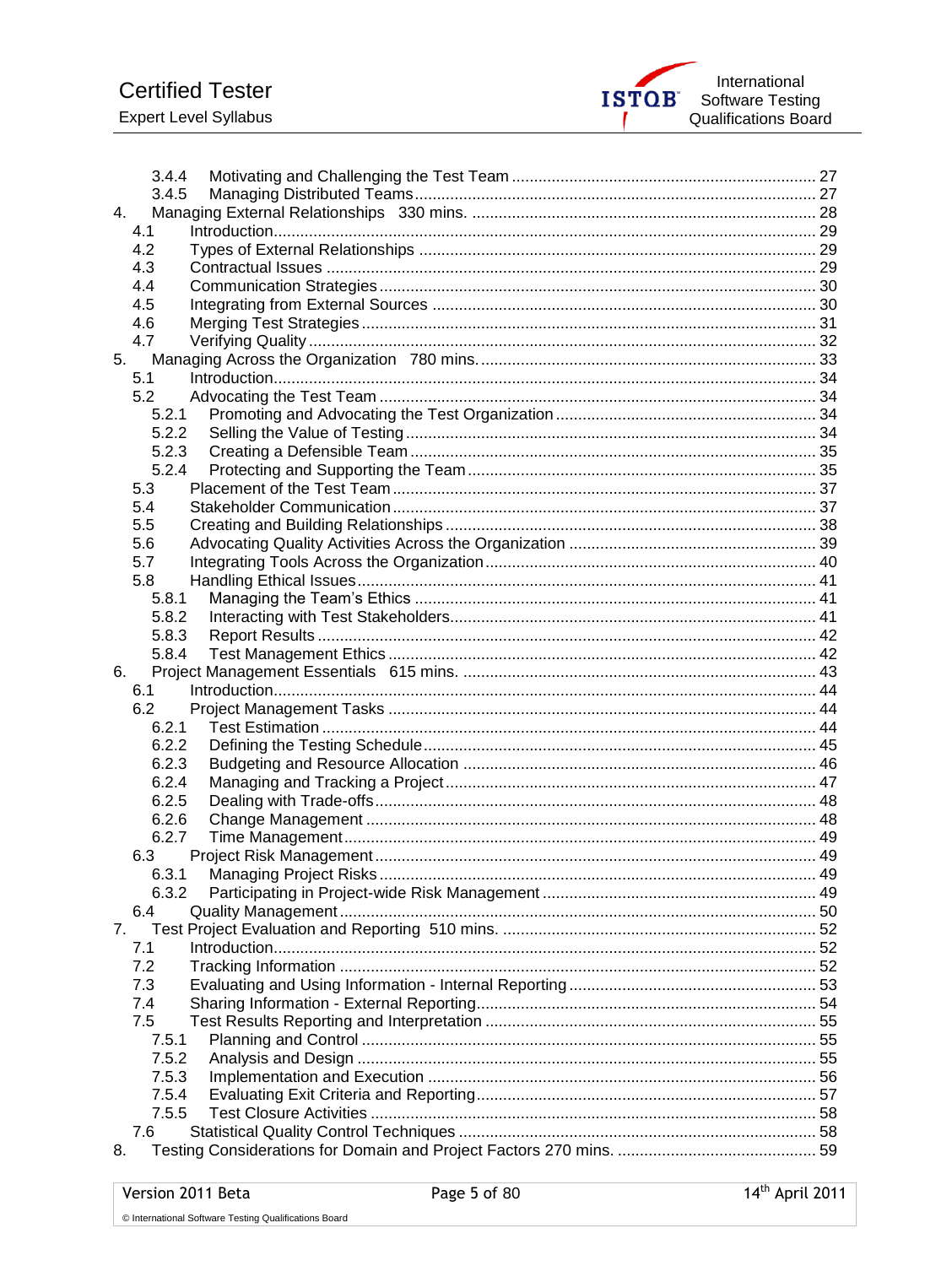3.4.4 Motivating and Challenging the Test Team .......... 27
3.4.5 Managing Distributed Teams .......... 27
4. Managing External Relationships 330 mins. .......... 28
4.1 Introduction .......... 29
4.2 Types of External Relationships .......... 29
4.3 Contractual Issues .......... 29
4.4 Communication Strategies .......... 30
4.5 Integrating from External Sources .......... 30
4.6 Merging Test Strategies .......... 31
4.7 Verifying Quality .......... 32
5. Managing Across the Organization 780 mins. .......... 33
5.1 Introduction .......... 34
5.2 Advocating the Test Team .......... 34
5.2.1 Promoting and Advocating the Test Organization .......... 34
5.2.2 Selling the Value of Testing .......... 34
5.2.3 Creating a Defensible Team .......... 35
5.2.4 Protecting and Supporting the Team .......... 35
5.3 Placement of the Test Team .......... 37
5.4 Stakeholder Communication .......... 37
5.5 Creating and Building Relationships .......... 38
5.6 Advocating Quality Activities Across the Organization .......... 39
5.7 Integrating Tools Across the Organization .......... 40
5.8 Handling Ethical Issues .......... 41
5.8.1 Managing the Team's Ethics .......... 41
5.8.2 Interacting with Test Stakeholders .......... 41
5.8.3 Report Results .......... 42
5.8.4 Test Management Ethics .......... 42
6. Project Management Essentials 615 mins. .......... 43
6.1 Introduction .......... 44
6.2 Project Management Tasks .......... 44
6.2.1 Test Estimation .......... 44
6.2.2 Defining the Testing Schedule .......... 45
6.2.3 Budgeting and Resource Allocation .......... 46
6.2.4 Managing and Tracking a Project .......... 47
6.2.5 Dealing with Trade-offs .......... 48
6.2.6 Change Management .......... 48
6.2.7 Time Management .......... 49
6.3 Project Risk Management .......... 49
6.3.1 Managing Project Risks .......... 49
6.3.2 Participating in Project-wide Risk Management .......... 49
6.4 Quality Management .......... 50
7. Test Project Evaluation and Reporting 510 mins. .......... 52
7.1 Introduction .......... 52
7.2 Tracking Information .......... 52
7.3 Evaluating and Using Information - Internal Reporting .......... 53
7.4 Sharing Information - External Reporting .......... 54
7.5 Test Results Reporting and Interpretation .......... 55
7.5.1 Planning and Control .......... 55
7.5.2 Analysis and Design .......... 55
7.5.3 Implementation and Execution .......... 56
7.5.4 Evaluating Exit Criteria and Reporting .......... 57
7.5.5 Test Closure Activities .......... 58
7.6 Statistical Quality Control Techniques .......... 58
8. Testing Considerations for Domain and Project Factors 270 mins. .......... 59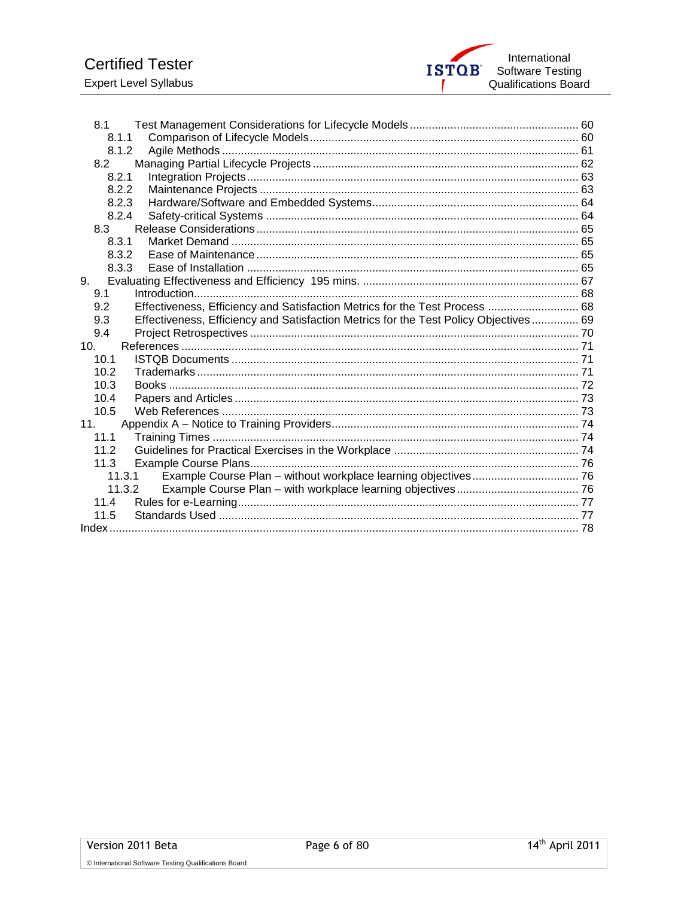8.1 Test Management Considerations for Lifecycle Models ..................................................... 60
  8.1.1 Comparison of Lifecycle Models ..................................................................................... 60
  8.1.2 Agile Methods ................................................................................................................. 61
8.2 Managing Partial Lifecycle Projects ..................................................................................... 62
  8.2.1 Integration Projects ......................................................................................................... 63
  8.2.2 Maintenance Projects ..................................................................................................... 63
  8.2.3 Hardware/Software and Embedded Systems ................................................................. 64
  8.2.4 Safety-critical Systems ................................................................................................... 64
8.3 Release Considerations ....................................................................................................... 65
  8.3.1 Market Demand .............................................................................................................. 65
  8.3.2 Ease of Maintenance ...................................................................................................... 65
  8.3.3 Ease of Installation .......................................................................................................... 65
9. Evaluating Effectiveness and Efficiency 195 mins. .................................................................... 67
9.1 Introduction ........................................................................................................................... 68
9.2 Effectiveness, Efficiency and Satisfaction Metrics for the Test Process ............................... 68
9.3 Effectiveness, Efficiency and Satisfaction Metrics for the Test Policy Objectives .............. 69
9.4 Project Retrospectives ......................................................................................................... 70
10. References .............................................................................................................................. 71
10.1 ISTQB Documents ............................................................................................................. 71
10.2 Trademarks ......................................................................................................................... 71
10.3 Books .................................................................................................................................. 72
10.4 Papers and Articles ............................................................................................................. 73
10.5 Web References ................................................................................................................. 73
11. Appendix A – Notice to Training Providers .............................................................................. 74
11.1 Training Times .................................................................................................................... 74
11.2 Guidelines for Practical Exercises in the Workplace .......................................................... 74
11.3 Example Course Plans ........................................................................................................ 76
  11.3.1 Example Course Plan – without workplace learning objectives .................................. 76
  11.3.2 Example Course Plan – with workplace learning objectives ....................................... 76
11.4 Rules for e-Learning ............................................................................................................ 77
11.5 Standards Used .................................................................................................................. 77
Index ............................................................................................................................................. 78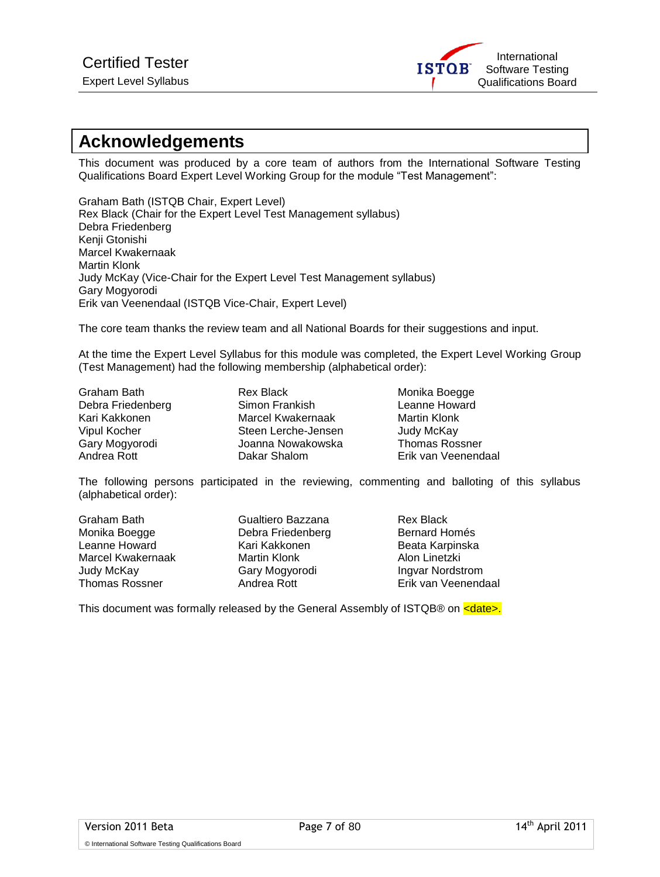# Acknowledgements

This document was produced by a core team of authors from the International Software Testing Qualifications Board Expert Level Working Group for the module “Test Management”:

Graham Bath (ISTQB Chair, Expert Level)
Rex Black (Chair for the Expert Level Test Management syllabus)
Debra Friedenberg
Kenji Gtonishi
Marcel Kwakernaak
Martin Klonk
Judy McKay (Vice-Chair for the Expert Level Test Management syllabus)
Gary Mogyorodi
Erik van Veenendaal (ISTQB Vice-Chair, Expert Level)

The core team thanks the review team and all National Boards for their suggestions and input.

At the time the Expert Level Syllabus for this module was completed, the Expert Level Working Group (Test Management) had the following membership (alphabetical order):

| | | |
|---|---|---|
| Graham Bath | Rex Black | Monika Boegge |
| Debra Friedenberg | Simon Frankish | Leanne Howard |
| Kari Kakkonen | Marcel Kwakernaak | Martin Klonk |
| Vipul Kocher | Steen Lerche-Jensen | Judy McKay |
| Gary Mogyorodi | Joanna Nowakowska | Thomas Rossner |
| Andrea Rott | Dakar Shalom | Erik van Veenendaal |

The following persons participated in the reviewing, commenting and balloting of this syllabus (alphabetical order):

| | | |
|---|---|---|
| Graham Bath | Gualtiero Bazzana | Rex Black |
| Monika Boegge | Debra Friedenberg | Bernard Homés |
| Leanne Howard | Kari Kakkonen | Beata Karpinska |
| Marcel Kwakernaak | Martin Klonk | Alon Linetzki |
| Judy McKay | Gary Mogyorodi | Ingvar Nordstrom |
| Thomas Rossner | Andrea Rott | Erik van Veenendaal |

This document was formally released by the General Assembly of ISTQB® on <date>.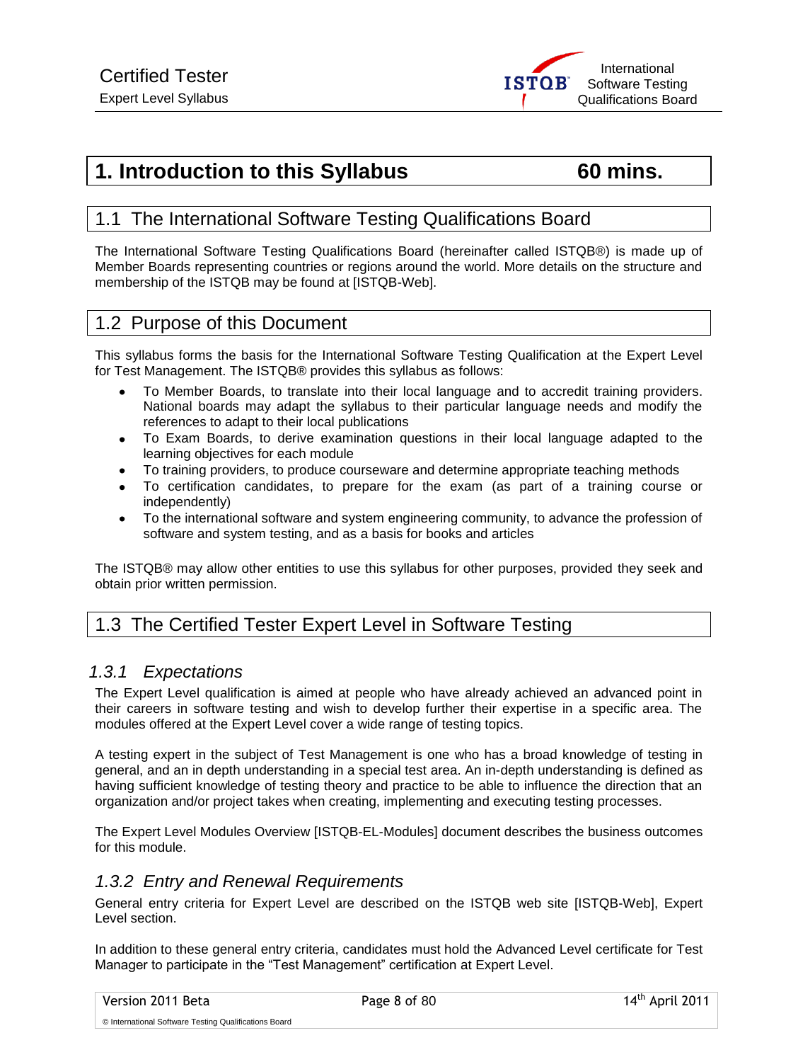# 1. Introduction to this Syllabus 60 mins.

## 1.1 The International Software Testing Qualifications Board

The International Software Testing Qualifications Board (hereinafter called ISTQB®) is made up of Member Boards representing countries or regions around the world. More details on the structure and membership of the ISTQB may be found at [ISTQB-Web].

## 1.2 Purpose of this Document

This syllabus forms the basis for the International Software Testing Qualification at the Expert Level for Test Management. The ISTQB® provides this syllabus as follows:

- To Member Boards, to translate into their local language and to accredit training providers. National boards may adapt the syllabus to their particular language needs and modify the references to adapt to their local publications
- To Exam Boards, to derive examination questions in their local language adapted to the learning objectives for each module
- To training providers, to produce courseware and determine appropriate teaching methods
- To certification candidates, to prepare for the exam (as part of a training course or independently)
- To the international software and system engineering community, to advance the profession of software and system testing, and as a basis for books and articles

The ISTQB® may allow other entities to use this syllabus for other purposes, provided they seek and obtain prior written permission.

## 1.3 The Certified Tester Expert Level in Software Testing

### *1.3.1 Expectations*

The Expert Level qualification is aimed at people who have already achieved an advanced point in their careers in software testing and wish to develop further their expertise in a specific area. The modules offered at the Expert Level cover a wide range of testing topics.

A testing expert in the subject of Test Management is one who has a broad knowledge of testing in general, and an in depth understanding in a special test area. An in-depth understanding is defined as having sufficient knowledge of testing theory and practice to be able to influence the direction that an organization and/or project takes when creating, implementing and executing testing processes.

The Expert Level Modules Overview [ISTQB-EL-Modules] document describes the business outcomes for this module.

### *1.3.2 Entry and Renewal Requirements*

General entry criteria for Expert Level are described on the ISTQB web site [ISTQB-Web], Expert Level section.

In addition to these general entry criteria, candidates must hold the Advanced Level certificate for Test Manager to participate in the "Test Management" certification at Expert Level.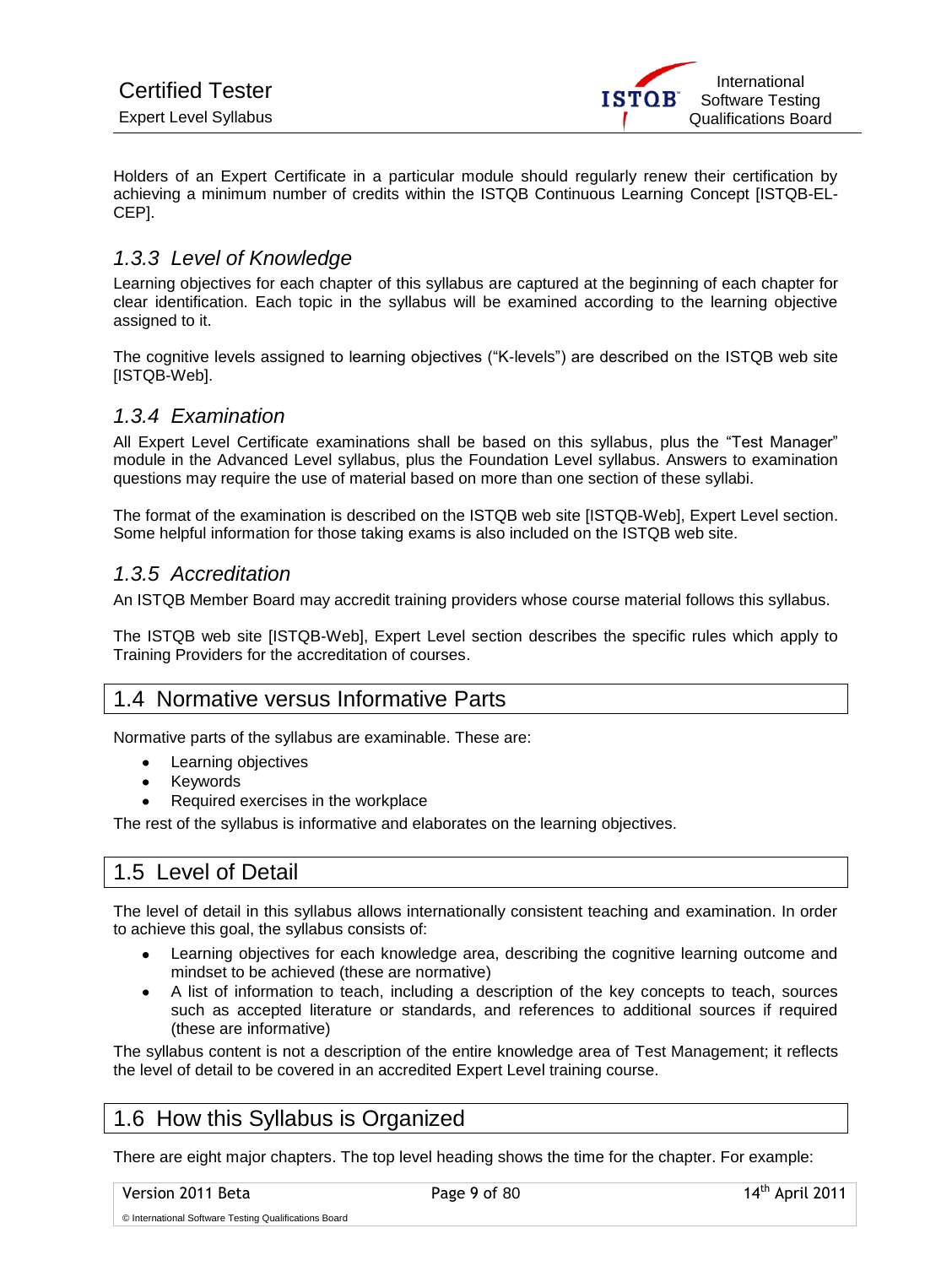Holders of an Expert Certificate in a particular module should regularly renew their certification by achieving a minimum number of credits within the ISTQB Continuous Learning Concept [ISTQB-EL-CEP].

### 1.3.3 Level of Knowledge

Learning objectives for each chapter of this syllabus are captured at the beginning of each chapter for clear identification. Each topic in the syllabus will be examined according to the learning objective assigned to it.

The cognitive levels assigned to learning objectives (“K-levels”) are described on the ISTQB web site [ISTQB-Web].

### 1.3.4 Examination

All Expert Level Certificate examinations shall be based on this syllabus, plus the “Test Manager” module in the Advanced Level syllabus, plus the Foundation Level syllabus. Answers to examination questions may require the use of material based on more than one section of these syllabi.

The format of the examination is described on the ISTQB web site [ISTQB-Web], Expert Level section. Some helpful information for those taking exams is also included on the ISTQB web site.

### 1.3.5 Accreditation

An ISTQB Member Board may accredit training providers whose course material follows this syllabus.

The ISTQB web site [ISTQB-Web], Expert Level section describes the specific rules which apply to Training Providers for the accreditation of courses.

## 1.4 Normative versus Informative Parts

Normative parts of the syllabus are examinable. These are:

- Learning objectives
- Keywords
- Required exercises in the workplace

The rest of the syllabus is informative and elaborates on the learning objectives.

## 1.5 Level of Detail

The level of detail in this syllabus allows internationally consistent teaching and examination. In order to achieve this goal, the syllabus consists of:

- Learning objectives for each knowledge area, describing the cognitive learning outcome and mindset to be achieved (these are normative)
- A list of information to teach, including a description of the key concepts to teach, sources such as accepted literature or standards, and references to additional sources if required (these are informative)

The syllabus content is not a description of the entire knowledge area of Test Management; it reflects the level of detail to be covered in an accredited Expert Level training course.

## 1.6 How this Syllabus is Organized

There are eight major chapters. The top level heading shows the time for the chapter. For example: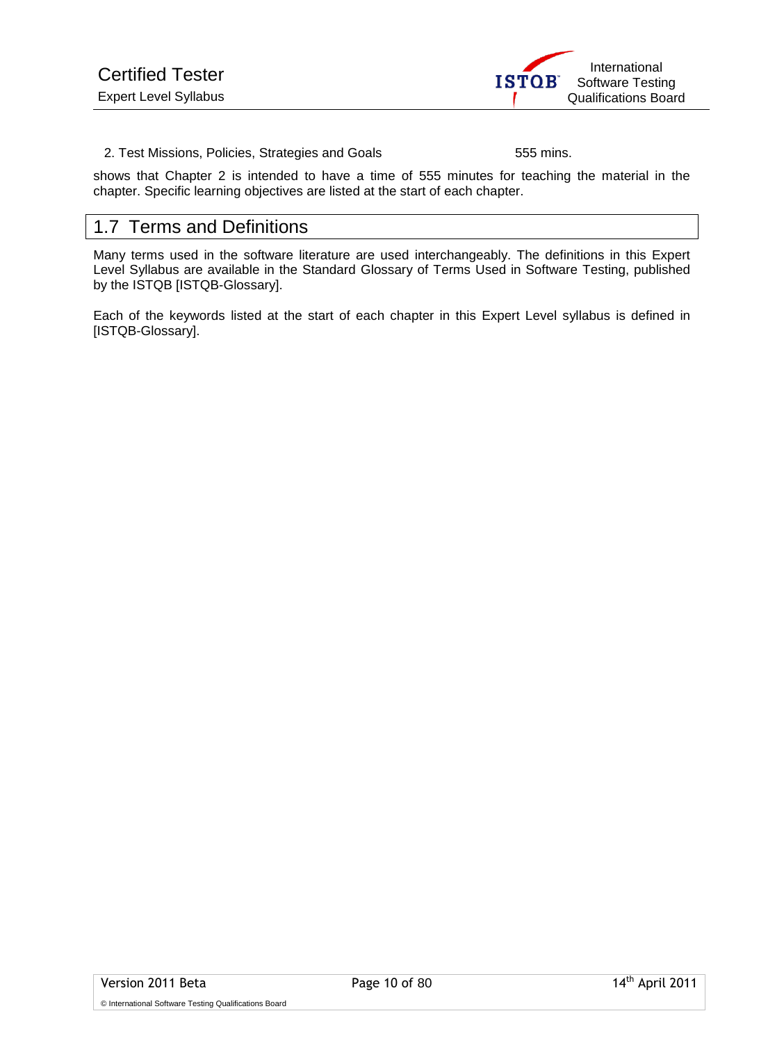2. Test Missions, Policies, Strategies and Goals 555 mins.

shows that Chapter 2 is intended to have a time of 555 minutes for teaching the material in the chapter. Specific learning objectives are listed at the start of each chapter.

## 1.7 Terms and Definitions

Many terms used in the software literature are used interchangeably. The definitions in this Expert Level Syllabus are available in the Standard Glossary of Terms Used in Software Testing, published by the ISTQB [ISTQB-Glossary].

Each of the keywords listed at the start of each chapter in this Expert Level syllabus is defined in [ISTQB-Glossary].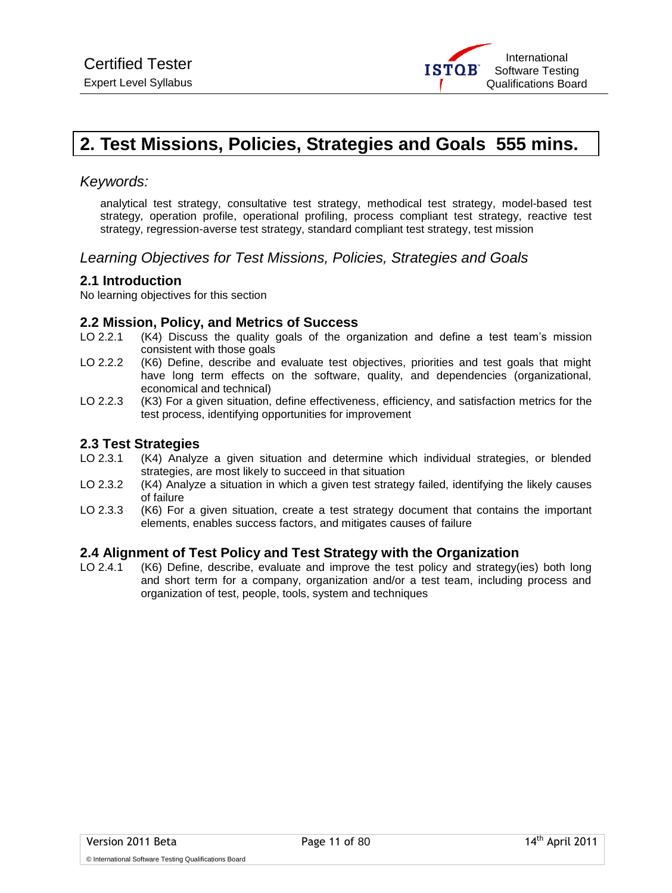# 2. Test Missions, Policies, Strategies and Goals 555 mins.

## *Keywords:*

analytical test strategy, consultative test strategy, methodical test strategy, model-based test strategy, operation profile, operational profiling, process compliant test strategy, reactive test strategy, regression-averse test strategy, standard compliant test strategy, test mission

## *Learning Objectives for Test Missions, Policies, Strategies and Goals*

### 2.1 Introduction

No learning objectives for this section

### 2.2 Mission, Policy, and Metrics of Success

LO 2.2.1 (K4) Discuss the quality goals of the organization and define a test team's mission consistent with those goals

LO 2.2.2 (K6) Define, describe and evaluate test objectives, priorities and test goals that might have long term effects on the software, quality, and dependencies (organizational, economical and technical)

LO 2.2.3 (K3) For a given situation, define effectiveness, efficiency, and satisfaction metrics for the test process, identifying opportunities for improvement

### 2.3 Test Strategies

LO 2.3.1 (K4) Analyze a given situation and determine which individual strategies, or blended strategies, are most likely to succeed in that situation

LO 2.3.2 (K4) Analyze a situation in which a given test strategy failed, identifying the likely causes of failure

LO 2.3.3 (K6) For a given situation, create a test strategy document that contains the important elements, enables success factors, and mitigates causes of failure

### 2.4 Alignment of Test Policy and Test Strategy with the Organization

LO 2.4.1 (K6) Define, describe, evaluate and improve the test policy and strategy(ies) both long and short term for a company, organization and/or a test team, including process and organization of test, people, tools, system and techniques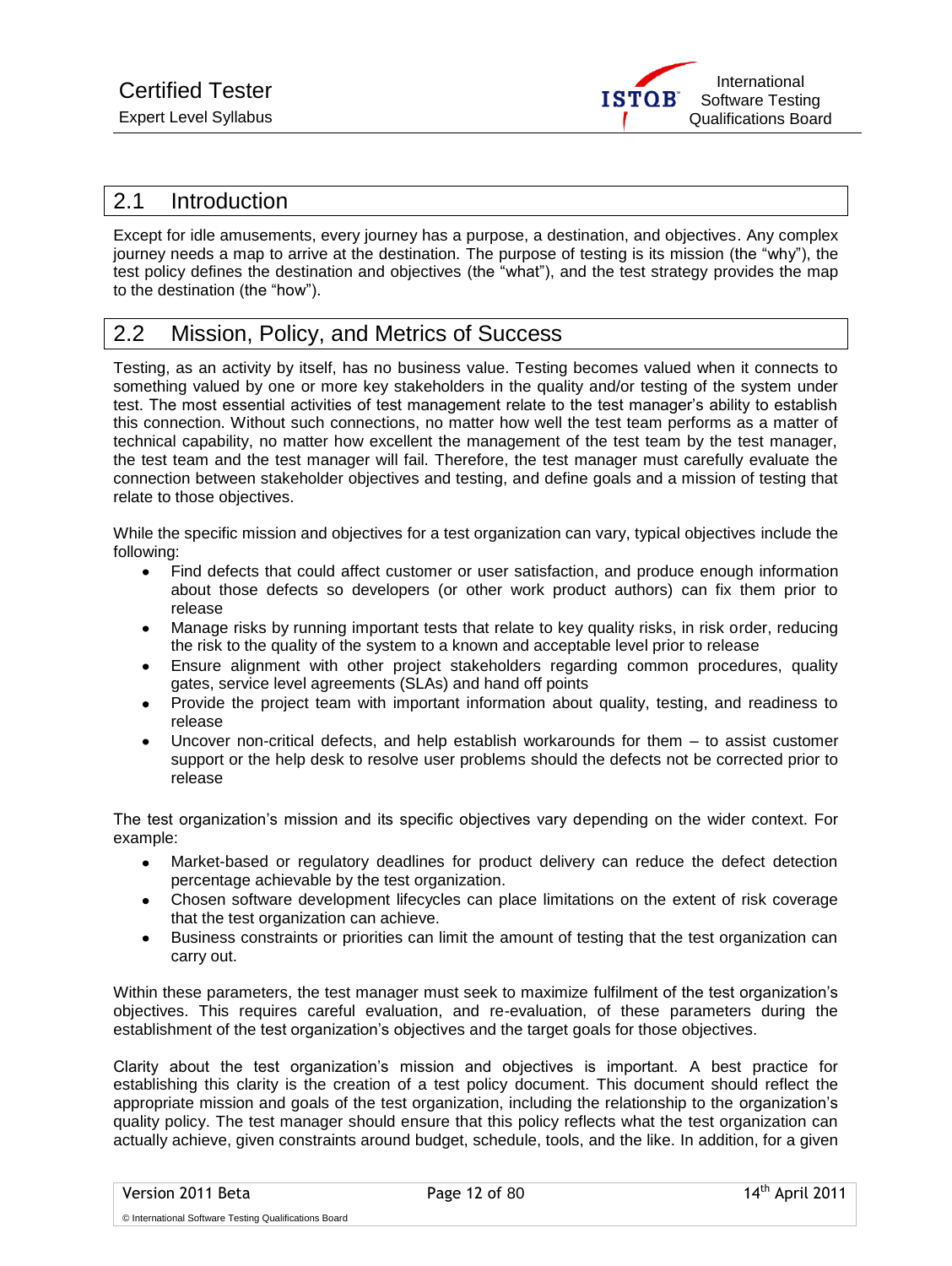## 2.1 Introduction

Except for idle amusements, every journey has a purpose, a destination, and objectives. Any complex journey needs a map to arrive at the destination. The purpose of testing is its mission (the "why"), the test policy defines the destination and objectives (the "what"), and the test strategy provides the map to the destination (the "how").

## 2.2 Mission, Policy, and Metrics of Success

Testing, as an activity by itself, has no business value. Testing becomes valued when it connects to something valued by one or more key stakeholders in the quality and/or testing of the system under test. The most essential activities of test management relate to the test manager's ability to establish this connection. Without such connections, no matter how well the test team performs as a matter of technical capability, no matter how excellent the management of the test team by the test manager, the test team and the test manager will fail. Therefore, the test manager must carefully evaluate the connection between stakeholder objectives and testing, and define goals and a mission of testing that relate to those objectives.

While the specific mission and objectives for a test organization can vary, typical objectives include the following:

- Find defects that could affect customer or user satisfaction, and produce enough information about those defects so developers (or other work product authors) can fix them prior to release
- Manage risks by running important tests that relate to key quality risks, in risk order, reducing the risk to the quality of the system to a known and acceptable level prior to release
- Ensure alignment with other project stakeholders regarding common procedures, quality gates, service level agreements (SLAs) and hand off points
- Provide the project team with important information about quality, testing, and readiness to release
- Uncover non-critical defects, and help establish workarounds for them – to assist customer support or the help desk to resolve user problems should the defects not be corrected prior to release

The test organization's mission and its specific objectives vary depending on the wider context. For example:

- Market-based or regulatory deadlines for product delivery can reduce the defect detection percentage achievable by the test organization.
- Chosen software development lifecycles can place limitations on the extent of risk coverage that the test organization can achieve.
- Business constraints or priorities can limit the amount of testing that the test organization can carry out.

Within these parameters, the test manager must seek to maximize fulfilment of the test organization's objectives. This requires careful evaluation, and re-evaluation, of these parameters during the establishment of the test organization's objectives and the target goals for those objectives.

Clarity about the test organization's mission and objectives is important. A best practice for establishing this clarity is the creation of a test policy document. This document should reflect the appropriate mission and goals of the test organization, including the relationship to the organization's quality policy. The test manager should ensure that this policy reflects what the test organization can actually achieve, given constraints around budget, schedule, tools, and the like. In addition, for a given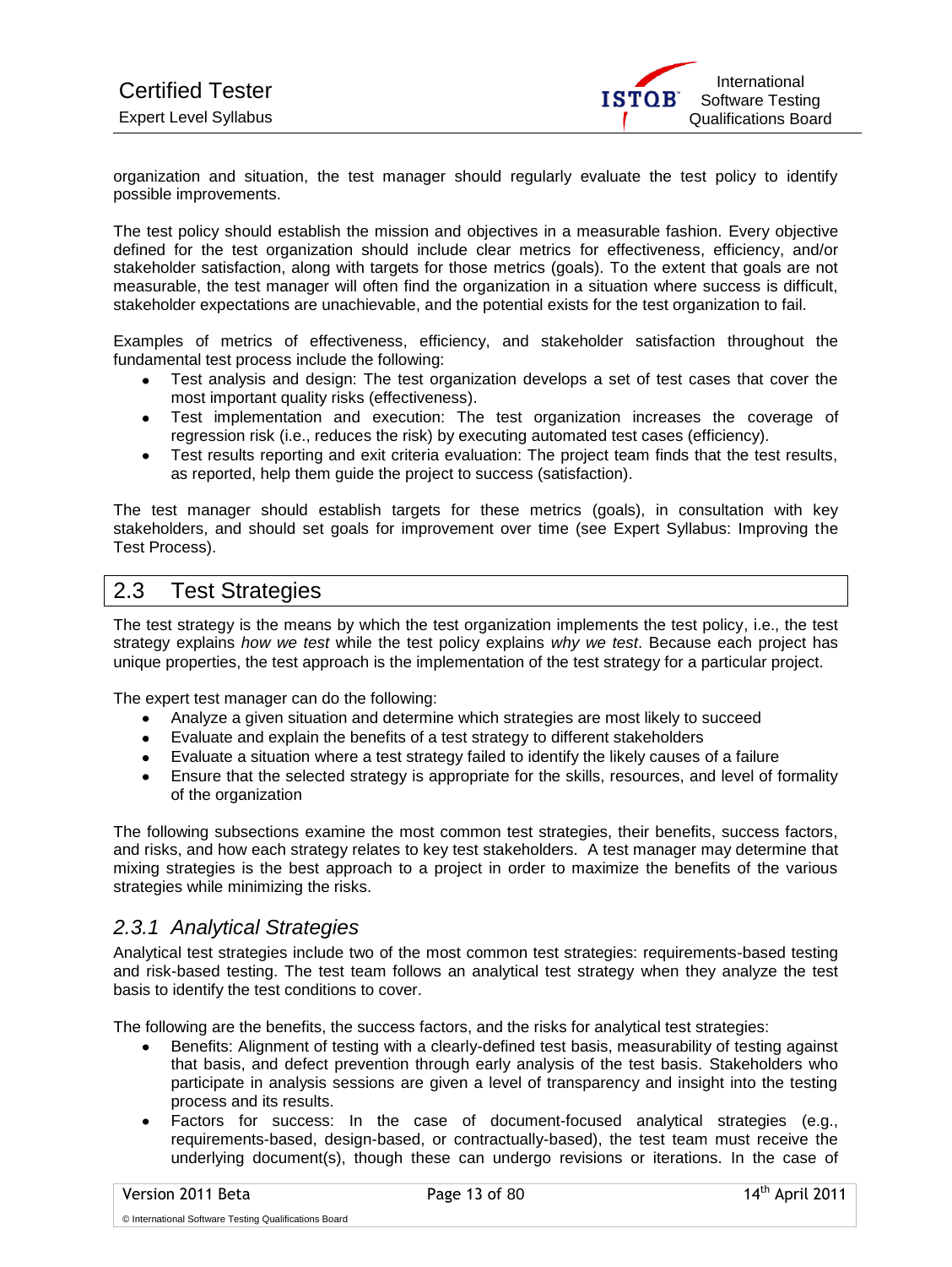organization and situation, the test manager should regularly evaluate the test policy to identify possible improvements.

The test policy should establish the mission and objectives in a measurable fashion. Every objective defined for the test organization should include clear metrics for effectiveness, efficiency, and/or stakeholder satisfaction, along with targets for those metrics (goals). To the extent that goals are not measurable, the test manager will often find the organization in a situation where success is difficult, stakeholder expectations are unachievable, and the potential exists for the test organization to fail.

Examples of metrics of effectiveness, efficiency, and stakeholder satisfaction throughout the fundamental test process include the following:

- Test analysis and design: The test organization develops a set of test cases that cover the most important quality risks (effectiveness).
- Test implementation and execution: The test organization increases the coverage of regression risk (i.e., reduces the risk) by executing automated test cases (efficiency).
- Test results reporting and exit criteria evaluation: The project team finds that the test results, as reported, help them guide the project to success (satisfaction).

The test manager should establish targets for these metrics (goals), in consultation with key stakeholders, and should set goals for improvement over time (see Expert Syllabus: Improving the Test Process).

## 2.3 Test Strategies

The test strategy is the means by which the test organization implements the test policy, i.e., the test strategy explains *how we test* while the test policy explains *why we test*. Because each project has unique properties, the test approach is the implementation of the test strategy for a particular project.

The expert test manager can do the following:

- Analyze a given situation and determine which strategies are most likely to succeed
- Evaluate and explain the benefits of a test strategy to different stakeholders
- Evaluate a situation where a test strategy failed to identify the likely causes of a failure
- Ensure that the selected strategy is appropriate for the skills, resources, and level of formality of the organization

The following subsections examine the most common test strategies, their benefits, success factors, and risks, and how each strategy relates to key test stakeholders. A test manager may determine that mixing strategies is the best approach to a project in order to maximize the benefits of the various strategies while minimizing the risks.

### *2.3.1 Analytical Strategies*

Analytical test strategies include two of the most common test strategies: requirements-based testing and risk-based testing. The test team follows an analytical test strategy when they analyze the test basis to identify the test conditions to cover.

The following are the benefits, the success factors, and the risks for analytical test strategies:

- Benefits: Alignment of testing with a clearly-defined test basis, measurability of testing against that basis, and defect prevention through early analysis of the test basis. Stakeholders who participate in analysis sessions are given a level of transparency and insight into the testing process and its results.
- Factors for success: In the case of document-focused analytical strategies (e.g., requirements-based, design-based, or contractually-based), the test team must receive the underlying document(s), though these can undergo revisions or iterations. In the case of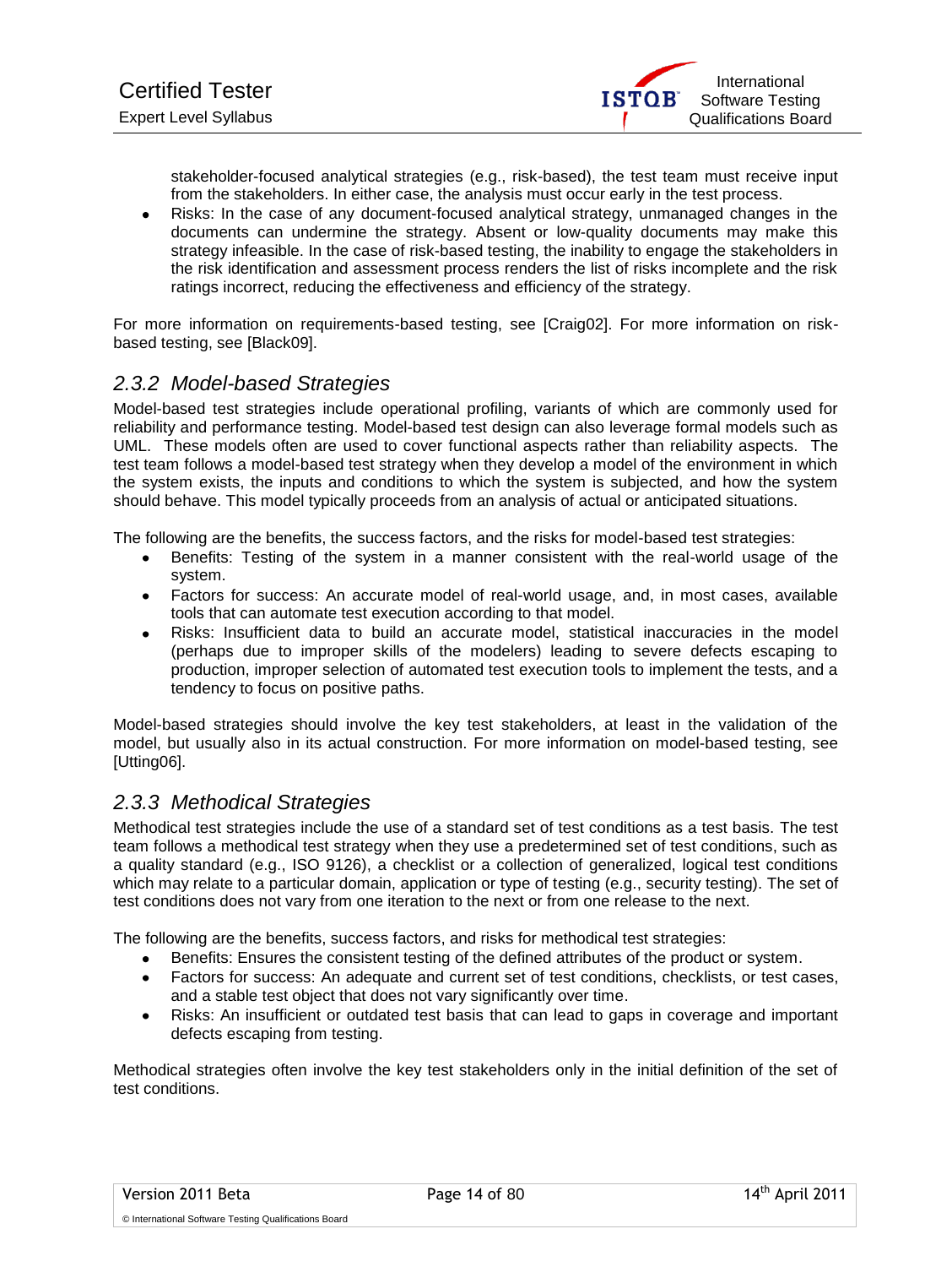stakeholder-focused analytical strategies (e.g., risk-based), the test team must receive input from the stakeholders. In either case, the analysis must occur early in the test process.

- Risks: In the case of any document-focused analytical strategy, unmanaged changes in the documents can undermine the strategy. Absent or low-quality documents may make this strategy infeasible. In the case of risk-based testing, the inability to engage the stakeholders in the risk identification and assessment process renders the list of risks incomplete and the risk ratings incorrect, reducing the effectiveness and efficiency of the strategy.

For more information on requirements-based testing, see [Craig02]. For more information on risk-based testing, see [Black09].

### *2.3.2 Model-based Strategies*

Model-based test strategies include operational profiling, variants of which are commonly used for reliability and performance testing. Model-based test design can also leverage formal models such as UML. These models often are used to cover functional aspects rather than reliability aspects. The test team follows a model-based test strategy when they develop a model of the environment in which the system exists, the inputs and conditions to which the system is subjected, and how the system should behave. This model typically proceeds from an analysis of actual or anticipated situations.

The following are the benefits, the success factors, and the risks for model-based test strategies:

- Benefits: Testing of the system in a manner consistent with the real-world usage of the system.
- Factors for success: An accurate model of real-world usage, and, in most cases, available tools that can automate test execution according to that model.
- Risks: Insufficient data to build an accurate model, statistical inaccuracies in the model (perhaps due to improper skills of the modelers) leading to severe defects escaping to production, improper selection of automated test execution tools to implement the tests, and a tendency to focus on positive paths.

Model-based strategies should involve the key test stakeholders, at least in the validation of the model, but usually also in its actual construction. For more information on model-based testing, see [Utting06].

### *2.3.3 Methodical Strategies*

Methodical test strategies include the use of a standard set of test conditions as a test basis. The test team follows a methodical test strategy when they use a predetermined set of test conditions, such as a quality standard (e.g., ISO 9126), a checklist or a collection of generalized, logical test conditions which may relate to a particular domain, application or type of testing (e.g., security testing). The set of test conditions does not vary from one iteration to the next or from one release to the next.

The following are the benefits, success factors, and risks for methodical test strategies:

- Benefits: Ensures the consistent testing of the defined attributes of the product or system.
- Factors for success: An adequate and current set of test conditions, checklists, or test cases, and a stable test object that does not vary significantly over time.
- Risks: An insufficient or outdated test basis that can lead to gaps in coverage and important defects escaping from testing.

Methodical strategies often involve the key test stakeholders only in the initial definition of the set of test conditions.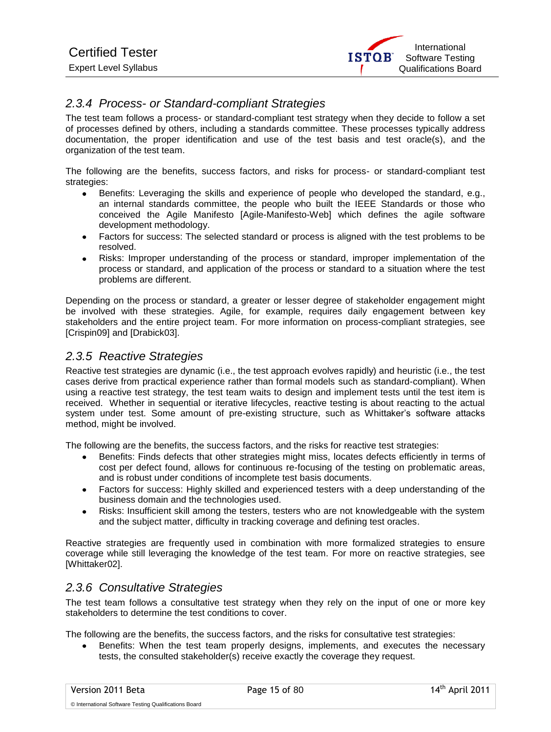### 2.3.4 Process- or Standard-compliant Strategies

The test team follows a process- or standard-compliant test strategy when they decide to follow a set of processes defined by others, including a standards committee. These processes typically address documentation, the proper identification and use of the test basis and test oracle(s), and the organization of the test team.

The following are the benefits, success factors, and risks for process- or standard-compliant test strategies:

- Benefits: Leveraging the skills and experience of people who developed the standard, e.g., an internal standards committee, the people who built the IEEE Standards or those who conceived the Agile Manifesto [Agile-Manifesto-Web] which defines the agile software development methodology.
- Factors for success: The selected standard or process is aligned with the test problems to be resolved.
- Risks: Improper understanding of the process or standard, improper implementation of the process or standard, and application of the process or standard to a situation where the test problems are different.

Depending on the process or standard, a greater or lesser degree of stakeholder engagement might be involved with these strategies. Agile, for example, requires daily engagement between key stakeholders and the entire project team. For more information on process-compliant strategies, see [Crispin09] and [Drabick03].

### 2.3.5 Reactive Strategies

Reactive test strategies are dynamic (i.e., the test approach evolves rapidly) and heuristic (i.e., the test cases derive from practical experience rather than formal models such as standard-compliant). When using a reactive test strategy, the test team waits to design and implement tests until the test item is received. Whether in sequential or iterative lifecycles, reactive testing is about reacting to the actual system under test. Some amount of pre-existing structure, such as Whittaker's software attacks method, might be involved.

The following are the benefits, the success factors, and the risks for reactive test strategies:

- Benefits: Finds defects that other strategies might miss, locates defects efficiently in terms of cost per defect found, allows for continuous re-focusing of the testing on problematic areas, and is robust under conditions of incomplete test basis documents.
- Factors for success: Highly skilled and experienced testers with a deep understanding of the business domain and the technologies used.
- Risks: Insufficient skill among the testers, testers who are not knowledgeable with the system and the subject matter, difficulty in tracking coverage and defining test oracles.

Reactive strategies are frequently used in combination with more formalized strategies to ensure coverage while still leveraging the knowledge of the test team. For more on reactive strategies, see [Whittaker02].

### 2.3.6 Consultative Strategies

The test team follows a consultative test strategy when they rely on the input of one or more key stakeholders to determine the test conditions to cover.

The following are the benefits, the success factors, and the risks for consultative test strategies:

- Benefits: When the test team properly designs, implements, and executes the necessary tests, the consulted stakeholder(s) receive exactly the coverage they request.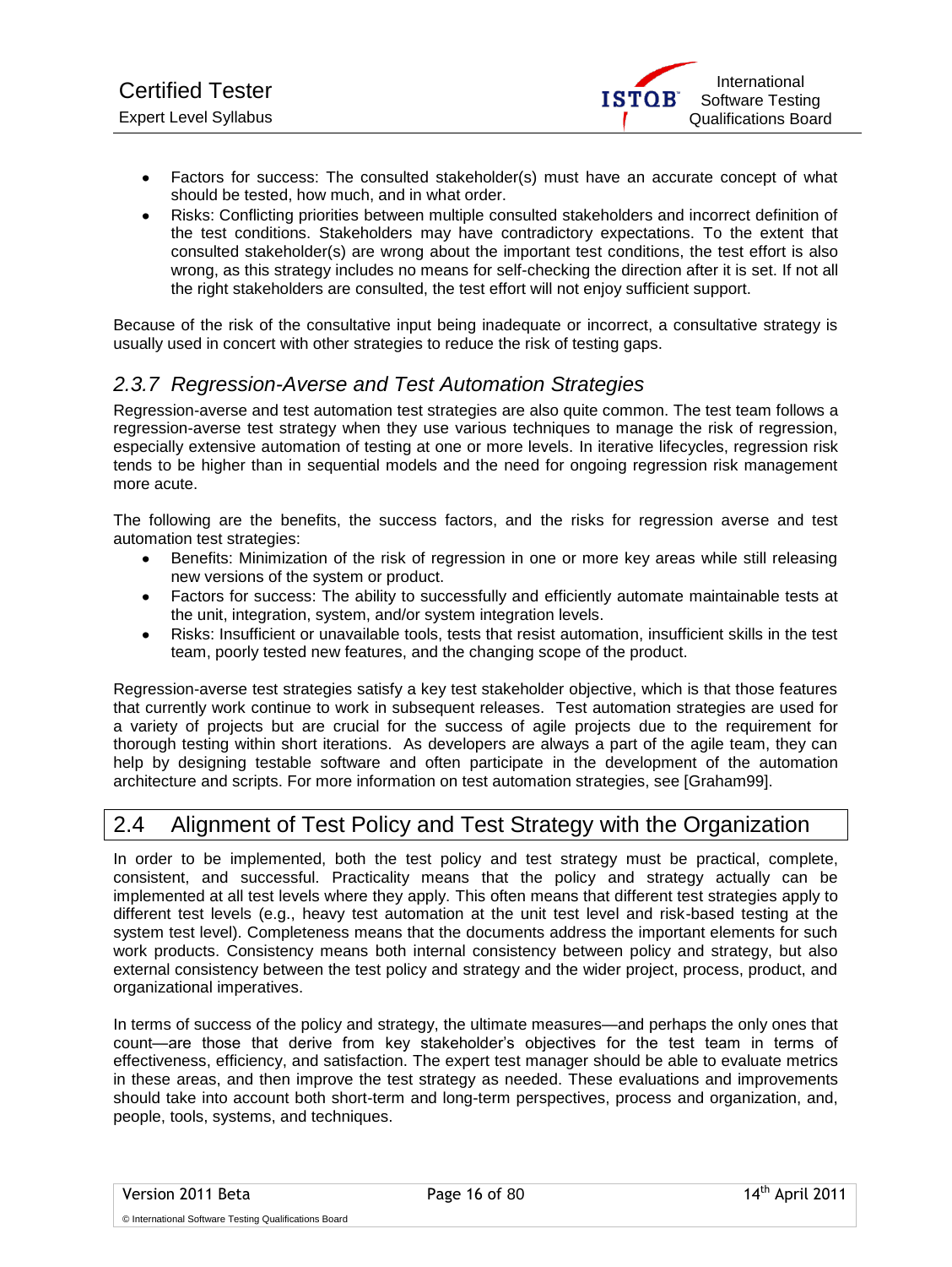- Factors for success: The consulted stakeholder(s) must have an accurate concept of what should be tested, how much, and in what order.
- Risks: Conflicting priorities between multiple consulted stakeholders and incorrect definition of the test conditions. Stakeholders may have contradictory expectations. To the extent that consulted stakeholder(s) are wrong about the important test conditions, the test effort is also wrong, as this strategy includes no means for self-checking the direction after it is set. If not all the right stakeholders are consulted, the test effort will not enjoy sufficient support.

Because of the risk of the consultative input being inadequate or incorrect, a consultative strategy is usually used in concert with other strategies to reduce the risk of testing gaps.

### *2.3.7 Regression-Averse and Test Automation Strategies*

Regression-averse and test automation test strategies are also quite common. The test team follows a regression-averse test strategy when they use various techniques to manage the risk of regression, especially extensive automation of testing at one or more levels. In iterative lifecycles, regression risk tends to be higher than in sequential models and the need for ongoing regression risk management more acute.

The following are the benefits, the success factors, and the risks for regression averse and test automation test strategies:

- Benefits: Minimization of the risk of regression in one or more key areas while still releasing new versions of the system or product.
- Factors for success: The ability to successfully and efficiently automate maintainable tests at the unit, integration, system, and/or system integration levels.
- Risks: Insufficient or unavailable tools, tests that resist automation, insufficient skills in the test team, poorly tested new features, and the changing scope of the product.

Regression-averse test strategies satisfy a key test stakeholder objective, which is that those features that currently work continue to work in subsequent releases. Test automation strategies are used for a variety of projects but are crucial for the success of agile projects due to the requirement for thorough testing within short iterations. As developers are always a part of the agile team, they can help by designing testable software and often participate in the development of the automation architecture and scripts. For more information on test automation strategies, see [Graham99].

## 2.4 Alignment of Test Policy and Test Strategy with the Organization

In order to be implemented, both the test policy and test strategy must be practical, complete, consistent, and successful. Practicality means that the policy and strategy actually can be implemented at all test levels where they apply. This often means that different test strategies apply to different test levels (e.g., heavy test automation at the unit test level and risk-based testing at the system test level). Completeness means that the documents address the important elements for such work products. Consistency means both internal consistency between policy and strategy, but also external consistency between the test policy and strategy and the wider project, process, product, and organizational imperatives.

In terms of success of the policy and strategy, the ultimate measures—and perhaps the only ones that count—are those that derive from key stakeholder's objectives for the test team in terms of effectiveness, efficiency, and satisfaction. The expert test manager should be able to evaluate metrics in these areas, and then improve the test strategy as needed. These evaluations and improvements should take into account both short-term and long-term perspectives, process and organization, and, people, tools, systems, and techniques.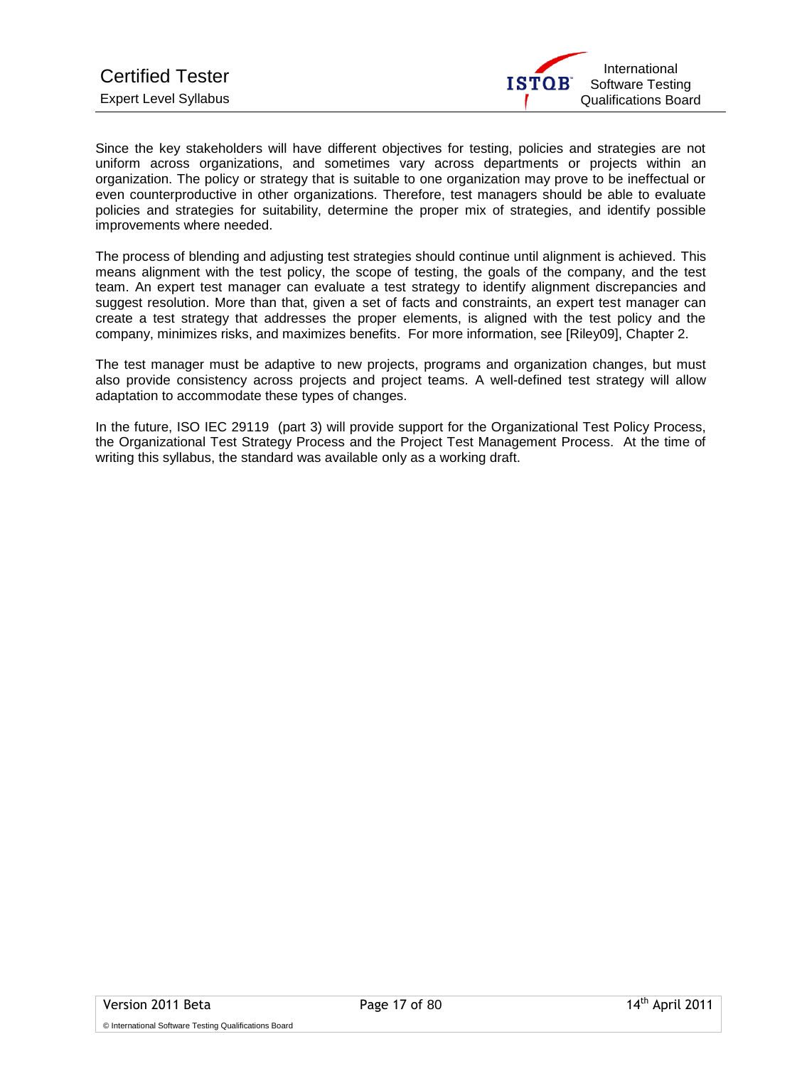Since the key stakeholders will have different objectives for testing, policies and strategies are not uniform across organizations, and sometimes vary across departments or projects within an organization. The policy or strategy that is suitable to one organization may prove to be ineffectual or even counterproductive in other organizations. Therefore, test managers should be able to evaluate policies and strategies for suitability, determine the proper mix of strategies, and identify possible improvements where needed.

The process of blending and adjusting test strategies should continue until alignment is achieved. This means alignment with the test policy, the scope of testing, the goals of the company, and the test team. An expert test manager can evaluate a test strategy to identify alignment discrepancies and suggest resolution. More than that, given a set of facts and constraints, an expert test manager can create a test strategy that addresses the proper elements, is aligned with the test policy and the company, minimizes risks, and maximizes benefits. For more information, see [Riley09], Chapter 2.

The test manager must be adaptive to new projects, programs and organization changes, but must also provide consistency across projects and project teams. A well-defined test strategy will allow adaptation to accommodate these types of changes.

In the future, ISO IEC 29119 (part 3) will provide support for the Organizational Test Policy Process, the Organizational Test Strategy Process and the Project Test Management Process. At the time of writing this syllabus, the standard was available only as a working draft.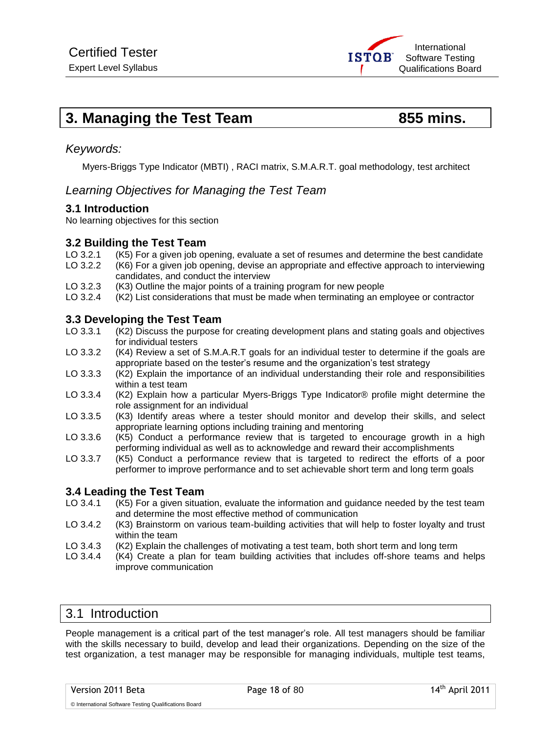# 3. Managing the Test Team 855 mins.

*Keywords:*

Myers-Briggs Type Indicator (MBTI) , RACI matrix, S.M.A.R.T. goal methodology, test architect

## *Learning Objectives for Managing the Test Team*

### 3.1 Introduction

No learning objectives for this section

### 3.2 Building the Test Team

LO 3.2.1 (K5) For a given job opening, evaluate a set of resumes and determine the best candidate

LO 3.2.2 (K6) For a given job opening, devise an appropriate and effective approach to interviewing candidates, and conduct the interview

LO 3.2.3 (K3) Outline the major points of a training program for new people

LO 3.2.4 (K2) List considerations that must be made when terminating an employee or contractor

### 3.3 Developing the Test Team

LO 3.3.1 (K2) Discuss the purpose for creating development plans and stating goals and objectives for individual testers

LO 3.3.2 (K4) Review a set of S.M.A.R.T goals for an individual tester to determine if the goals are appropriate based on the tester's resume and the organization's test strategy

LO 3.3.3 (K2) Explain the importance of an individual understanding their role and responsibilities within a test team

LO 3.3.4 (K2) Explain how a particular Myers-Briggs Type Indicator® profile might determine the role assignment for an individual

LO 3.3.5 (K3) Identify areas where a tester should monitor and develop their skills, and select appropriate learning options including training and mentoring

LO 3.3.6 (K5) Conduct a performance review that is targeted to encourage growth in a high performing individual as well as to acknowledge and reward their accomplishments

LO 3.3.7 (K5) Conduct a performance review that is targeted to redirect the efforts of a poor performer to improve performance and to set achievable short term and long term goals

### 3.4 Leading the Test Team

LO 3.4.1 (K5) For a given situation, evaluate the information and guidance needed by the test team and determine the most effective method of communication

LO 3.4.2 (K3) Brainstorm on various team-building activities that will help to foster loyalty and trust within the team

LO 3.4.3 (K2) Explain the challenges of motivating a test team, both short term and long term

LO 3.4.4 (K4) Create a plan for team building activities that includes off-shore teams and helps improve communication

## 3.1 Introduction

People management is a critical part of the test manager's role. All test managers should be familiar with the skills necessary to build, develop and lead their organizations. Depending on the size of the test organization, a test manager may be responsible for managing individuals, multiple test teams,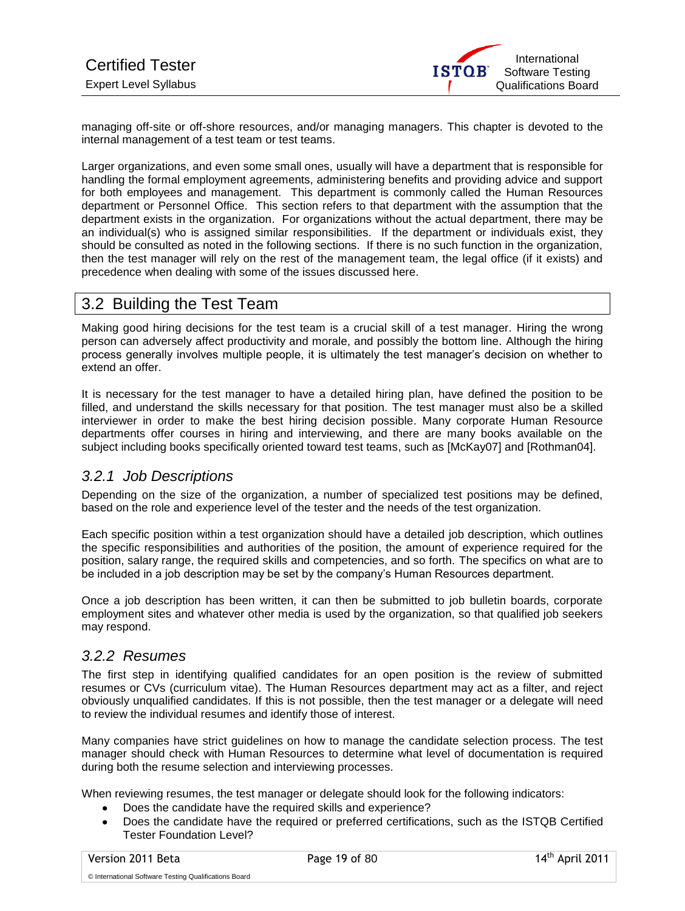managing off-site or off-shore resources, and/or managing managers. This chapter is devoted to the internal management of a test team or test teams.

Larger organizations, and even some small ones, usually will have a department that is responsible for handling the formal employment agreements, administering benefits and providing advice and support for both employees and management. This department is commonly called the Human Resources department or Personnel Office. This section refers to that department with the assumption that the department exists in the organization. For organizations without the actual department, there may be an individual(s) who is assigned similar responsibilities. If the department or individuals exist, they should be consulted as noted in the following sections. If there is no such function in the organization, then the test manager will rely on the rest of the management team, the legal office (if it exists) and precedence when dealing with some of the issues discussed here.

## 3.2 Building the Test Team

Making good hiring decisions for the test team is a crucial skill of a test manager. Hiring the wrong person can adversely affect productivity and morale, and possibly the bottom line. Although the hiring process generally involves multiple people, it is ultimately the test manager's decision on whether to extend an offer.

It is necessary for the test manager to have a detailed hiring plan, have defined the position to be filled, and understand the skills necessary for that position. The test manager must also be a skilled interviewer in order to make the best hiring decision possible. Many corporate Human Resource departments offer courses in hiring and interviewing, and there are many books available on the subject including books specifically oriented toward test teams, such as [McKay07] and [Rothman04].

### *3.2.1 Job Descriptions*

Depending on the size of the organization, a number of specialized test positions may be defined, based on the role and experience level of the tester and the needs of the test organization.

Each specific position within a test organization should have a detailed job description, which outlines the specific responsibilities and authorities of the position, the amount of experience required for the position, salary range, the required skills and competencies, and so forth. The specifics on what are to be included in a job description may be set by the company's Human Resources department.

Once a job description has been written, it can then be submitted to job bulletin boards, corporate employment sites and whatever other media is used by the organization, so that qualified job seekers may respond.

### *3.2.2 Resumes*

The first step in identifying qualified candidates for an open position is the review of submitted resumes or CVs (curriculum vitae). The Human Resources department may act as a filter, and reject obviously unqualified candidates. If this is not possible, then the test manager or a delegate will need to review the individual resumes and identify those of interest.

Many companies have strict guidelines on how to manage the candidate selection process. The test manager should check with Human Resources to determine what level of documentation is required during both the resume selection and interviewing processes.

When reviewing resumes, the test manager or delegate should look for the following indicators:

- Does the candidate have the required skills and experience?
- Does the candidate have the required or preferred certifications, such as the ISTQB Certified Tester Foundation Level?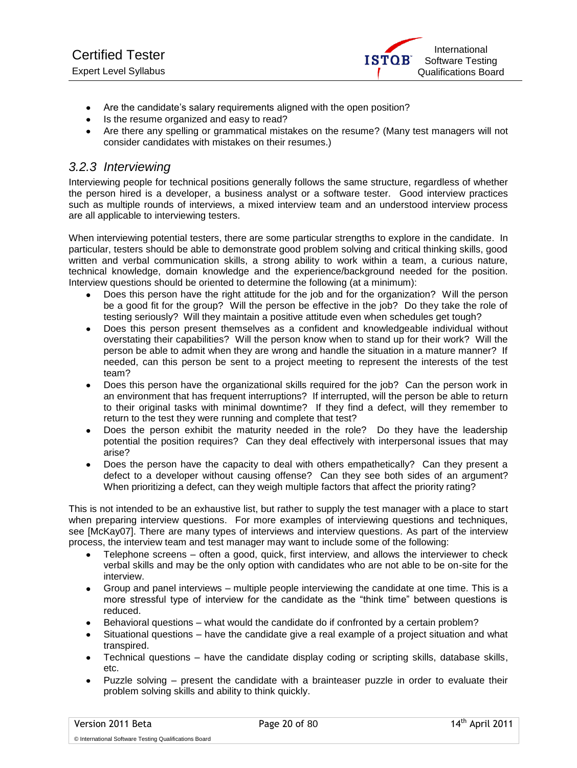- Are the candidate's salary requirements aligned with the open position?
- Is the resume organized and easy to read?
- Are there any spelling or grammatical mistakes on the resume? (Many test managers will not consider candidates with mistakes on their resumes.)

### 3.2.3 Interviewing

Interviewing people for technical positions generally follows the same structure, regardless of whether the person hired is a developer, a business analyst or a software tester. Good interview practices such as multiple rounds of interviews, a mixed interview team and an understood interview process are all applicable to interviewing testers.

When interviewing potential testers, there are some particular strengths to explore in the candidate. In particular, testers should be able to demonstrate good problem solving and critical thinking skills, good written and verbal communication skills, a strong ability to work within a team, a curious nature, technical knowledge, domain knowledge and the experience/background needed for the position. Interview questions should be oriented to determine the following (at a minimum):

- Does this person have the right attitude for the job and for the organization? Will the person be a good fit for the group? Will the person be effective in the job? Do they take the role of testing seriously? Will they maintain a positive attitude even when schedules get tough?
- Does this person present themselves as a confident and knowledgeable individual without overstating their capabilities? Will the person know when to stand up for their work? Will the person be able to admit when they are wrong and handle the situation in a mature manner? If needed, can this person be sent to a project meeting to represent the interests of the test team?
- Does this person have the organizational skills required for the job? Can the person work in an environment that has frequent interruptions? If interrupted, will the person be able to return to their original tasks with minimal downtime? If they find a defect, will they remember to return to the test they were running and complete that test?
- Does the person exhibit the maturity needed in the role? Do they have the leadership potential the position requires? Can they deal effectively with interpersonal issues that may arise?
- Does the person have the capacity to deal with others empathetically? Can they present a defect to a developer without causing offense? Can they see both sides of an argument? When prioritizing a defect, can they weigh multiple factors that affect the priority rating?

This is not intended to be an exhaustive list, but rather to supply the test manager with a place to start when preparing interview questions. For more examples of interviewing questions and techniques, see [McKay07]. There are many types of interviews and interview questions. As part of the interview process, the interview team and test manager may want to include some of the following:

- Telephone screens – often a good, quick, first interview, and allows the interviewer to check verbal skills and may be the only option with candidates who are not able to be on-site for the interview.
- Group and panel interviews – multiple people interviewing the candidate at one time. This is a more stressful type of interview for the candidate as the "think time" between questions is reduced.
- Behavioral questions – what would the candidate do if confronted by a certain problem?
- Situational questions – have the candidate give a real example of a project situation and what transpired.
- Technical questions – have the candidate display coding or scripting skills, database skills, etc.
- Puzzle solving – present the candidate with a brainteaser puzzle in order to evaluate their problem solving skills and ability to think quickly.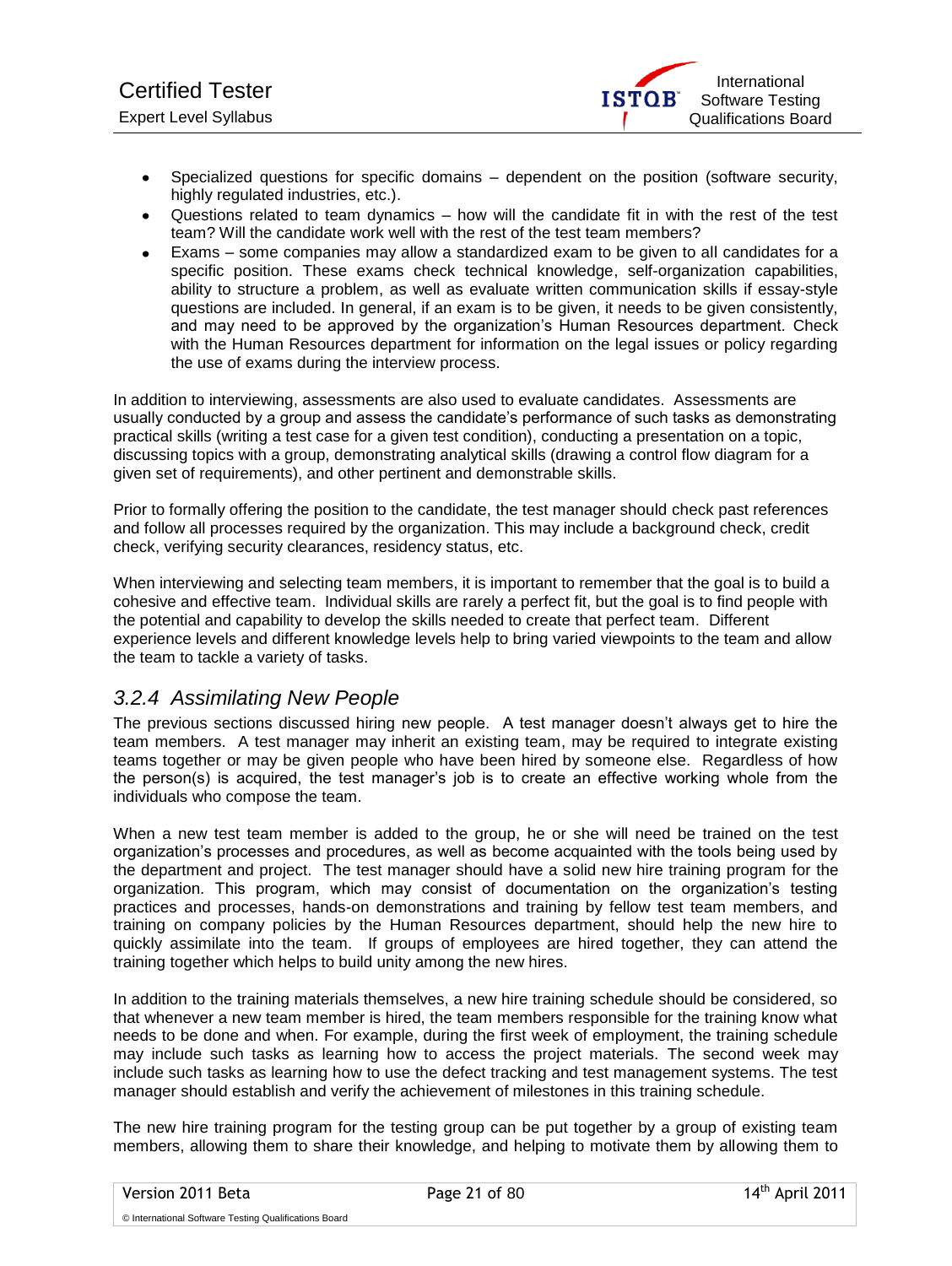- Specialized questions for specific domains – dependent on the position (software security, highly regulated industries, etc.).
- Questions related to team dynamics – how will the candidate fit in with the rest of the test team? Will the candidate work well with the rest of the test team members?
- Exams – some companies may allow a standardized exam to be given to all candidates for a specific position. These exams check technical knowledge, self-organization capabilities, ability to structure a problem, as well as evaluate written communication skills if essay-style questions are included. In general, if an exam is to be given, it needs to be given consistently, and may need to be approved by the organization's Human Resources department. Check with the Human Resources department for information on the legal issues or policy regarding the use of exams during the interview process.

In addition to interviewing, assessments are also used to evaluate candidates. Assessments are usually conducted by a group and assess the candidate's performance of such tasks as demonstrating practical skills (writing a test case for a given test condition), conducting a presentation on a topic, discussing topics with a group, demonstrating analytical skills (drawing a control flow diagram for a given set of requirements), and other pertinent and demonstrable skills.

Prior to formally offering the position to the candidate, the test manager should check past references and follow all processes required by the organization. This may include a background check, credit check, verifying security clearances, residency status, etc.

When interviewing and selecting team members, it is important to remember that the goal is to build a cohesive and effective team. Individual skills are rarely a perfect fit, but the goal is to find people with the potential and capability to develop the skills needed to create that perfect team. Different experience levels and different knowledge levels help to bring varied viewpoints to the team and allow the team to tackle a variety of tasks.

### *3.2.4 Assimilating New People*

The previous sections discussed hiring new people. A test manager doesn't always get to hire the team members. A test manager may inherit an existing team, may be required to integrate existing teams together or may be given people who have been hired by someone else. Regardless of how the person(s) is acquired, the test manager's job is to create an effective working whole from the individuals who compose the team.

When a new test team member is added to the group, he or she will need be trained on the test organization's processes and procedures, as well as become acquainted with the tools being used by the department and project. The test manager should have a solid new hire training program for the organization. This program, which may consist of documentation on the organization's testing practices and processes, hands-on demonstrations and training by fellow test team members, and training on company policies by the Human Resources department, should help the new hire to quickly assimilate into the team. If groups of employees are hired together, they can attend the training together which helps to build unity among the new hires.

In addition to the training materials themselves, a new hire training schedule should be considered, so that whenever a new team member is hired, the team members responsible for the training know what needs to be done and when. For example, during the first week of employment, the training schedule may include such tasks as learning how to access the project materials. The second week may include such tasks as learning how to use the defect tracking and test management systems. The test manager should establish and verify the achievement of milestones in this training schedule.

The new hire training program for the testing group can be put together by a group of existing team members, allowing them to share their knowledge, and helping to motivate them by allowing them to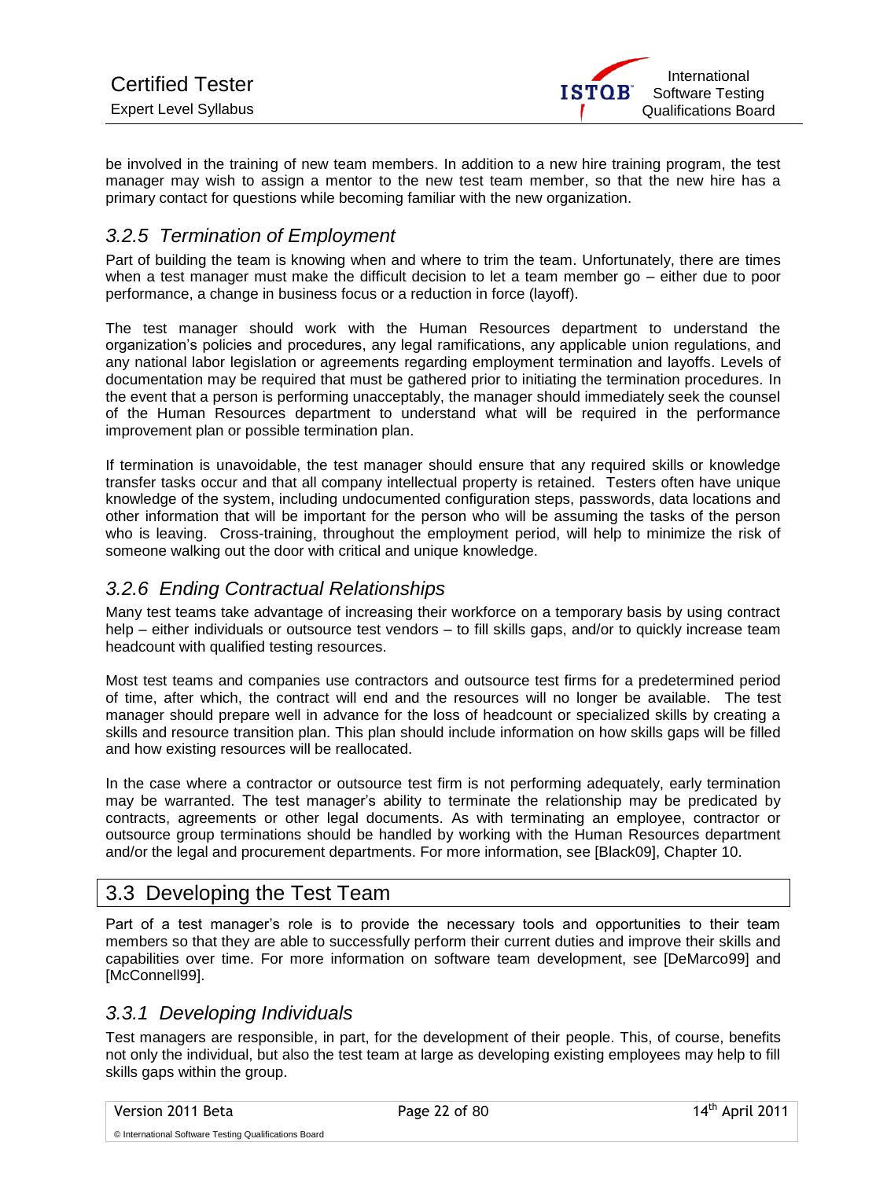be involved in the training of new team members. In addition to a new hire training program, the test manager may wish to assign a mentor to the new test team member, so that the new hire has a primary contact for questions while becoming familiar with the new organization.

### *3.2.5 Termination of Employment*

Part of building the team is knowing when and where to trim the team. Unfortunately, there are times when a test manager must make the difficult decision to let a team member go – either due to poor performance, a change in business focus or a reduction in force (layoff).

The test manager should work with the Human Resources department to understand the organization's policies and procedures, any legal ramifications, any applicable union regulations, and any national labor legislation or agreements regarding employment termination and layoffs. Levels of documentation may be required that must be gathered prior to initiating the termination procedures. In the event that a person is performing unacceptably, the manager should immediately seek the counsel of the Human Resources department to understand what will be required in the performance improvement plan or possible termination plan.

If termination is unavoidable, the test manager should ensure that any required skills or knowledge transfer tasks occur and that all company intellectual property is retained. Testers often have unique knowledge of the system, including undocumented configuration steps, passwords, data locations and other information that will be important for the person who will be assuming the tasks of the person who is leaving. Cross-training, throughout the employment period, will help to minimize the risk of someone walking out the door with critical and unique knowledge.

### *3.2.6 Ending Contractual Relationships*

Many test teams take advantage of increasing their workforce on a temporary basis by using contract help – either individuals or outsource test vendors – to fill skills gaps, and/or to quickly increase team headcount with qualified testing resources.

Most test teams and companies use contractors and outsource test firms for a predetermined period of time, after which, the contract will end and the resources will no longer be available. The test manager should prepare well in advance for the loss of headcount or specialized skills by creating a skills and resource transition plan. This plan should include information on how skills gaps will be filled and how existing resources will be reallocated.

In the case where a contractor or outsource test firm is not performing adequately, early termination may be warranted. The test manager's ability to terminate the relationship may be predicated by contracts, agreements or other legal documents. As with terminating an employee, contractor or outsource group terminations should be handled by working with the Human Resources department and/or the legal and procurement departments. For more information, see [Black09], Chapter 10.

## 3.3 Developing the Test Team

Part of a test manager's role is to provide the necessary tools and opportunities to their team members so that they are able to successfully perform their current duties and improve their skills and capabilities over time. For more information on software team development, see [DeMarco99] and [McConnell99].

### *3.3.1 Developing Individuals*

Test managers are responsible, in part, for the development of their people. This, of course, benefits not only the individual, but also the test team at large as developing existing employees may help to fill skills gaps within the group.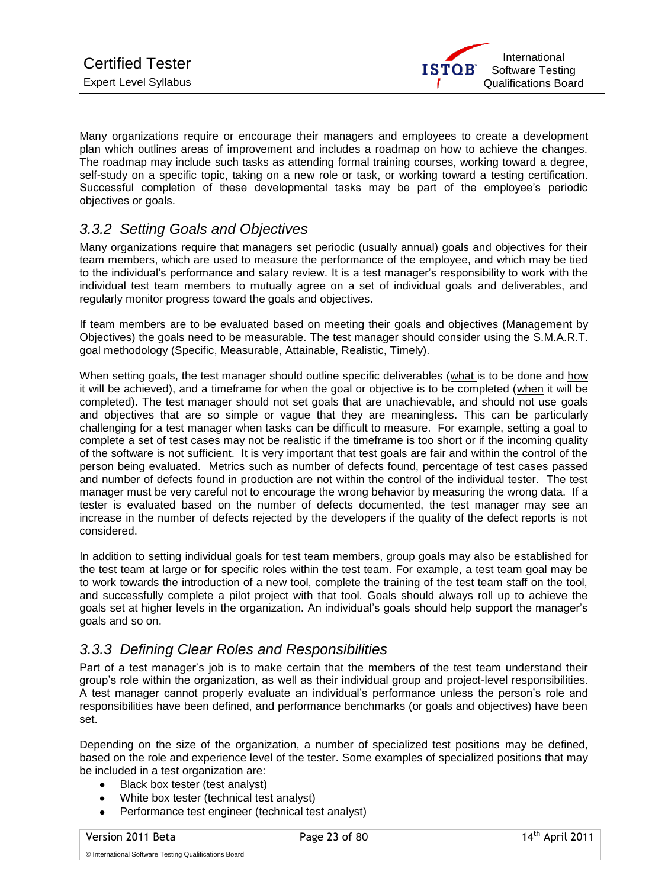Many organizations require or encourage their managers and employees to create a development plan which outlines areas of improvement and includes a roadmap on how to achieve the changes. The roadmap may include such tasks as attending formal training courses, working toward a degree, self-study on a specific topic, taking on a new role or task, or working toward a testing certification. Successful completion of these developmental tasks may be part of the employee's periodic objectives or goals.

### *3.3.2 Setting Goals and Objectives*

Many organizations require that managers set periodic (usually annual) goals and objectives for their team members, which are used to measure the performance of the employee, and which may be tied to the individual's performance and salary review. It is a test manager's responsibility to work with the individual test team members to mutually agree on a set of individual goals and deliverables, and regularly monitor progress toward the goals and objectives.

If team members are to be evaluated based on meeting their goals and objectives (Management by Objectives) the goals need to be measurable. The test manager should consider using the S.M.A.R.T. goal methodology (Specific, Measurable, Attainable, Realistic, Timely).

When setting goals, the test manager should outline specific deliverables (what is to be done and how it will be achieved), and a timeframe for when the goal or objective is to be completed (when it will be completed). The test manager should not set goals that are unachievable, and should not use goals and objectives that are so simple or vague that they are meaningless. This can be particularly challenging for a test manager when tasks can be difficult to measure. For example, setting a goal to complete a set of test cases may not be realistic if the timeframe is too short or if the incoming quality of the software is not sufficient. It is very important that test goals are fair and within the control of the person being evaluated. Metrics such as number of defects found, percentage of test cases passed and number of defects found in production are not within the control of the individual tester. The test manager must be very careful not to encourage the wrong behavior by measuring the wrong data. If a tester is evaluated based on the number of defects documented, the test manager may see an increase in the number of defects rejected by the developers if the quality of the defect reports is not considered.

In addition to setting individual goals for test team members, group goals may also be established for the test team at large or for specific roles within the test team. For example, a test team goal may be to work towards the introduction of a new tool, complete the training of the test team staff on the tool, and successfully complete a pilot project with that tool. Goals should always roll up to achieve the goals set at higher levels in the organization. An individual's goals should help support the manager's goals and so on.

### *3.3.3 Defining Clear Roles and Responsibilities*

Part of a test manager's job is to make certain that the members of the test team understand their group's role within the organization, as well as their individual group and project-level responsibilities. A test manager cannot properly evaluate an individual's performance unless the person's role and responsibilities have been defined, and performance benchmarks (or goals and objectives) have been set.

Depending on the size of the organization, a number of specialized test positions may be defined, based on the role and experience level of the tester. Some examples of specialized positions that may be included in a test organization are:

- Black box tester (test analyst)
- White box tester (technical test analyst)
- Performance test engineer (technical test analyst)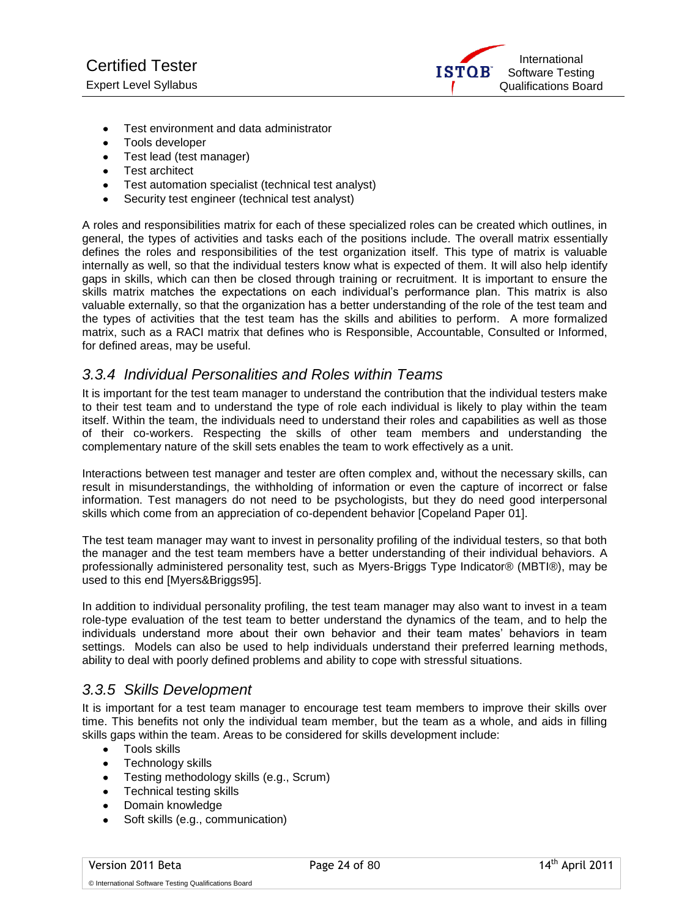- Test environment and data administrator
- Tools developer
- Test lead (test manager)
- Test architect
- Test automation specialist (technical test analyst)
- Security test engineer (technical test analyst)

A roles and responsibilities matrix for each of these specialized roles can be created which outlines, in general, the types of activities and tasks each of the positions include. The overall matrix essentially defines the roles and responsibilities of the test organization itself. This type of matrix is valuable internally as well, so that the individual testers know what is expected of them. It will also help identify gaps in skills, which can then be closed through training or recruitment. It is important to ensure the skills matrix matches the expectations on each individual's performance plan. This matrix is also valuable externally, so that the organization has a better understanding of the role of the test team and the types of activities that the test team has the skills and abilities to perform. A more formalized matrix, such as a RACI matrix that defines who is Responsible, Accountable, Consulted or Informed, for defined areas, may be useful.

### *3.3.4 Individual Personalities and Roles within Teams*

It is important for the test team manager to understand the contribution that the individual testers make to their test team and to understand the type of role each individual is likely to play within the team itself. Within the team, the individuals need to understand their roles and capabilities as well as those of their co-workers. Respecting the skills of other team members and understanding the complementary nature of the skill sets enables the team to work effectively as a unit.

Interactions between test manager and tester are often complex and, without the necessary skills, can result in misunderstandings, the withholding of information or even the capture of incorrect or false information. Test managers do not need to be psychologists, but they do need good interpersonal skills which come from an appreciation of co-dependent behavior [Copeland Paper 01].

The test team manager may want to invest in personality profiling of the individual testers, so that both the manager and the test team members have a better understanding of their individual behaviors. A professionally administered personality test, such as Myers-Briggs Type Indicator® (MBTI®), may be used to this end [Myers&Briggs95].

In addition to individual personality profiling, the test team manager may also want to invest in a team role-type evaluation of the test team to better understand the dynamics of the team, and to help the individuals understand more about their own behavior and their team mates' behaviors in team settings. Models can also be used to help individuals understand their preferred learning methods, ability to deal with poorly defined problems and ability to cope with stressful situations.

### *3.3.5 Skills Development*

It is important for a test team manager to encourage test team members to improve their skills over time. This benefits not only the individual team member, but the team as a whole, and aids in filling skills gaps within the team. Areas to be considered for skills development include:

- Tools skills
- Technology skills
- Testing methodology skills (e.g., Scrum)
- Technical testing skills
- Domain knowledge
- Soft skills (e.g., communication)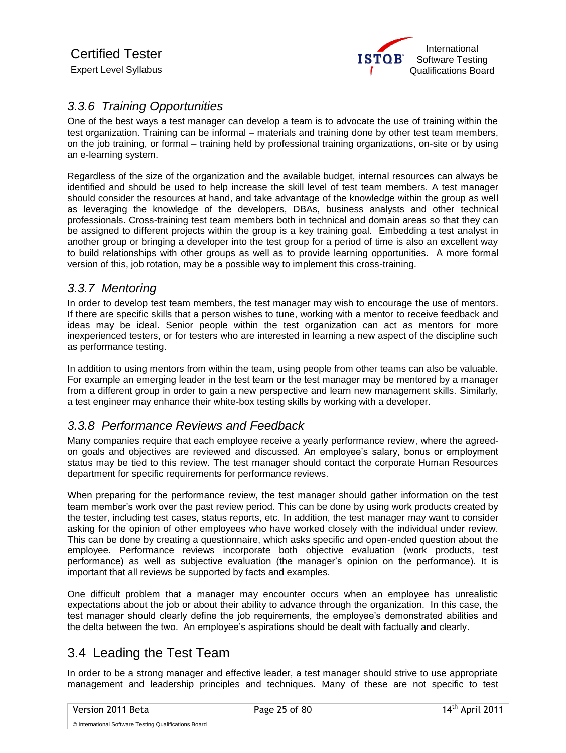### 3.3.6 Training Opportunities

One of the best ways a test manager can develop a team is to advocate the use of training within the test organization. Training can be informal – materials and training done by other test team members, on the job training, or formal – training held by professional training organizations, on-site or by using an e-learning system.

Regardless of the size of the organization and the available budget, internal resources can always be identified and should be used to help increase the skill level of test team members. A test manager should consider the resources at hand, and take advantage of the knowledge within the group as well as leveraging the knowledge of the developers, DBAs, business analysts and other technical professionals. Cross-training test team members both in technical and domain areas so that they can be assigned to different projects within the group is a key training goal. Embedding a test analyst in another group or bringing a developer into the test group for a period of time is also an excellent way to build relationships with other groups as well as to provide learning opportunities. A more formal version of this, job rotation, may be a possible way to implement this cross-training.

### 3.3.7 Mentoring

In order to develop test team members, the test manager may wish to encourage the use of mentors. If there are specific skills that a person wishes to tune, working with a mentor to receive feedback and ideas may be ideal. Senior people within the test organization can act as mentors for more inexperienced testers, or for testers who are interested in learning a new aspect of the discipline such as performance testing.

In addition to using mentors from within the team, using people from other teams can also be valuable. For example an emerging leader in the test team or the test manager may be mentored by a manager from a different group in order to gain a new perspective and learn new management skills. Similarly, a test engineer may enhance their white-box testing skills by working with a developer.

### 3.3.8 Performance Reviews and Feedback

Many companies require that each employee receive a yearly performance review, where the agreed-on goals and objectives are reviewed and discussed. An employee's salary, bonus or employment status may be tied to this review. The test manager should contact the corporate Human Resources department for specific requirements for performance reviews.

When preparing for the performance review, the test manager should gather information on the test team member's work over the past review period. This can be done by using work products created by the tester, including test cases, status reports, etc. In addition, the test manager may want to consider asking for the opinion of other employees who have worked closely with the individual under review. This can be done by creating a questionnaire, which asks specific and open-ended question about the employee. Performance reviews incorporate both objective evaluation (work products, test performance) as well as subjective evaluation (the manager's opinion on the performance). It is important that all reviews be supported by facts and examples.

One difficult problem that a manager may encounter occurs when an employee has unrealistic expectations about the job or about their ability to advance through the organization. In this case, the test manager should clearly define the job requirements, the employee's demonstrated abilities and the delta between the two. An employee's aspirations should be dealt with factually and clearly.

## 3.4 Leading the Test Team

In order to be a strong manager and effective leader, a test manager should strive to use appropriate management and leadership principles and techniques. Many of these are not specific to test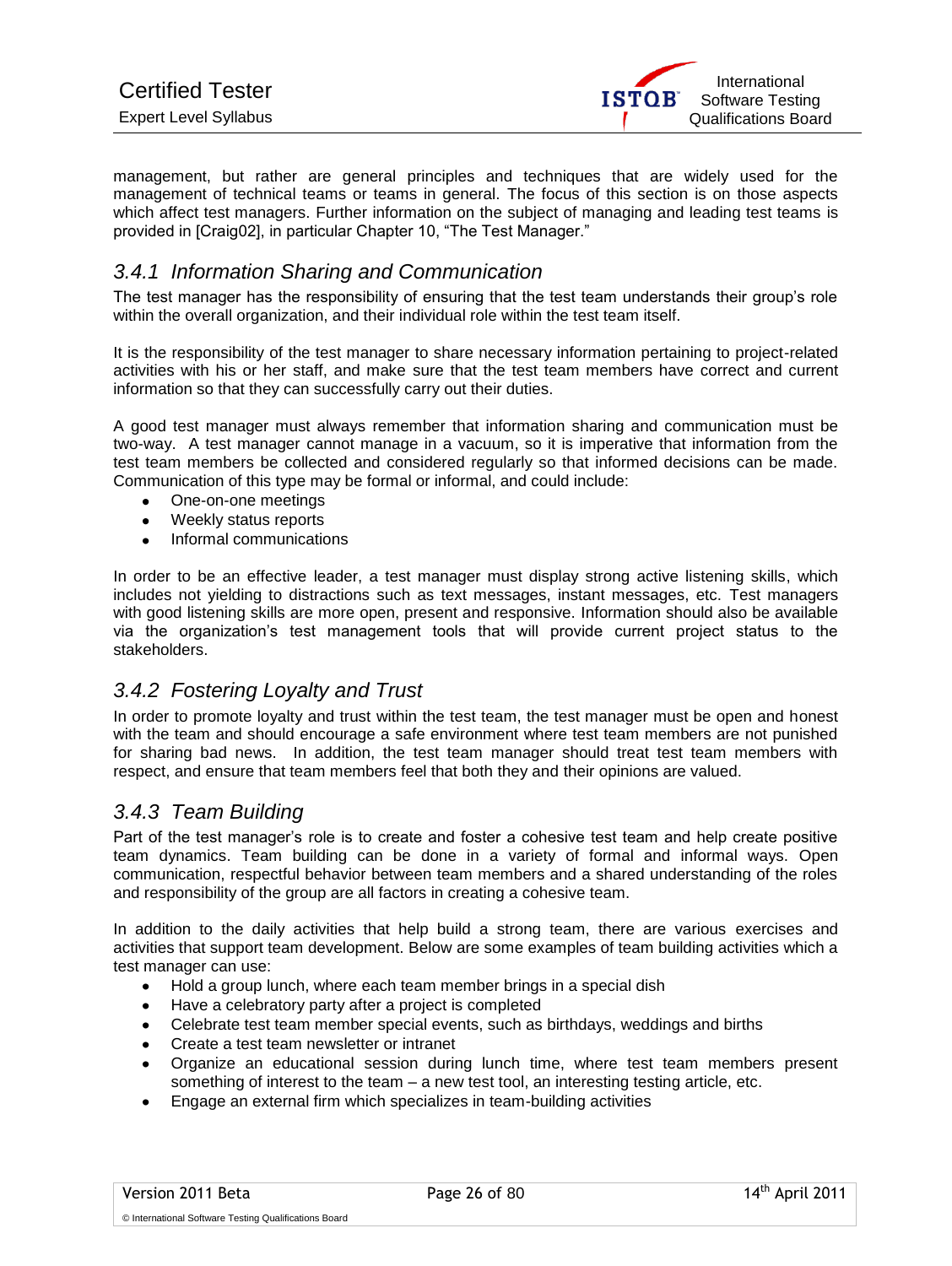management, but rather are general principles and techniques that are widely used for the management of technical teams or teams in general. The focus of this section is on those aspects which affect test managers. Further information on the subject of managing and leading test teams is provided in [Craig02], in particular Chapter 10, "The Test Manager."

### *3.4.1 Information Sharing and Communication*

The test manager has the responsibility of ensuring that the test team understands their group's role within the overall organization, and their individual role within the test team itself.

It is the responsibility of the test manager to share necessary information pertaining to project-related activities with his or her staff, and make sure that the test team members have correct and current information so that they can successfully carry out their duties.

A good test manager must always remember that information sharing and communication must be two-way. A test manager cannot manage in a vacuum, so it is imperative that information from the test team members be collected and considered regularly so that informed decisions can be made. Communication of this type may be formal or informal, and could include:

- One-on-one meetings
- Weekly status reports
- Informal communications

In order to be an effective leader, a test manager must display strong active listening skills, which includes not yielding to distractions such as text messages, instant messages, etc. Test managers with good listening skills are more open, present and responsive. Information should also be available via the organization's test management tools that will provide current project status to the stakeholders.

### *3.4.2 Fostering Loyalty and Trust*

In order to promote loyalty and trust within the test team, the test manager must be open and honest with the team and should encourage a safe environment where test team members are not punished for sharing bad news. In addition, the test team manager should treat test team members with respect, and ensure that team members feel that both they and their opinions are valued.

### *3.4.3 Team Building*

Part of the test manager's role is to create and foster a cohesive test team and help create positive team dynamics. Team building can be done in a variety of formal and informal ways. Open communication, respectful behavior between team members and a shared understanding of the roles and responsibility of the group are all factors in creating a cohesive team.

In addition to the daily activities that help build a strong team, there are various exercises and activities that support team development. Below are some examples of team building activities which a test manager can use:

- Hold a group lunch, where each team member brings in a special dish
- Have a celebratory party after a project is completed
- Celebrate test team member special events, such as birthdays, weddings and births
- Create a test team newsletter or intranet
- Organize an educational session during lunch time, where test team members present something of interest to the team – a new test tool, an interesting testing article, etc.
- Engage an external firm which specializes in team-building activities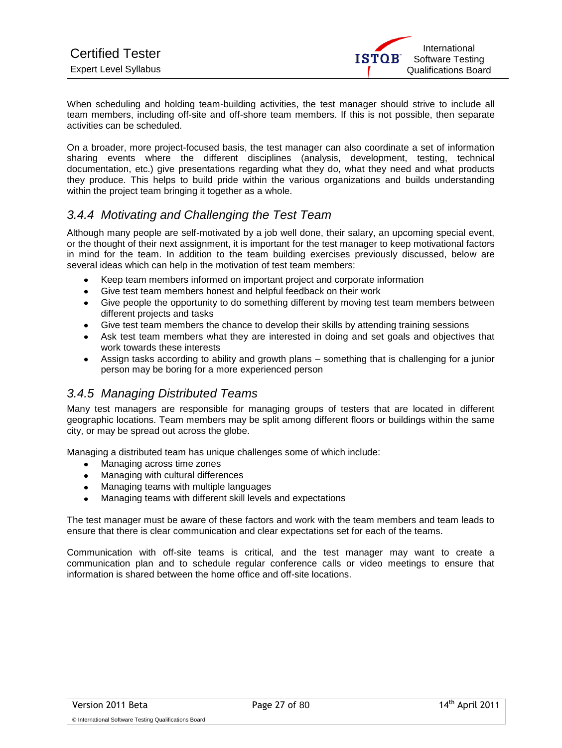When scheduling and holding team-building activities, the test manager should strive to include all team members, including off-site and off-shore team members. If this is not possible, then separate activities can be scheduled.

On a broader, more project-focused basis, the test manager can also coordinate a set of information sharing events where the different disciplines (analysis, development, testing, technical documentation, etc.) give presentations regarding what they do, what they need and what products they produce. This helps to build pride within the various organizations and builds understanding within the project team bringing it together as a whole.

### 3.4.4 Motivating and Challenging the Test Team

Although many people are self-motivated by a job well done, their salary, an upcoming special event, or the thought of their next assignment, it is important for the test manager to keep motivational factors in mind for the team. In addition to the team building exercises previously discussed, below are several ideas which can help in the motivation of test team members:

- Keep team members informed on important project and corporate information
- Give test team members honest and helpful feedback on their work
- Give people the opportunity to do something different by moving test team members between different projects and tasks
- Give test team members the chance to develop their skills by attending training sessions
- Ask test team members what they are interested in doing and set goals and objectives that work towards these interests
- Assign tasks according to ability and growth plans – something that is challenging for a junior person may be boring for a more experienced person

### 3.4.5 Managing Distributed Teams

Many test managers are responsible for managing groups of testers that are located in different geographic locations. Team members may be split among different floors or buildings within the same city, or may be spread out across the globe.

Managing a distributed team has unique challenges some of which include:

- Managing across time zones
- Managing with cultural differences
- Managing teams with multiple languages
- Managing teams with different skill levels and expectations

The test manager must be aware of these factors and work with the team members and team leads to ensure that there is clear communication and clear expectations set for each of the teams.

Communication with off-site teams is critical, and the test manager may want to create a communication plan and to schedule regular conference calls or video meetings to ensure that information is shared between the home office and off-site locations.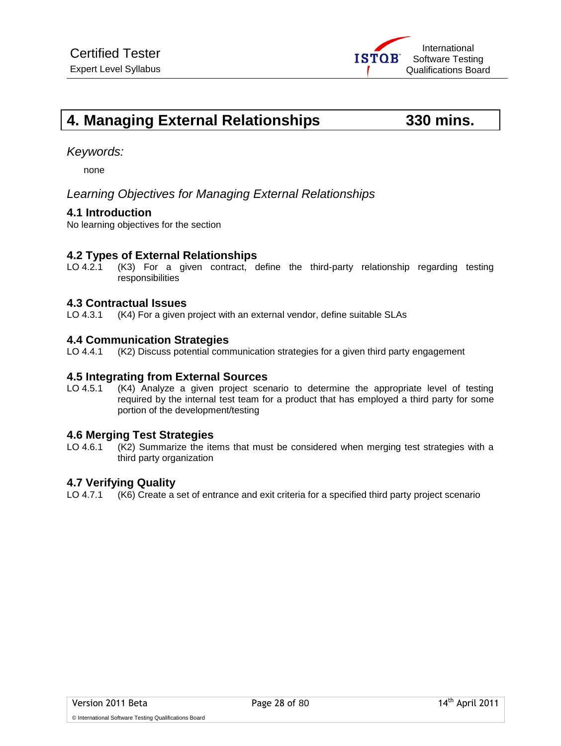# 4. Managing External Relationships 330 mins.

*Keywords:*

none

*Learning Objectives for Managing External Relationships*

### 4.1 Introduction

No learning objectives for the section

### 4.2 Types of External Relationships

LO 4.2.1 (K3) For a given contract, define the third-party relationship regarding testing responsibilities

### 4.3 Contractual Issues

LO 4.3.1 (K4) For a given project with an external vendor, define suitable SLAs

### 4.4 Communication Strategies

LO 4.4.1 (K2) Discuss potential communication strategies for a given third party engagement

### 4.5 Integrating from External Sources

LO 4.5.1 (K4) Analyze a given project scenario to determine the appropriate level of testing required by the internal test team for a product that has employed a third party for some portion of the development/testing

### 4.6 Merging Test Strategies

LO 4.6.1 (K2) Summarize the items that must be considered when merging test strategies with a third party organization

### 4.7 Verifying Quality

LO 4.7.1 (K6) Create a set of entrance and exit criteria for a specified third party project scenario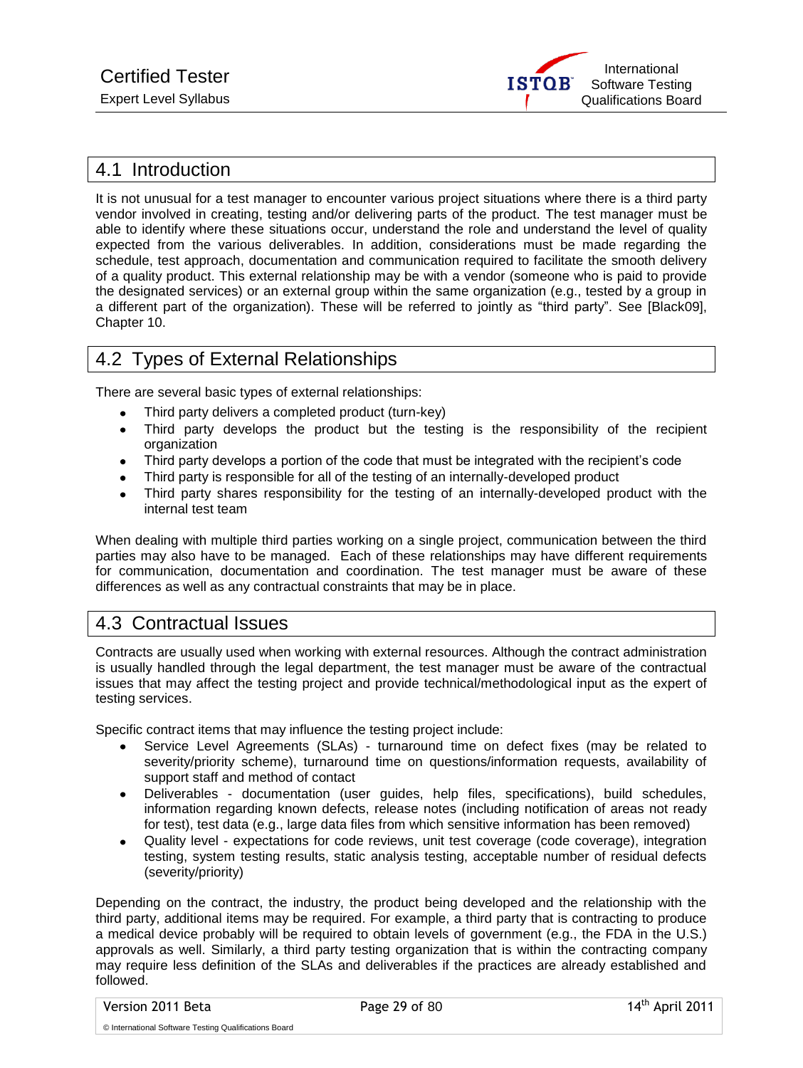## 4.1 Introduction

It is not unusual for a test manager to encounter various project situations where there is a third party vendor involved in creating, testing and/or delivering parts of the product. The test manager must be able to identify where these situations occur, understand the role and understand the level of quality expected from the various deliverables. In addition, considerations must be made regarding the schedule, test approach, documentation and communication required to facilitate the smooth delivery of a quality product. This external relationship may be with a vendor (someone who is paid to provide the designated services) or an external group within the same organization (e.g., tested by a group in a different part of the organization). These will be referred to jointly as "third party". See [Black09], Chapter 10.

## 4.2 Types of External Relationships

There are several basic types of external relationships:

- Third party delivers a completed product (turn-key)
- Third party develops the product but the testing is the responsibility of the recipient organization
- Third party develops a portion of the code that must be integrated with the recipient's code
- Third party is responsible for all of the testing of an internally-developed product
- Third party shares responsibility for the testing of an internally-developed product with the internal test team

When dealing with multiple third parties working on a single project, communication between the third parties may also have to be managed. Each of these relationships may have different requirements for communication, documentation and coordination. The test manager must be aware of these differences as well as any contractual constraints that may be in place.

## 4.3 Contractual Issues

Contracts are usually used when working with external resources. Although the contract administration is usually handled through the legal department, the test manager must be aware of the contractual issues that may affect the testing project and provide technical/methodological input as the expert of testing services.

Specific contract items that may influence the testing project include:

- Service Level Agreements (SLAs) - turnaround time on defect fixes (may be related to severity/priority scheme), turnaround time on questions/information requests, availability of support staff and method of contact
- Deliverables - documentation (user guides, help files, specifications), build schedules, information regarding known defects, release notes (including notification of areas not ready for test), test data (e.g., large data files from which sensitive information has been removed)
- Quality level - expectations for code reviews, unit test coverage (code coverage), integration testing, system testing results, static analysis testing, acceptable number of residual defects (severity/priority)

Depending on the contract, the industry, the product being developed and the relationship with the third party, additional items may be required. For example, a third party that is contracting to produce a medical device probably will be required to obtain levels of government (e.g., the FDA in the U.S.) approvals as well. Similarly, a third party testing organization that is within the contracting company may require less definition of the SLAs and deliverables if the practices are already established and followed.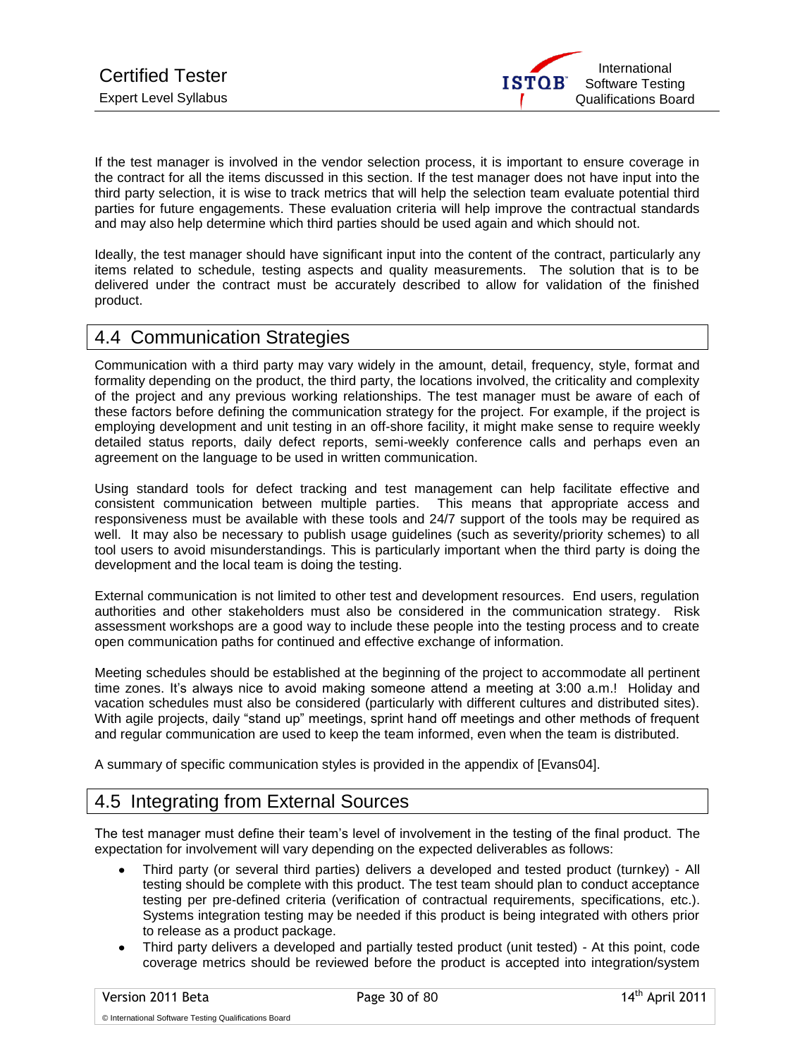If the test manager is involved in the vendor selection process, it is important to ensure coverage in the contract for all the items discussed in this section. If the test manager does not have input into the third party selection, it is wise to track metrics that will help the selection team evaluate potential third parties for future engagements. These evaluation criteria will help improve the contractual standards and may also help determine which third parties should be used again and which should not.

Ideally, the test manager should have significant input into the content of the contract, particularly any items related to schedule, testing aspects and quality measurements. The solution that is to be delivered under the contract must be accurately described to allow for validation of the finished product.

## 4.4 Communication Strategies

Communication with a third party may vary widely in the amount, detail, frequency, style, format and formality depending on the product, the third party, the locations involved, the criticality and complexity of the project and any previous working relationships. The test manager must be aware of each of these factors before defining the communication strategy for the project. For example, if the project is employing development and unit testing in an off-shore facility, it might make sense to require weekly detailed status reports, daily defect reports, semi-weekly conference calls and perhaps even an agreement on the language to be used in written communication.

Using standard tools for defect tracking and test management can help facilitate effective and consistent communication between multiple parties. This means that appropriate access and responsiveness must be available with these tools and 24/7 support of the tools may be required as well. It may also be necessary to publish usage guidelines (such as severity/priority schemes) to all tool users to avoid misunderstandings. This is particularly important when the third party is doing the development and the local team is doing the testing.

External communication is not limited to other test and development resources. End users, regulation authorities and other stakeholders must also be considered in the communication strategy. Risk assessment workshops are a good way to include these people into the testing process and to create open communication paths for continued and effective exchange of information.

Meeting schedules should be established at the beginning of the project to accommodate all pertinent time zones. It's always nice to avoid making someone attend a meeting at 3:00 a.m.! Holiday and vacation schedules must also be considered (particularly with different cultures and distributed sites). With agile projects, daily "stand up" meetings, sprint hand off meetings and other methods of frequent and regular communication are used to keep the team informed, even when the team is distributed.

A summary of specific communication styles is provided in the appendix of [Evans04].

## 4.5 Integrating from External Sources

The test manager must define their team's level of involvement in the testing of the final product. The expectation for involvement will vary depending on the expected deliverables as follows:

- Third party (or several third parties) delivers a developed and tested product (turnkey) - All testing should be complete with this product. The test team should plan to conduct acceptance testing per pre-defined criteria (verification of contractual requirements, specifications, etc.). Systems integration testing may be needed if this product is being integrated with others prior to release as a product package.
- Third party delivers a developed and partially tested product (unit tested) - At this point, code coverage metrics should be reviewed before the product is accepted into integration/system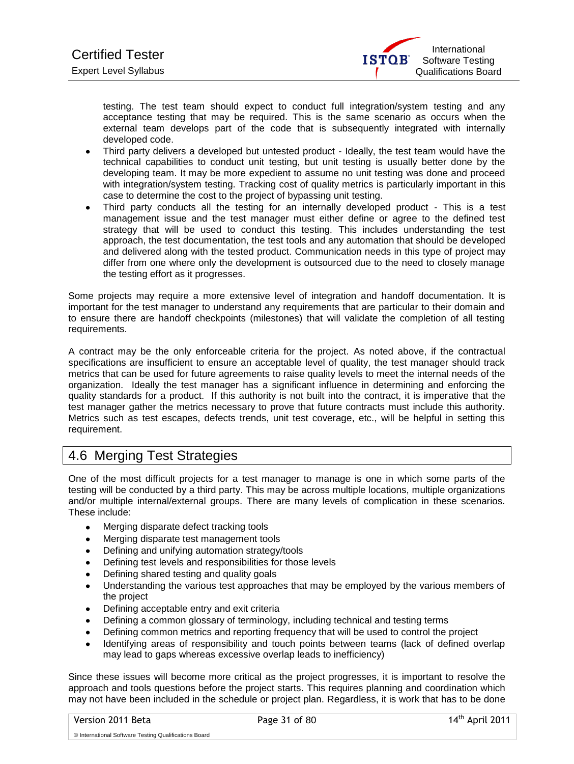testing. The test team should expect to conduct full integration/system testing and any acceptance testing that may be required. This is the same scenario as occurs when the external team develops part of the code that is subsequently integrated with internally developed code.

- Third party delivers a developed but untested product - Ideally, the test team would have the technical capabilities to conduct unit testing, but unit testing is usually better done by the developing team. It may be more expedient to assume no unit testing was done and proceed with integration/system testing. Tracking cost of quality metrics is particularly important in this case to determine the cost to the project of bypassing unit testing.
- Third party conducts all the testing for an internally developed product - This is a test management issue and the test manager must either define or agree to the defined test strategy that will be used to conduct this testing. This includes understanding the test approach, the test documentation, the test tools and any automation that should be developed and delivered along with the tested product. Communication needs in this type of project may differ from one where only the development is outsourced due to the need to closely manage the testing effort as it progresses.

Some projects may require a more extensive level of integration and handoff documentation. It is important for the test manager to understand any requirements that are particular to their domain and to ensure there are handoff checkpoints (milestones) that will validate the completion of all testing requirements.

A contract may be the only enforceable criteria for the project. As noted above, if the contractual specifications are insufficient to ensure an acceptable level of quality, the test manager should track metrics that can be used for future agreements to raise quality levels to meet the internal needs of the organization. Ideally the test manager has a significant influence in determining and enforcing the quality standards for a product. If this authority is not built into the contract, it is imperative that the test manager gather the metrics necessary to prove that future contracts must include this authority. Metrics such as test escapes, defects trends, unit test coverage, etc., will be helpful in setting this requirement.

## 4.6 Merging Test Strategies

One of the most difficult projects for a test manager to manage is one in which some parts of the testing will be conducted by a third party. This may be across multiple locations, multiple organizations and/or multiple internal/external groups. There are many levels of complication in these scenarios. These include:

- Merging disparate defect tracking tools
- Merging disparate test management tools
- Defining and unifying automation strategy/tools
- Defining test levels and responsibilities for those levels
- Defining shared testing and quality goals
- Understanding the various test approaches that may be employed by the various members of the project
- Defining acceptable entry and exit criteria
- Defining a common glossary of terminology, including technical and testing terms
- Defining common metrics and reporting frequency that will be used to control the project
- Identifying areas of responsibility and touch points between teams (lack of defined overlap may lead to gaps whereas excessive overlap leads to inefficiency)

Since these issues will become more critical as the project progresses, it is important to resolve the approach and tools questions before the project starts. This requires planning and coordination which may not have been included in the schedule or project plan. Regardless, it is work that has to be done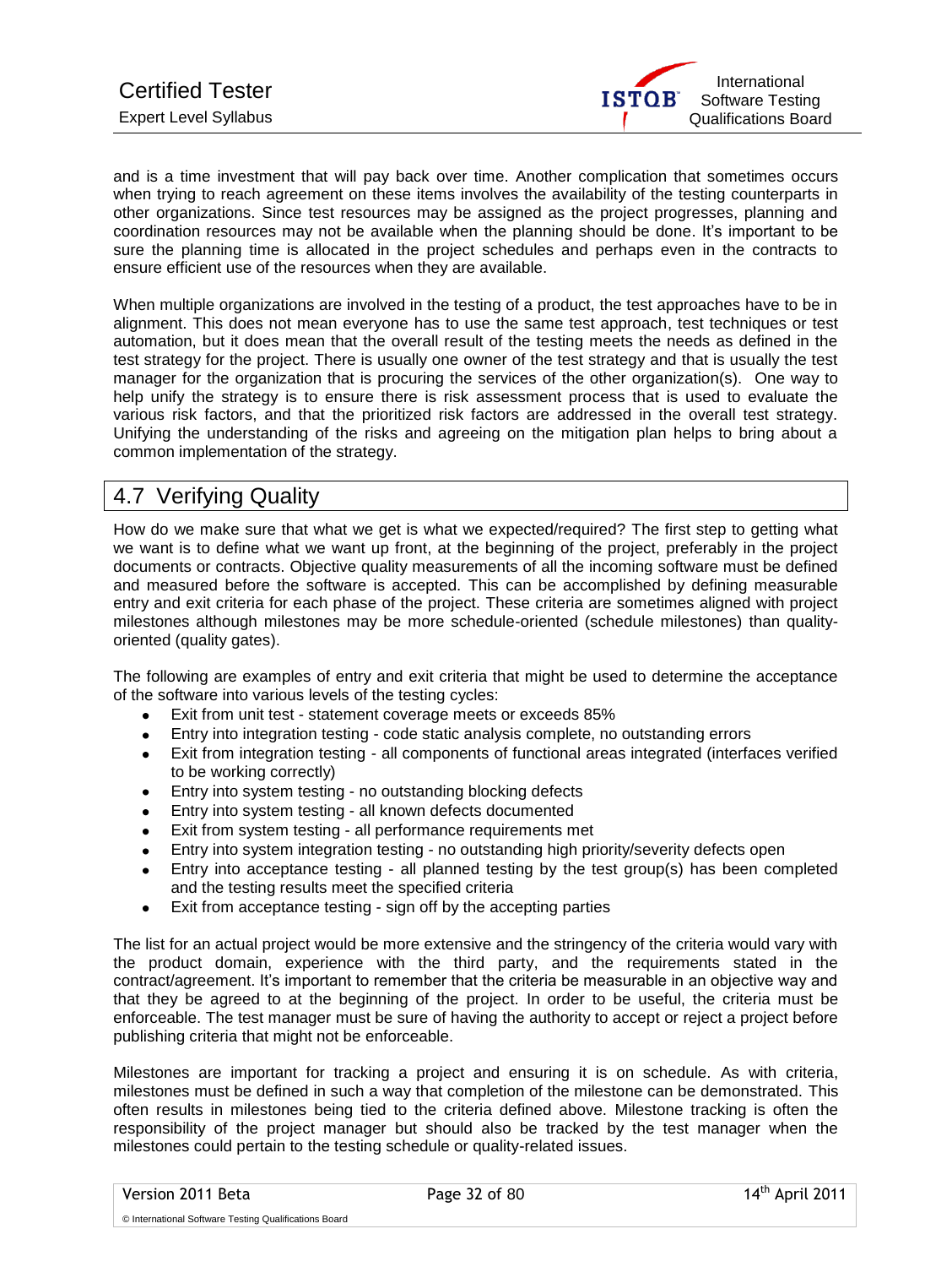and is a time investment that will pay back over time. Another complication that sometimes occurs when trying to reach agreement on these items involves the availability of the testing counterparts in other organizations. Since test resources may be assigned as the project progresses, planning and coordination resources may not be available when the planning should be done. It's important to be sure the planning time is allocated in the project schedules and perhaps even in the contracts to ensure efficient use of the resources when they are available.

When multiple organizations are involved in the testing of a product, the test approaches have to be in alignment. This does not mean everyone has to use the same test approach, test techniques or test automation, but it does mean that the overall result of the testing meets the needs as defined in the test strategy for the project. There is usually one owner of the test strategy and that is usually the test manager for the organization that is procuring the services of the other organization(s). One way to help unify the strategy is to ensure there is risk assessment process that is used to evaluate the various risk factors, and that the prioritized risk factors are addressed in the overall test strategy. Unifying the understanding of the risks and agreeing on the mitigation plan helps to bring about a common implementation of the strategy.

## 4.7 Verifying Quality

How do we make sure that what we get is what we expected/required? The first step to getting what we want is to define what we want up front, at the beginning of the project, preferably in the project documents or contracts. Objective quality measurements of all the incoming software must be defined and measured before the software is accepted. This can be accomplished by defining measurable entry and exit criteria for each phase of the project. These criteria are sometimes aligned with project milestones although milestones may be more schedule-oriented (schedule milestones) than quality-oriented (quality gates).

The following are examples of entry and exit criteria that might be used to determine the acceptance of the software into various levels of the testing cycles:

- Exit from unit test - statement coverage meets or exceeds 85%
- Entry into integration testing - code static analysis complete, no outstanding errors
- Exit from integration testing - all components of functional areas integrated (interfaces verified to be working correctly)
- Entry into system testing - no outstanding blocking defects
- Entry into system testing - all known defects documented
- Exit from system testing - all performance requirements met
- Entry into system integration testing - no outstanding high priority/severity defects open
- Entry into acceptance testing - all planned testing by the test group(s) has been completed and the testing results meet the specified criteria
- Exit from acceptance testing - sign off by the accepting parties

The list for an actual project would be more extensive and the stringency of the criteria would vary with the product domain, experience with the third party, and the requirements stated in the contract/agreement. It's important to remember that the criteria be measurable in an objective way and that they be agreed to at the beginning of the project. In order to be useful, the criteria must be enforceable. The test manager must be sure of having the authority to accept or reject a project before publishing criteria that might not be enforceable.

Milestones are important for tracking a project and ensuring it is on schedule. As with criteria, milestones must be defined in such a way that completion of the milestone can be demonstrated. This often results in milestones being tied to the criteria defined above. Milestone tracking is often the responsibility of the project manager but should also be tracked by the test manager when the milestones could pertain to the testing schedule or quality-related issues.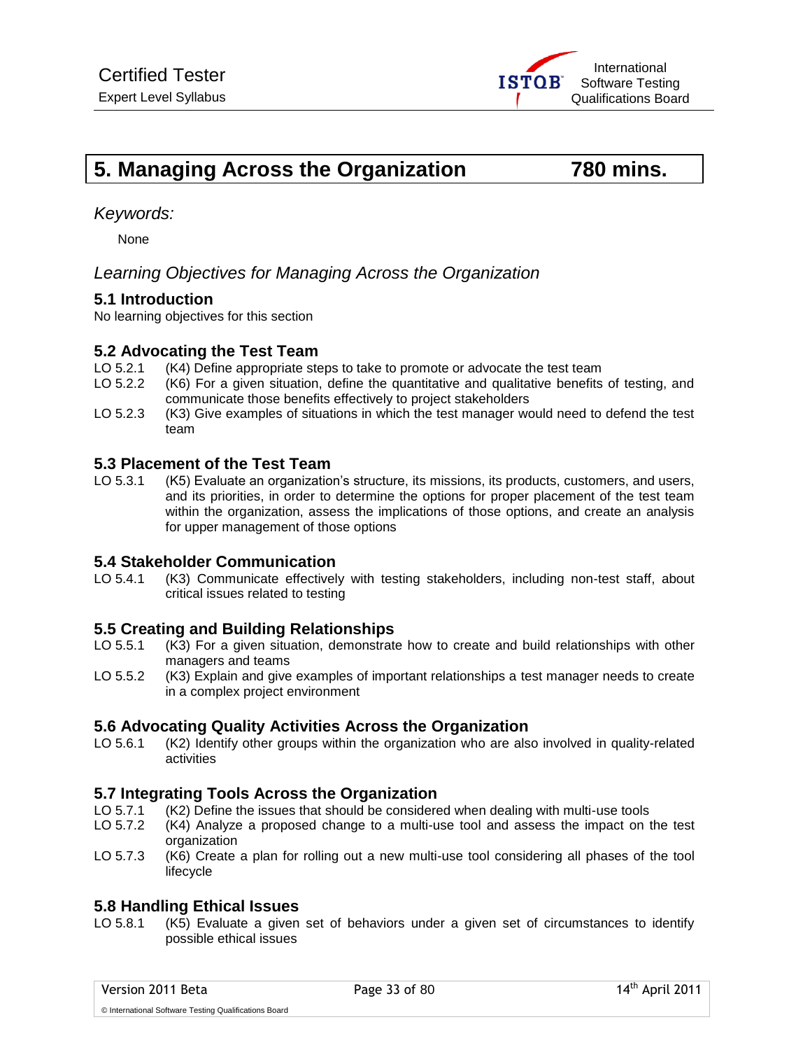# 5. Managing Across the Organization 780 mins.

*Keywords:*

None

## *Learning Objectives for Managing Across the Organization*

### 5.1 Introduction

No learning objectives for this section

### 5.2 Advocating the Test Team

LO 5.2.1 (K4) Define appropriate steps to take to promote or advocate the test team

LO 5.2.2 (K6) For a given situation, define the quantitative and qualitative benefits of testing, and communicate those benefits effectively to project stakeholders

LO 5.2.3 (K3) Give examples of situations in which the test manager would need to defend the test team

### 5.3 Placement of the Test Team

LO 5.3.1 (K5) Evaluate an organization's structure, its missions, its products, customers, and users, and its priorities, in order to determine the options for proper placement of the test team within the organization, assess the implications of those options, and create an analysis for upper management of those options

### 5.4 Stakeholder Communication

LO 5.4.1 (K3) Communicate effectively with testing stakeholders, including non-test staff, about critical issues related to testing

### 5.5 Creating and Building Relationships

LO 5.5.1 (K3) For a given situation, demonstrate how to create and build relationships with other managers and teams

LO 5.5.2 (K3) Explain and give examples of important relationships a test manager needs to create in a complex project environment

### 5.6 Advocating Quality Activities Across the Organization

LO 5.6.1 (K2) Identify other groups within the organization who are also involved in quality-related activities

### 5.7 Integrating Tools Across the Organization

LO 5.7.1 (K2) Define the issues that should be considered when dealing with multi-use tools

LO 5.7.2 (K4) Analyze a proposed change to a multi-use tool and assess the impact on the test organization

LO 5.7.3 (K6) Create a plan for rolling out a new multi-use tool considering all phases of the tool lifecycle

### 5.8 Handling Ethical Issues

LO 5.8.1 (K5) Evaluate a given set of behaviors under a given set of circumstances to identify possible ethical issues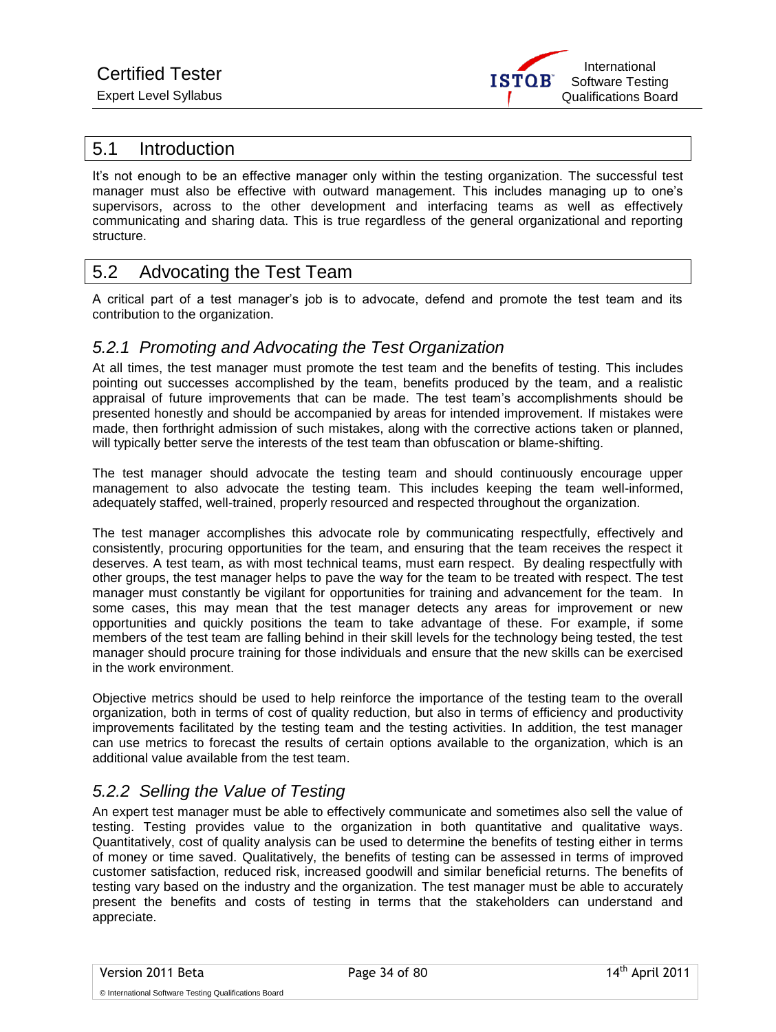## 5.1 Introduction

It's not enough to be an effective manager only within the testing organization. The successful test manager must also be effective with outward management. This includes managing up to one's supervisors, across to the other development and interfacing teams as well as effectively communicating and sharing data. This is true regardless of the general organizational and reporting structure.

## 5.2 Advocating the Test Team

A critical part of a test manager's job is to advocate, defend and promote the test team and its contribution to the organization.

### 5.2.1 Promoting and Advocating the Test Organization

At all times, the test manager must promote the test team and the benefits of testing. This includes pointing out successes accomplished by the team, benefits produced by the team, and a realistic appraisal of future improvements that can be made. The test team's accomplishments should be presented honestly and should be accompanied by areas for intended improvement. If mistakes were made, then forthright admission of such mistakes, along with the corrective actions taken or planned, will typically better serve the interests of the test team than obfuscation or blame-shifting.

The test manager should advocate the testing team and should continuously encourage upper management to also advocate the testing team. This includes keeping the team well-informed, adequately staffed, well-trained, properly resourced and respected throughout the organization.

The test manager accomplishes this advocate role by communicating respectfully, effectively and consistently, procuring opportunities for the team, and ensuring that the team receives the respect it deserves. A test team, as with most technical teams, must earn respect. By dealing respectfully with other groups, the test manager helps to pave the way for the team to be treated with respect. The test manager must constantly be vigilant for opportunities for training and advancement for the team. In some cases, this may mean that the test manager detects any areas for improvement or new opportunities and quickly positions the team to take advantage of these. For example, if some members of the test team are falling behind in their skill levels for the technology being tested, the test manager should procure training for those individuals and ensure that the new skills can be exercised in the work environment.

Objective metrics should be used to help reinforce the importance of the testing team to the overall organization, both in terms of cost of quality reduction, but also in terms of efficiency and productivity improvements facilitated by the testing team and the testing activities. In addition, the test manager can use metrics to forecast the results of certain options available to the organization, which is an additional value available from the test team.

### 5.2.2 Selling the Value of Testing

An expert test manager must be able to effectively communicate and sometimes also sell the value of testing. Testing provides value to the organization in both quantitative and qualitative ways. Quantitatively, cost of quality analysis can be used to determine the benefits of testing either in terms of money or time saved. Qualitatively, the benefits of testing can be assessed in terms of improved customer satisfaction, reduced risk, increased goodwill and similar beneficial returns. The benefits of testing vary based on the industry and the organization. The test manager must be able to accurately present the benefits and costs of testing in terms that the stakeholders can understand and appreciate.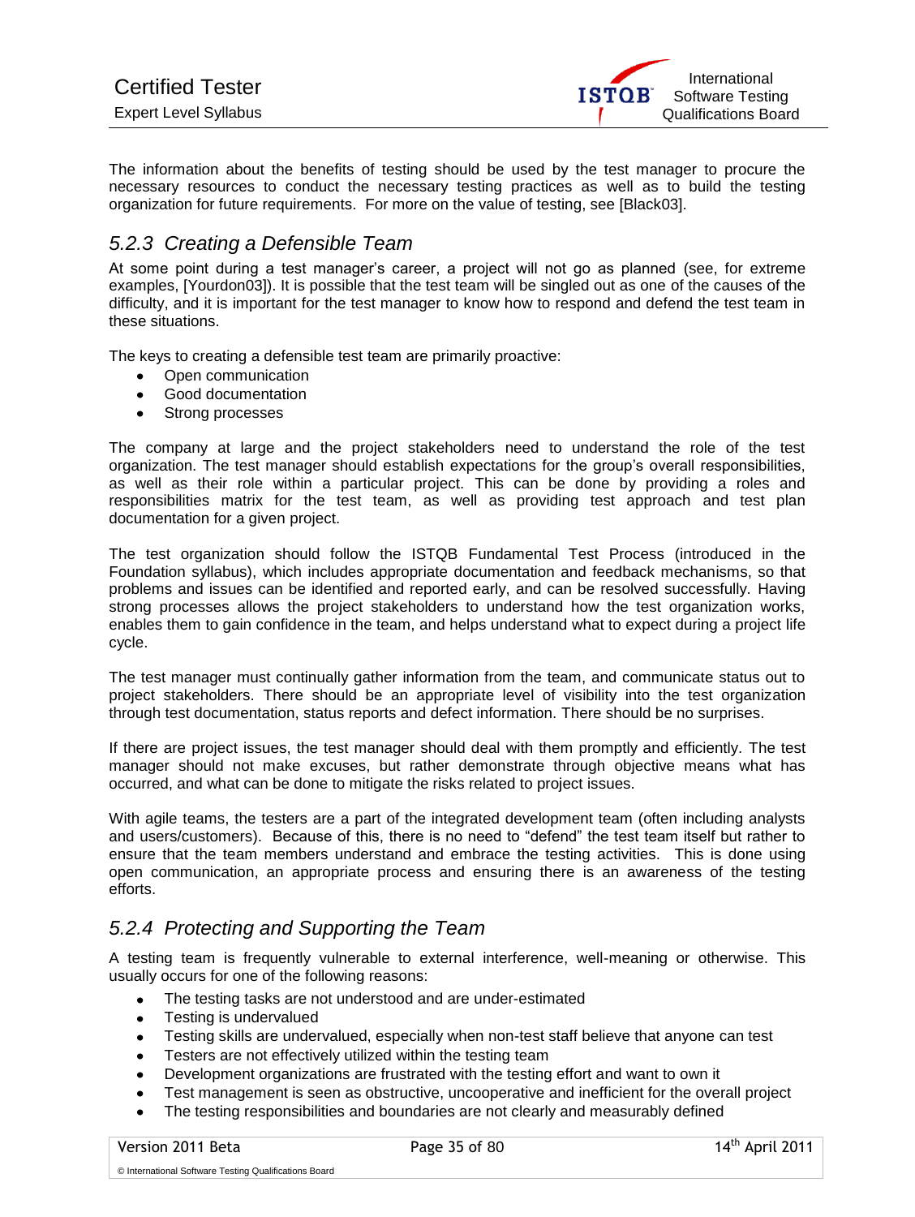The information about the benefits of testing should be used by the test manager to procure the necessary resources to conduct the necessary testing practices as well as to build the testing organization for future requirements. For more on the value of testing, see [Black03].

### *5.2.3 Creating a Defensible Team*

At some point during a test manager's career, a project will not go as planned (see, for extreme examples, [Yourdon03]). It is possible that the test team will be singled out as one of the causes of the difficulty, and it is important for the test manager to know how to respond and defend the test team in these situations.

The keys to creating a defensible test team are primarily proactive:

- Open communication
- Good documentation
- Strong processes

The company at large and the project stakeholders need to understand the role of the test organization. The test manager should establish expectations for the group's overall responsibilities, as well as their role within a particular project. This can be done by providing a roles and responsibilities matrix for the test team, as well as providing test approach and test plan documentation for a given project.

The test organization should follow the ISTQB Fundamental Test Process (introduced in the Foundation syllabus), which includes appropriate documentation and feedback mechanisms, so that problems and issues can be identified and reported early, and can be resolved successfully. Having strong processes allows the project stakeholders to understand how the test organization works, enables them to gain confidence in the team, and helps understand what to expect during a project life cycle.

The test manager must continually gather information from the team, and communicate status out to project stakeholders. There should be an appropriate level of visibility into the test organization through test documentation, status reports and defect information. There should be no surprises.

If there are project issues, the test manager should deal with them promptly and efficiently. The test manager should not make excuses, but rather demonstrate through objective means what has occurred, and what can be done to mitigate the risks related to project issues.

With agile teams, the testers are a part of the integrated development team (often including analysts and users/customers). Because of this, there is no need to "defend" the test team itself but rather to ensure that the team members understand and embrace the testing activities. This is done using open communication, an appropriate process and ensuring there is an awareness of the testing efforts.

### *5.2.4 Protecting and Supporting the Team*

A testing team is frequently vulnerable to external interference, well-meaning or otherwise. This usually occurs for one of the following reasons:

- The testing tasks are not understood and are under-estimated
- Testing is undervalued
- Testing skills are undervalued, especially when non-test staff believe that anyone can test
- Testers are not effectively utilized within the testing team
- Development organizations are frustrated with the testing effort and want to own it
- Test management is seen as obstructive, uncooperative and inefficient for the overall project
- The testing responsibilities and boundaries are not clearly and measurably defined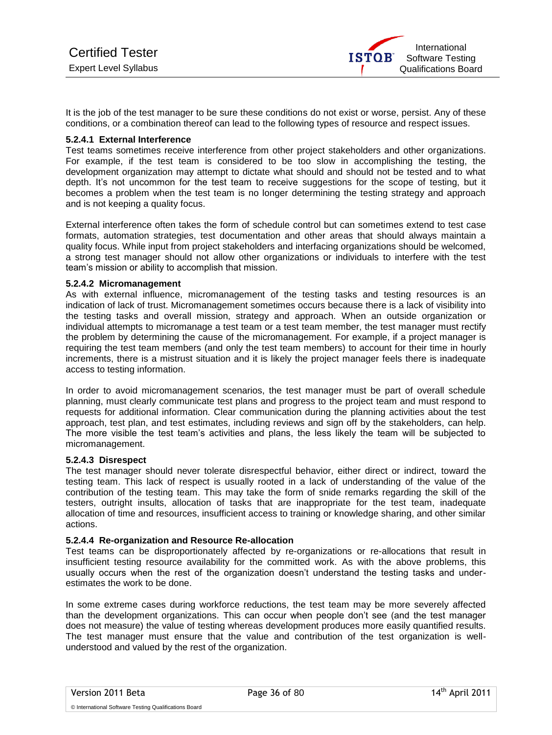It is the job of the test manager to be sure these conditions do not exist or worse, persist. Any of these conditions, or a combination thereof can lead to the following types of resource and respect issues.

#### 5.2.4.1 External Interference

Test teams sometimes receive interference from other project stakeholders and other organizations. For example, if the test team is considered to be too slow in accomplishing the testing, the development organization may attempt to dictate what should and should not be tested and to what depth. It's not uncommon for the test team to receive suggestions for the scope of testing, but it becomes a problem when the test team is no longer determining the testing strategy and approach and is not keeping a quality focus.

External interference often takes the form of schedule control but can sometimes extend to test case formats, automation strategies, test documentation and other areas that should always maintain a quality focus. While input from project stakeholders and interfacing organizations should be welcomed, a strong test manager should not allow other organizations or individuals to interfere with the test team's mission or ability to accomplish that mission.

#### 5.2.4.2 Micromanagement

As with external influence, micromanagement of the testing tasks and testing resources is an indication of lack of trust. Micromanagement sometimes occurs because there is a lack of visibility into the testing tasks and overall mission, strategy and approach. When an outside organization or individual attempts to micromanage a test team or a test team member, the test manager must rectify the problem by determining the cause of the micromanagement. For example, if a project manager is requiring the test team members (and only the test team members) to account for their time in hourly increments, there is a mistrust situation and it is likely the project manager feels there is inadequate access to testing information.

In order to avoid micromanagement scenarios, the test manager must be part of overall schedule planning, must clearly communicate test plans and progress to the project team and must respond to requests for additional information. Clear communication during the planning activities about the test approach, test plan, and test estimates, including reviews and sign off by the stakeholders, can help. The more visible the test team's activities and plans, the less likely the team will be subjected to micromanagement.

#### 5.2.4.3 Disrespect

The test manager should never tolerate disrespectful behavior, either direct or indirect, toward the testing team. This lack of respect is usually rooted in a lack of understanding of the value of the contribution of the testing team. This may take the form of snide remarks regarding the skill of the testers, outright insults, allocation of tasks that are inappropriate for the test team, inadequate allocation of time and resources, insufficient access to training or knowledge sharing, and other similar actions.

#### 5.2.4.4 Re-organization and Resource Re-allocation

Test teams can be disproportionately affected by re-organizations or re-allocations that result in insufficient testing resource availability for the committed work. As with the above problems, this usually occurs when the rest of the organization doesn't understand the testing tasks and under-estimates the work to be done.

In some extreme cases during workforce reductions, the test team may be more severely affected than the development organizations. This can occur when people don't see (and the test manager does not measure) the value of testing whereas development produces more easily quantified results. The test manager must ensure that the value and contribution of the test organization is well-understood and valued by the rest of the organization.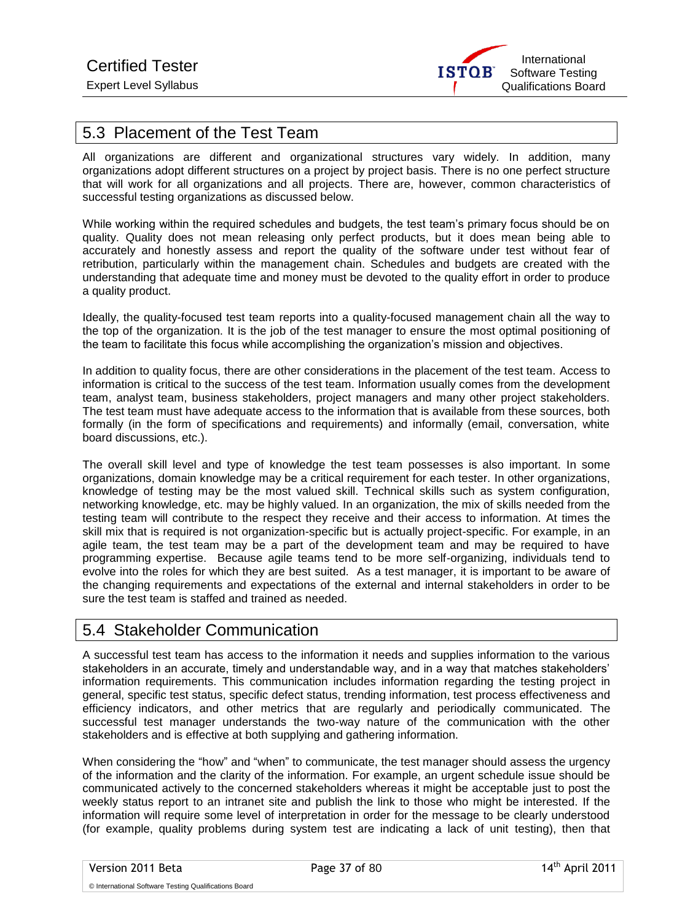## 5.3 Placement of the Test Team

All organizations are different and organizational structures vary widely. In addition, many organizations adopt different structures on a project by project basis. There is no one perfect structure that will work for all organizations and all projects. There are, however, common characteristics of successful testing organizations as discussed below.

While working within the required schedules and budgets, the test team's primary focus should be on quality. Quality does not mean releasing only perfect products, but it does mean being able to accurately and honestly assess and report the quality of the software under test without fear of retribution, particularly within the management chain. Schedules and budgets are created with the understanding that adequate time and money must be devoted to the quality effort in order to produce a quality product.

Ideally, the quality-focused test team reports into a quality-focused management chain all the way to the top of the organization. It is the job of the test manager to ensure the most optimal positioning of the team to facilitate this focus while accomplishing the organization's mission and objectives.

In addition to quality focus, there are other considerations in the placement of the test team. Access to information is critical to the success of the test team. Information usually comes from the development team, analyst team, business stakeholders, project managers and many other project stakeholders. The test team must have adequate access to the information that is available from these sources, both formally (in the form of specifications and requirements) and informally (email, conversation, white board discussions, etc.).

The overall skill level and type of knowledge the test team possesses is also important. In some organizations, domain knowledge may be a critical requirement for each tester. In other organizations, knowledge of testing may be the most valued skill. Technical skills such as system configuration, networking knowledge, etc. may be highly valued. In an organization, the mix of skills needed from the testing team will contribute to the respect they receive and their access to information. At times the skill mix that is required is not organization-specific but is actually project-specific. For example, in an agile team, the test team may be a part of the development team and may be required to have programming expertise. Because agile teams tend to be more self-organizing, individuals tend to evolve into the roles for which they are best suited. As a test manager, it is important to be aware of the changing requirements and expectations of the external and internal stakeholders in order to be sure the test team is staffed and trained as needed.

## 5.4 Stakeholder Communication

A successful test team has access to the information it needs and supplies information to the various stakeholders in an accurate, timely and understandable way, and in a way that matches stakeholders' information requirements. This communication includes information regarding the testing project in general, specific test status, specific defect status, trending information, test process effectiveness and efficiency indicators, and other metrics that are regularly and periodically communicated. The successful test manager understands the two-way nature of the communication with the other stakeholders and is effective at both supplying and gathering information.

When considering the "how" and "when" to communicate, the test manager should assess the urgency of the information and the clarity of the information. For example, an urgent schedule issue should be communicated actively to the concerned stakeholders whereas it might be acceptable just to post the weekly status report to an intranet site and publish the link to those who might be interested. If the information will require some level of interpretation in order for the message to be clearly understood (for example, quality problems during system test are indicating a lack of unit testing), then that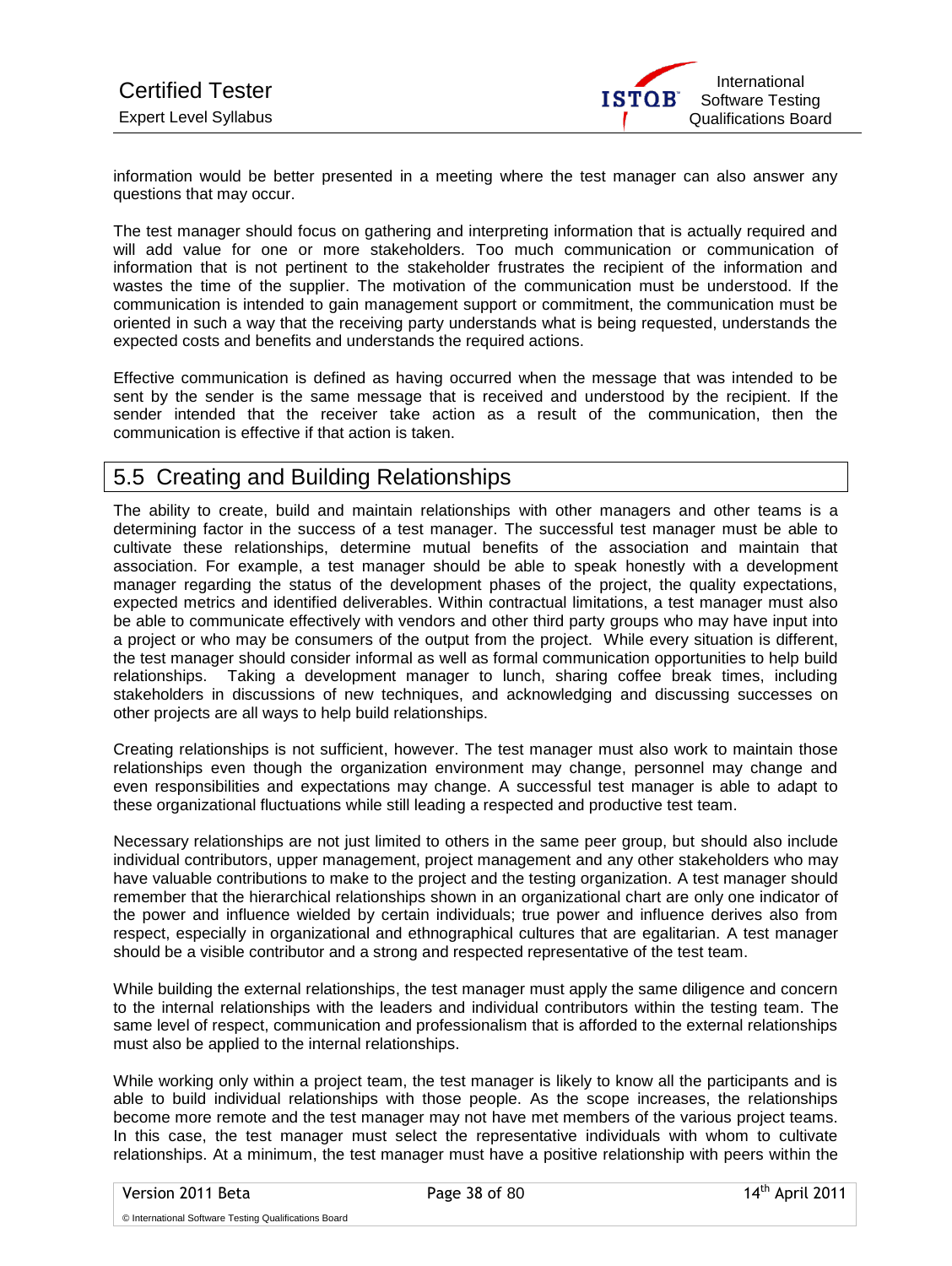information would be better presented in a meeting where the test manager can also answer any questions that may occur.

The test manager should focus on gathering and interpreting information that is actually required and will add value for one or more stakeholders. Too much communication or communication of information that is not pertinent to the stakeholder frustrates the recipient of the information and wastes the time of the supplier. The motivation of the communication must be understood. If the communication is intended to gain management support or commitment, the communication must be oriented in such a way that the receiving party understands what is being requested, understands the expected costs and benefits and understands the required actions.

Effective communication is defined as having occurred when the message that was intended to be sent by the sender is the same message that is received and understood by the recipient. If the sender intended that the receiver take action as a result of the communication, then the communication is effective if that action is taken.

## 5.5 Creating and Building Relationships

The ability to create, build and maintain relationships with other managers and other teams is a determining factor in the success of a test manager. The successful test manager must be able to cultivate these relationships, determine mutual benefits of the association and maintain that association. For example, a test manager should be able to speak honestly with a development manager regarding the status of the development phases of the project, the quality expectations, expected metrics and identified deliverables. Within contractual limitations, a test manager must also be able to communicate effectively with vendors and other third party groups who may have input into a project or who may be consumers of the output from the project. While every situation is different, the test manager should consider informal as well as formal communication opportunities to help build relationships. Taking a development manager to lunch, sharing coffee break times, including stakeholders in discussions of new techniques, and acknowledging and discussing successes on other projects are all ways to help build relationships.

Creating relationships is not sufficient, however. The test manager must also work to maintain those relationships even though the organization environment may change, personnel may change and even responsibilities and expectations may change. A successful test manager is able to adapt to these organizational fluctuations while still leading a respected and productive test team.

Necessary relationships are not just limited to others in the same peer group, but should also include individual contributors, upper management, project management and any other stakeholders who may have valuable contributions to make to the project and the testing organization. A test manager should remember that the hierarchical relationships shown in an organizational chart are only one indicator of the power and influence wielded by certain individuals; true power and influence derives also from respect, especially in organizational and ethnographical cultures that are egalitarian. A test manager should be a visible contributor and a strong and respected representative of the test team.

While building the external relationships, the test manager must apply the same diligence and concern to the internal relationships with the leaders and individual contributors within the testing team. The same level of respect, communication and professionalism that is afforded to the external relationships must also be applied to the internal relationships.

While working only within a project team, the test manager is likely to know all the participants and is able to build individual relationships with those people. As the scope increases, the relationships become more remote and the test manager may not have met members of the various project teams. In this case, the test manager must select the representative individuals with whom to cultivate relationships. At a minimum, the test manager must have a positive relationship with peers within the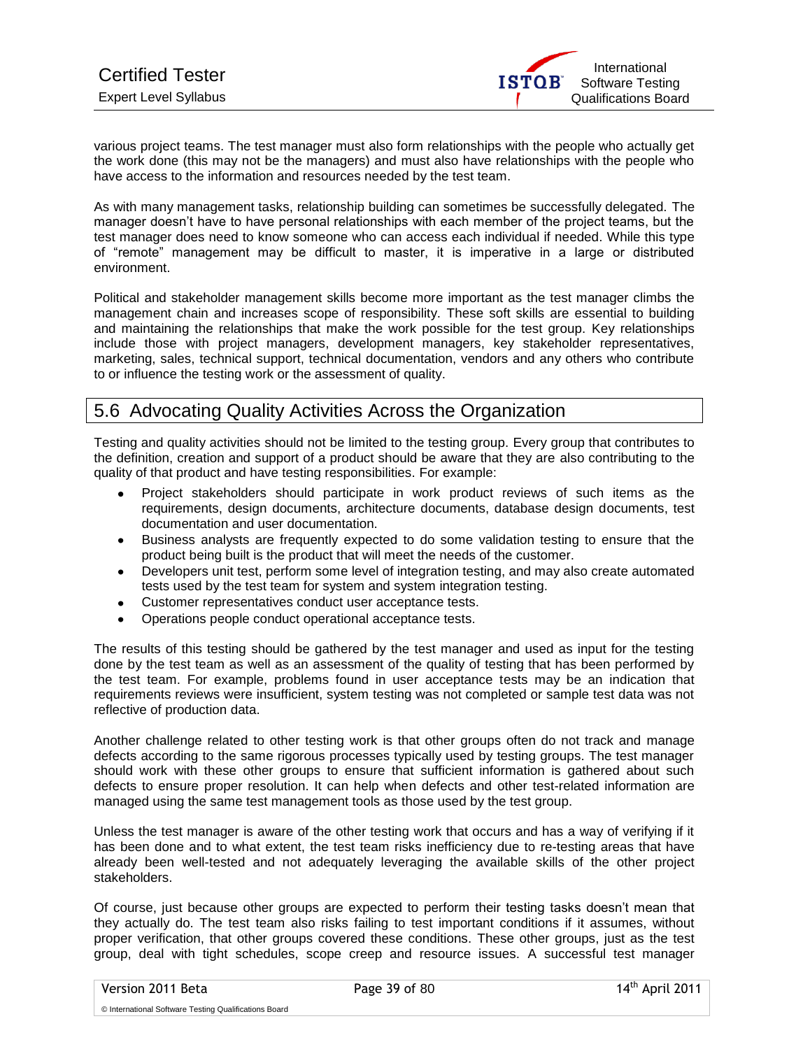various project teams. The test manager must also form relationships with the people who actually get the work done (this may not be the managers) and must also have relationships with the people who have access to the information and resources needed by the test team.

As with many management tasks, relationship building can sometimes be successfully delegated. The manager doesn't have to have personal relationships with each member of the project teams, but the test manager does need to know someone who can access each individual if needed. While this type of "remote" management may be difficult to master, it is imperative in a large or distributed environment.

Political and stakeholder management skills become more important as the test manager climbs the management chain and increases scope of responsibility. These soft skills are essential to building and maintaining the relationships that make the work possible for the test group. Key relationships include those with project managers, development managers, key stakeholder representatives, marketing, sales, technical support, technical documentation, vendors and any others who contribute to or influence the testing work or the assessment of quality.

## 5.6 Advocating Quality Activities Across the Organization

Testing and quality activities should not be limited to the testing group. Every group that contributes to the definition, creation and support of a product should be aware that they are also contributing to the quality of that product and have testing responsibilities. For example:

- Project stakeholders should participate in work product reviews of such items as the requirements, design documents, architecture documents, database design documents, test documentation and user documentation.
- Business analysts are frequently expected to do some validation testing to ensure that the product being built is the product that will meet the needs of the customer.
- Developers unit test, perform some level of integration testing, and may also create automated tests used by the test team for system and system integration testing.
- Customer representatives conduct user acceptance tests.
- Operations people conduct operational acceptance tests.

The results of this testing should be gathered by the test manager and used as input for the testing done by the test team as well as an assessment of the quality of testing that has been performed by the test team. For example, problems found in user acceptance tests may be an indication that requirements reviews were insufficient, system testing was not completed or sample test data was not reflective of production data.

Another challenge related to other testing work is that other groups often do not track and manage defects according to the same rigorous processes typically used by testing groups. The test manager should work with these other groups to ensure that sufficient information is gathered about such defects to ensure proper resolution. It can help when defects and other test-related information are managed using the same test management tools as those used by the test group.

Unless the test manager is aware of the other testing work that occurs and has a way of verifying if it has been done and to what extent, the test team risks inefficiency due to re-testing areas that have already been well-tested and not adequately leveraging the available skills of the other project stakeholders.

Of course, just because other groups are expected to perform their testing tasks doesn't mean that they actually do. The test team also risks failing to test important conditions if it assumes, without proper verification, that other groups covered these conditions. These other groups, just as the test group, deal with tight schedules, scope creep and resource issues. A successful test manager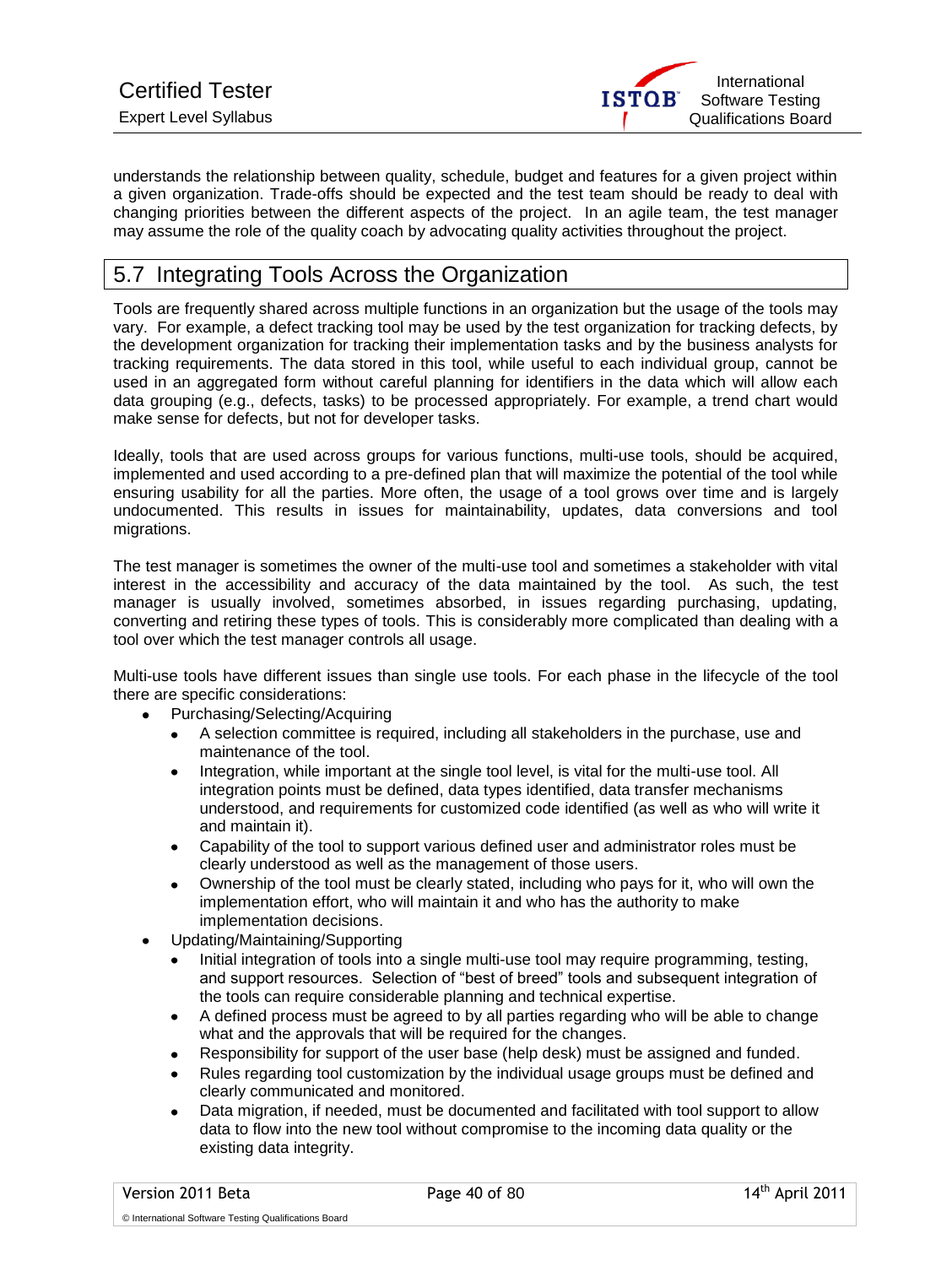understands the relationship between quality, schedule, budget and features for a given project within a given organization. Trade-offs should be expected and the test team should be ready to deal with changing priorities between the different aspects of the project. In an agile team, the test manager may assume the role of the quality coach by advocating quality activities throughout the project.

## 5.7 Integrating Tools Across the Organization

Tools are frequently shared across multiple functions in an organization but the usage of the tools may vary. For example, a defect tracking tool may be used by the test organization for tracking defects, by the development organization for tracking their implementation tasks and by the business analysts for tracking requirements. The data stored in this tool, while useful to each individual group, cannot be used in an aggregated form without careful planning for identifiers in the data which will allow each data grouping (e.g., defects, tasks) to be processed appropriately. For example, a trend chart would make sense for defects, but not for developer tasks.

Ideally, tools that are used across groups for various functions, multi-use tools, should be acquired, implemented and used according to a pre-defined plan that will maximize the potential of the tool while ensuring usability for all the parties. More often, the usage of a tool grows over time and is largely undocumented. This results in issues for maintainability, updates, data conversions and tool migrations.

The test manager is sometimes the owner of the multi-use tool and sometimes a stakeholder with vital interest in the accessibility and accuracy of the data maintained by the tool. As such, the test manager is usually involved, sometimes absorbed, in issues regarding purchasing, updating, converting and retiring these types of tools. This is considerably more complicated than dealing with a tool over which the test manager controls all usage.

Multi-use tools have different issues than single use tools. For each phase in the lifecycle of the tool there are specific considerations:

- Purchasing/Selecting/Acquiring
  - A selection committee is required, including all stakeholders in the purchase, use and maintenance of the tool.
  - Integration, while important at the single tool level, is vital for the multi-use tool. All integration points must be defined, data types identified, data transfer mechanisms understood, and requirements for customized code identified (as well as who will write it and maintain it).
  - Capability of the tool to support various defined user and administrator roles must be clearly understood as well as the management of those users.
  - Ownership of the tool must be clearly stated, including who pays for it, who will own the implementation effort, who will maintain it and who has the authority to make implementation decisions.
- Updating/Maintaining/Supporting
  - Initial integration of tools into a single multi-use tool may require programming, testing, and support resources. Selection of "best of breed" tools and subsequent integration of the tools can require considerable planning and technical expertise.
  - A defined process must be agreed to by all parties regarding who will be able to change what and the approvals that will be required for the changes.
  - Responsibility for support of the user base (help desk) must be assigned and funded.
  - Rules regarding tool customization by the individual usage groups must be defined and clearly communicated and monitored.
  - Data migration, if needed, must be documented and facilitated with tool support to allow data to flow into the new tool without compromise to the incoming data quality or the existing data integrity.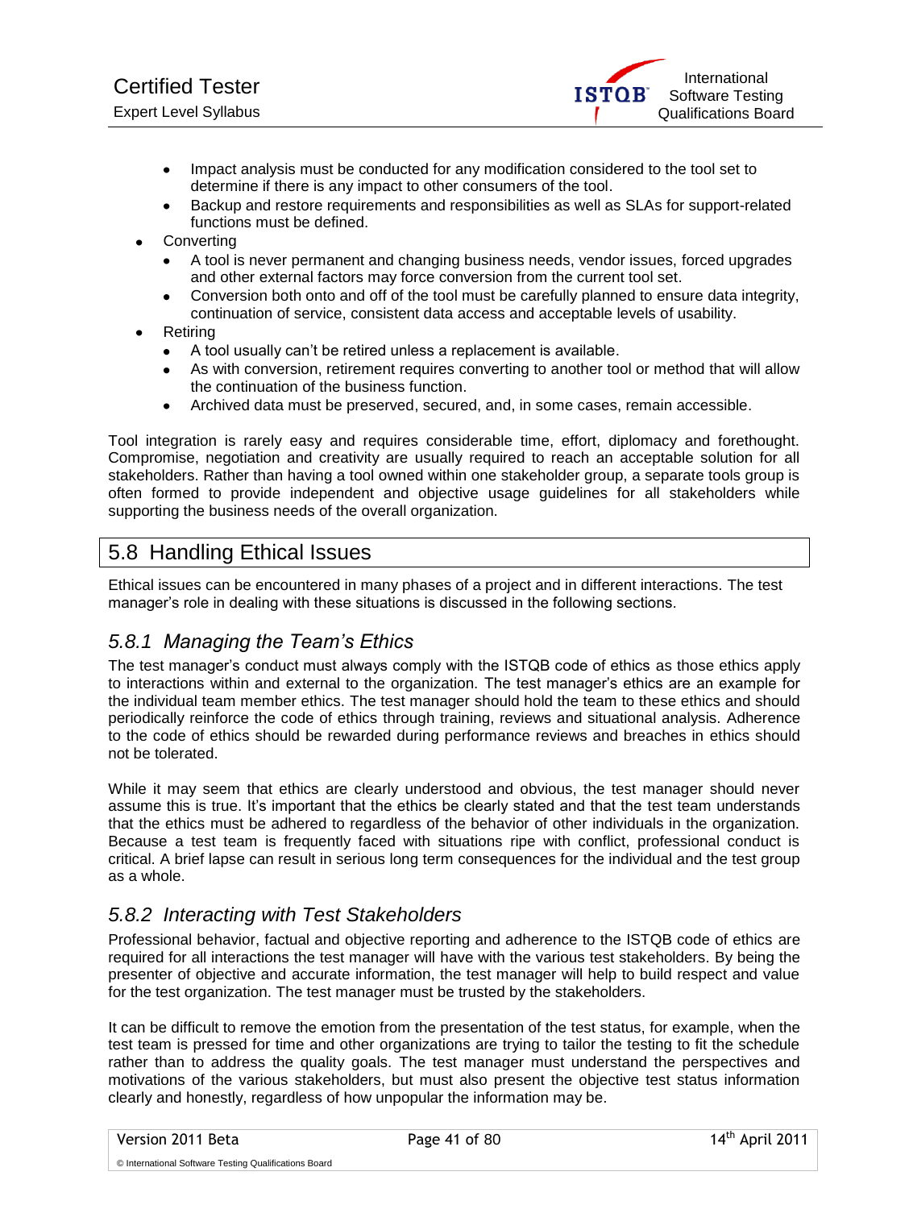- Impact analysis must be conducted for any modification considered to the tool set to determine if there is any impact to other consumers of the tool.
  - Backup and restore requirements and responsibilities as well as SLAs for support-related functions must be defined.
- Converting
  - A tool is never permanent and changing business needs, vendor issues, forced upgrades and other external factors may force conversion from the current tool set.
  - Conversion both onto and off of the tool must be carefully planned to ensure data integrity, continuation of service, consistent data access and acceptable levels of usability.
- Retiring
  - A tool usually can't be retired unless a replacement is available.
  - As with conversion, retirement requires converting to another tool or method that will allow the continuation of the business function.
  - Archived data must be preserved, secured, and, in some cases, remain accessible.

Tool integration is rarely easy and requires considerable time, effort, diplomacy and forethought. Compromise, negotiation and creativity are usually required to reach an acceptable solution for all stakeholders. Rather than having a tool owned within one stakeholder group, a separate tools group is often formed to provide independent and objective usage guidelines for all stakeholders while supporting the business needs of the overall organization.

## 5.8 Handling Ethical Issues

Ethical issues can be encountered in many phases of a project and in different interactions. The test manager's role in dealing with these situations is discussed in the following sections.

### *5.8.1 Managing the Team's Ethics*

The test manager's conduct must always comply with the ISTQB code of ethics as those ethics apply to interactions within and external to the organization. The test manager's ethics are an example for the individual team member ethics. The test manager should hold the team to these ethics and should periodically reinforce the code of ethics through training, reviews and situational analysis. Adherence to the code of ethics should be rewarded during performance reviews and breaches in ethics should not be tolerated.

While it may seem that ethics are clearly understood and obvious, the test manager should never assume this is true. It's important that the ethics be clearly stated and that the test team understands that the ethics must be adhered to regardless of the behavior of other individuals in the organization. Because a test team is frequently faced with situations ripe with conflict, professional conduct is critical. A brief lapse can result in serious long term consequences for the individual and the test group as a whole.

### *5.8.2 Interacting with Test Stakeholders*

Professional behavior, factual and objective reporting and adherence to the ISTQB code of ethics are required for all interactions the test manager will have with the various test stakeholders. By being the presenter of objective and accurate information, the test manager will help to build respect and value for the test organization. The test manager must be trusted by the stakeholders.

It can be difficult to remove the emotion from the presentation of the test status, for example, when the test team is pressed for time and other organizations are trying to tailor the testing to fit the schedule rather than to address the quality goals. The test manager must understand the perspectives and motivations of the various stakeholders, but must also present the objective test status information clearly and honestly, regardless of how unpopular the information may be.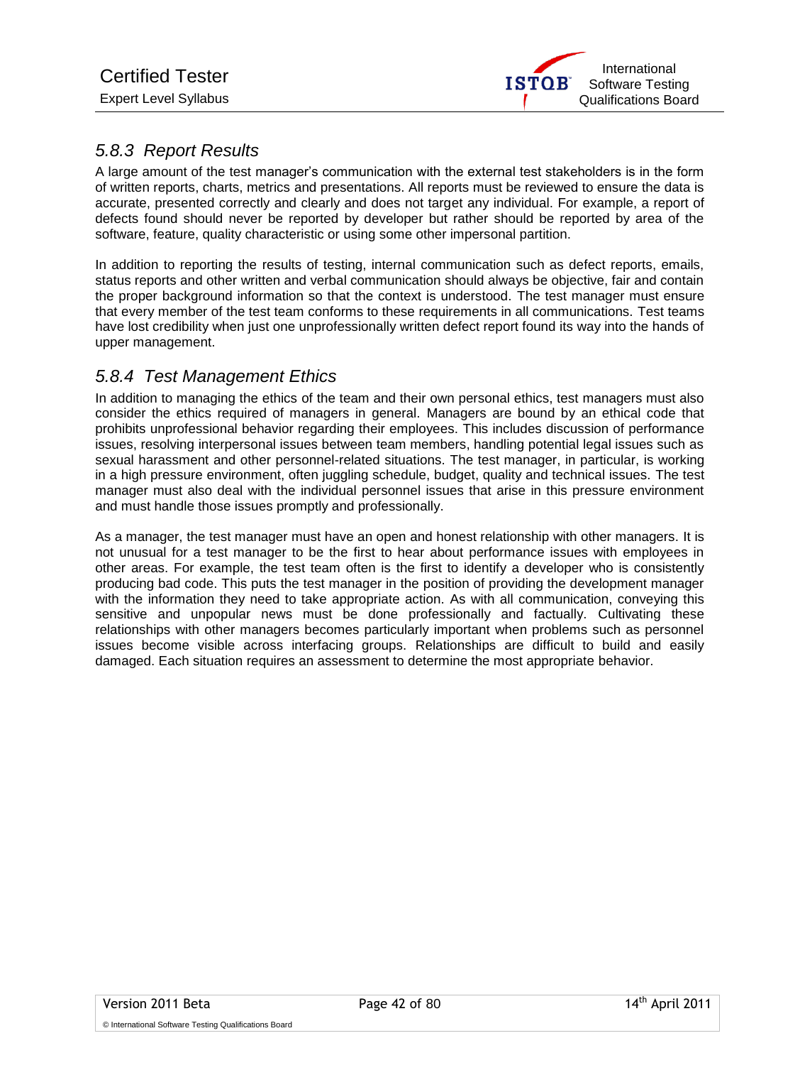### 5.8.3 Report Results

A large amount of the test manager's communication with the external test stakeholders is in the form of written reports, charts, metrics and presentations. All reports must be reviewed to ensure the data is accurate, presented correctly and clearly and does not target any individual. For example, a report of defects found should never be reported by developer but rather should be reported by area of the software, feature, quality characteristic or using some other impersonal partition.

In addition to reporting the results of testing, internal communication such as defect reports, emails, status reports and other written and verbal communication should always be objective, fair and contain the proper background information so that the context is understood. The test manager must ensure that every member of the test team conforms to these requirements in all communications. Test teams have lost credibility when just one unprofessionally written defect report found its way into the hands of upper management.

### 5.8.4 Test Management Ethics

In addition to managing the ethics of the team and their own personal ethics, test managers must also consider the ethics required of managers in general. Managers are bound by an ethical code that prohibits unprofessional behavior regarding their employees. This includes discussion of performance issues, resolving interpersonal issues between team members, handling potential legal issues such as sexual harassment and other personnel-related situations. The test manager, in particular, is working in a high pressure environment, often juggling schedule, budget, quality and technical issues. The test manager must also deal with the individual personnel issues that arise in this pressure environment and must handle those issues promptly and professionally.

As a manager, the test manager must have an open and honest relationship with other managers. It is not unusual for a test manager to be the first to hear about performance issues with employees in other areas. For example, the test team often is the first to identify a developer who is consistently producing bad code. This puts the test manager in the position of providing the development manager with the information they need to take appropriate action. As with all communication, conveying this sensitive and unpopular news must be done professionally and factually. Cultivating these relationships with other managers becomes particularly important when problems such as personnel issues become visible across interfacing groups. Relationships are difficult to build and easily damaged. Each situation requires an assessment to determine the most appropriate behavior.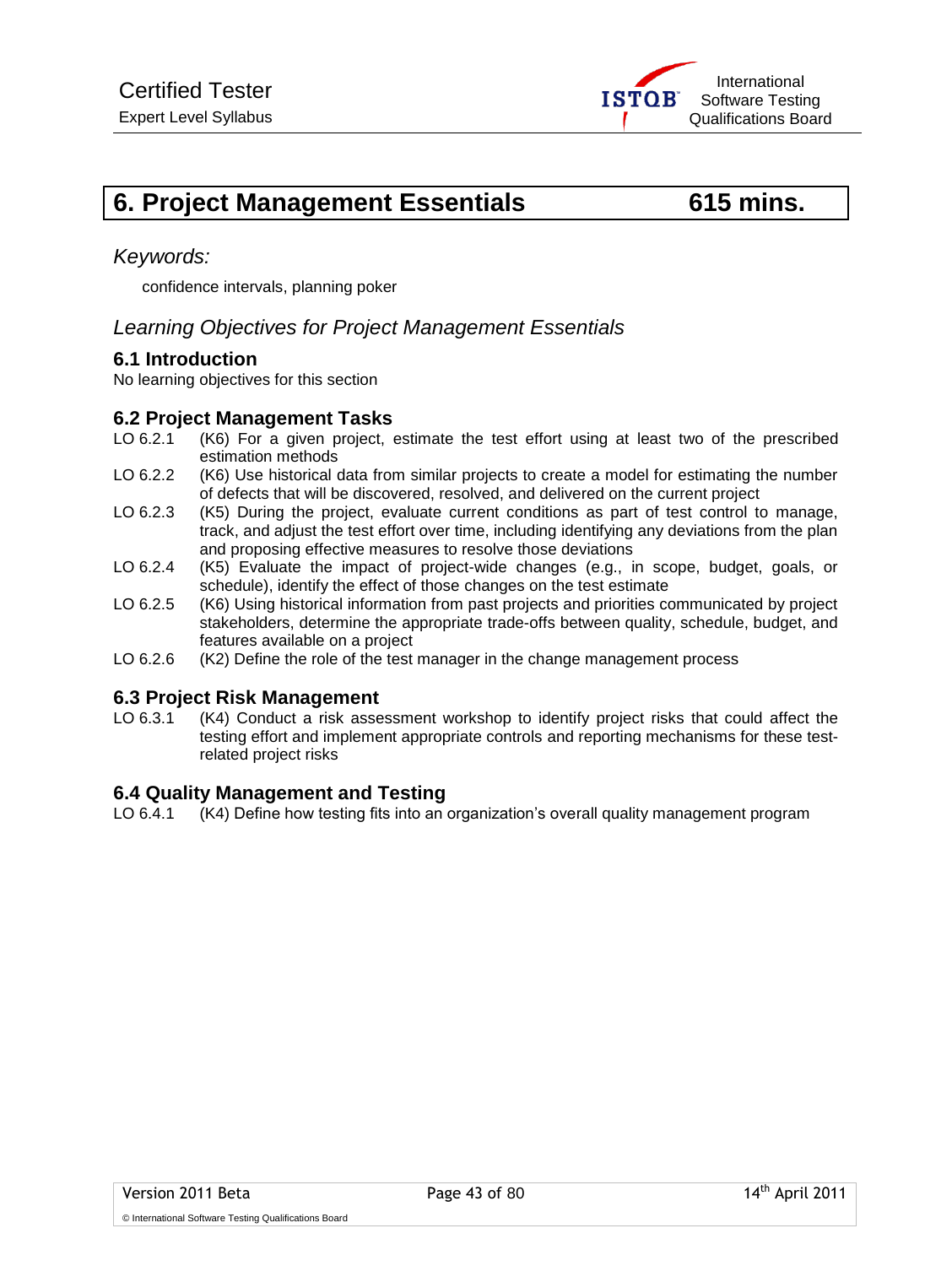# 6. Project Management Essentials 615 mins.

*Keywords:*

confidence intervals, planning poker

## *Learning Objectives for Project Management Essentials*

### 6.1 Introduction

No learning objectives for this section

### 6.2 Project Management Tasks

LO 6.2.1 (K6) For a given project, estimate the test effort using at least two of the prescribed estimation methods

LO 6.2.2 (K6) Use historical data from similar projects to create a model for estimating the number of defects that will be discovered, resolved, and delivered on the current project

LO 6.2.3 (K5) During the project, evaluate current conditions as part of test control to manage, track, and adjust the test effort over time, including identifying any deviations from the plan and proposing effective measures to resolve those deviations

LO 6.2.4 (K5) Evaluate the impact of project-wide changes (e.g., in scope, budget, goals, or schedule), identify the effect of those changes on the test estimate

LO 6.2.5 (K6) Using historical information from past projects and priorities communicated by project stakeholders, determine the appropriate trade-offs between quality, schedule, budget, and features available on a project

LO 6.2.6 (K2) Define the role of the test manager in the change management process

### 6.3 Project Risk Management

LO 6.3.1 (K4) Conduct a risk assessment workshop to identify project risks that could affect the testing effort and implement appropriate controls and reporting mechanisms for these test-related project risks

### 6.4 Quality Management and Testing

LO 6.4.1 (K4) Define how testing fits into an organization's overall quality management program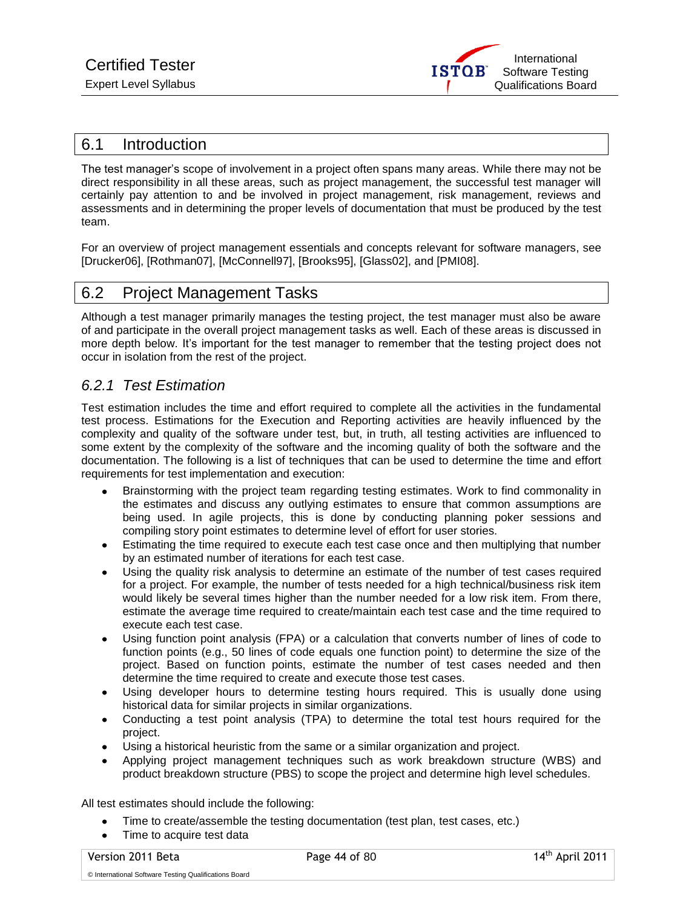## 6.1 Introduction

The test manager's scope of involvement in a project often spans many areas. While there may not be direct responsibility in all these areas, such as project management, the successful test manager will certainly pay attention to and be involved in project management, risk management, reviews and assessments and in determining the proper levels of documentation that must be produced by the test team.

For an overview of project management essentials and concepts relevant for software managers, see [Drucker06], [Rothman07], [McConnell97], [Brooks95], [Glass02], and [PMI08].

## 6.2 Project Management Tasks

Although a test manager primarily manages the testing project, the test manager must also be aware of and participate in the overall project management tasks as well. Each of these areas is discussed in more depth below. It's important for the test manager to remember that the testing project does not occur in isolation from the rest of the project.

### *6.2.1 Test Estimation*

Test estimation includes the time and effort required to complete all the activities in the fundamental test process. Estimations for the Execution and Reporting activities are heavily influenced by the complexity and quality of the software under test, but, in truth, all testing activities are influenced to some extent by the complexity of the software and the incoming quality of both the software and the documentation. The following is a list of techniques that can be used to determine the time and effort requirements for test implementation and execution:

- Brainstorming with the project team regarding testing estimates. Work to find commonality in the estimates and discuss any outlying estimates to ensure that common assumptions are being used. In agile projects, this is done by conducting planning poker sessions and compiling story point estimates to determine level of effort for user stories.
- Estimating the time required to execute each test case once and then multiplying that number by an estimated number of iterations for each test case.
- Using the quality risk analysis to determine an estimate of the number of test cases required for a project. For example, the number of tests needed for a high technical/business risk item would likely be several times higher than the number needed for a low risk item. From there, estimate the average time required to create/maintain each test case and the time required to execute each test case.
- Using function point analysis (FPA) or a calculation that converts number of lines of code to function points (e.g., 50 lines of code equals one function point) to determine the size of the project. Based on function points, estimate the number of test cases needed and then determine the time required to create and execute those test cases.
- Using developer hours to determine testing hours required. This is usually done using historical data for similar projects in similar organizations.
- Conducting a test point analysis (TPA) to determine the total test hours required for the project.
- Using a historical heuristic from the same or a similar organization and project.
- Applying project management techniques such as work breakdown structure (WBS) and product breakdown structure (PBS) to scope the project and determine high level schedules.

All test estimates should include the following:

- Time to create/assemble the testing documentation (test plan, test cases, etc.)
- Time to acquire test data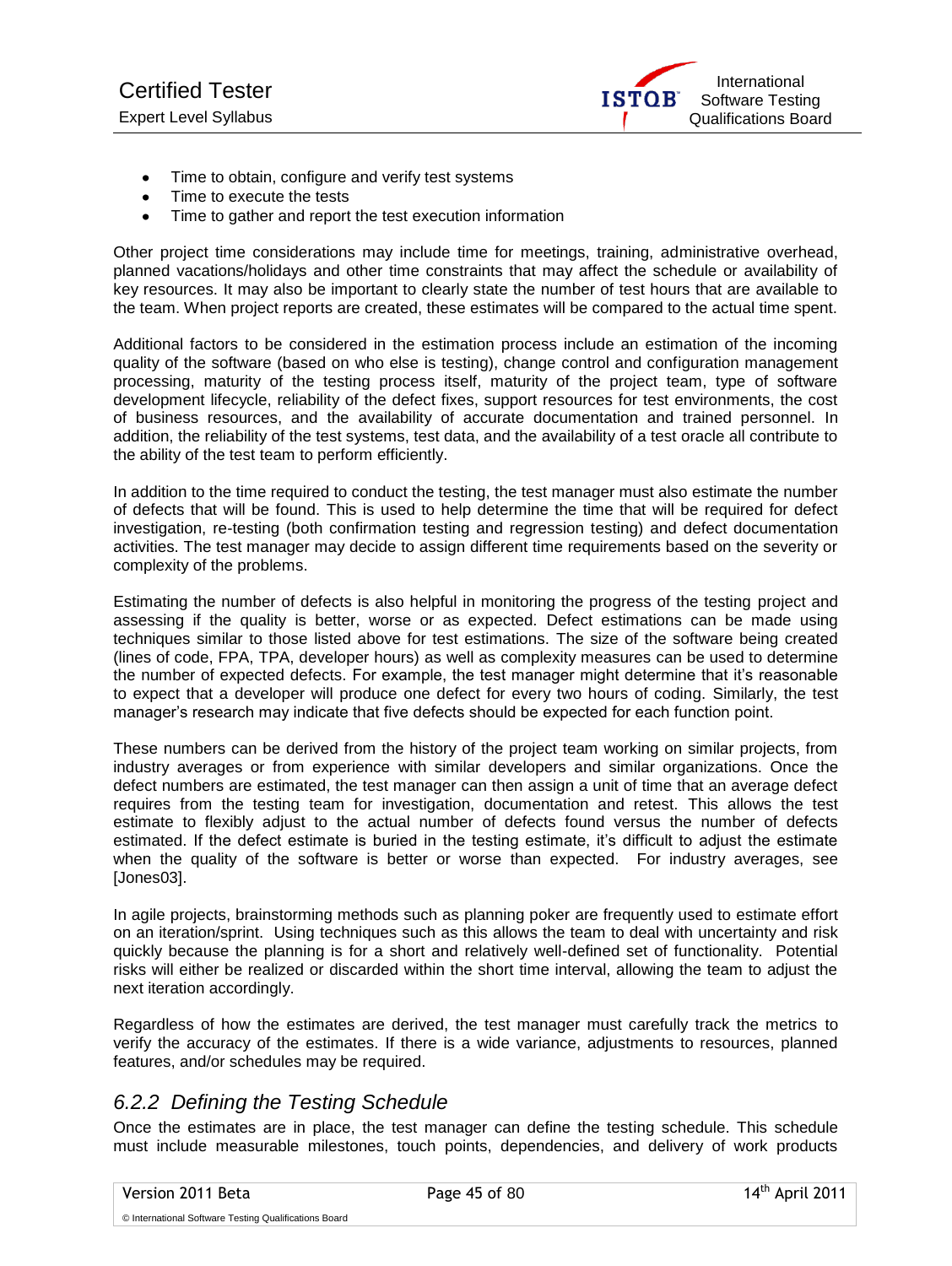- Time to obtain, configure and verify test systems
- Time to execute the tests
- Time to gather and report the test execution information

Other project time considerations may include time for meetings, training, administrative overhead, planned vacations/holidays and other time constraints that may affect the schedule or availability of key resources. It may also be important to clearly state the number of test hours that are available to the team. When project reports are created, these estimates will be compared to the actual time spent.

Additional factors to be considered in the estimation process include an estimation of the incoming quality of the software (based on who else is testing), change control and configuration management processing, maturity of the testing process itself, maturity of the project team, type of software development lifecycle, reliability of the defect fixes, support resources for test environments, the cost of business resources, and the availability of accurate documentation and trained personnel. In addition, the reliability of the test systems, test data, and the availability of a test oracle all contribute to the ability of the test team to perform efficiently.

In addition to the time required to conduct the testing, the test manager must also estimate the number of defects that will be found. This is used to help determine the time that will be required for defect investigation, re-testing (both confirmation testing and regression testing) and defect documentation activities. The test manager may decide to assign different time requirements based on the severity or complexity of the problems.

Estimating the number of defects is also helpful in monitoring the progress of the testing project and assessing if the quality is better, worse or as expected. Defect estimations can be made using techniques similar to those listed above for test estimations. The size of the software being created (lines of code, FPA, TPA, developer hours) as well as complexity measures can be used to determine the number of expected defects. For example, the test manager might determine that it's reasonable to expect that a developer will produce one defect for every two hours of coding. Similarly, the test manager's research may indicate that five defects should be expected for each function point.

These numbers can be derived from the history of the project team working on similar projects, from industry averages or from experience with similar developers and similar organizations. Once the defect numbers are estimated, the test manager can then assign a unit of time that an average defect requires from the testing team for investigation, documentation and retest. This allows the test estimate to flexibly adjust to the actual number of defects found versus the number of defects estimated. If the defect estimate is buried in the testing estimate, it's difficult to adjust the estimate when the quality of the software is better or worse than expected. For industry averages, see [Jones03].

In agile projects, brainstorming methods such as planning poker are frequently used to estimate effort on an iteration/sprint. Using techniques such as this allows the team to deal with uncertainty and risk quickly because the planning is for a short and relatively well-defined set of functionality. Potential risks will either be realized or discarded within the short time interval, allowing the team to adjust the next iteration accordingly.

Regardless of how the estimates are derived, the test manager must carefully track the metrics to verify the accuracy of the estimates. If there is a wide variance, adjustments to resources, planned features, and/or schedules may be required.

### *6.2.2 Defining the Testing Schedule*

Once the estimates are in place, the test manager can define the testing schedule. This schedule must include measurable milestones, touch points, dependencies, and delivery of work products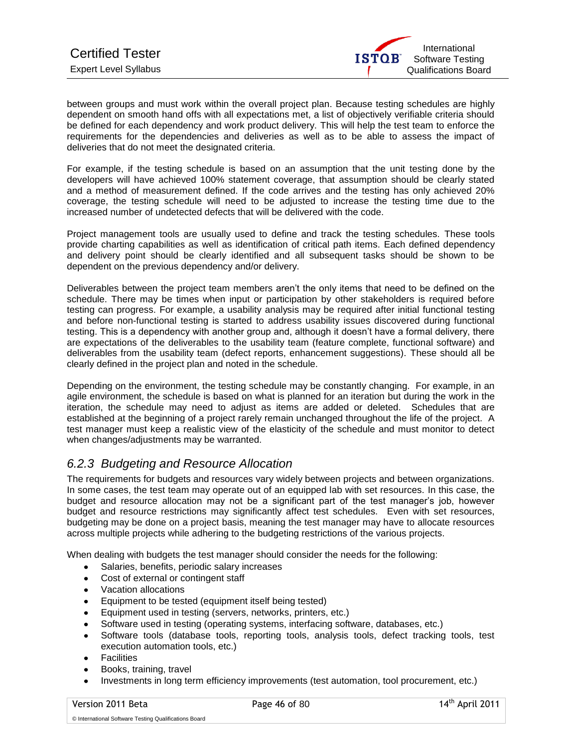between groups and must work within the overall project plan. Because testing schedules are highly dependent on smooth hand offs with all expectations met, a list of objectively verifiable criteria should be defined for each dependency and work product delivery. This will help the test team to enforce the requirements for the dependencies and deliveries as well as to be able to assess the impact of deliveries that do not meet the designated criteria.

For example, if the testing schedule is based on an assumption that the unit testing done by the developers will have achieved 100% statement coverage, that assumption should be clearly stated and a method of measurement defined. If the code arrives and the testing has only achieved 20% coverage, the testing schedule will need to be adjusted to increase the testing time due to the increased number of undetected defects that will be delivered with the code.

Project management tools are usually used to define and track the testing schedules. These tools provide charting capabilities as well as identification of critical path items. Each defined dependency and delivery point should be clearly identified and all subsequent tasks should be shown to be dependent on the previous dependency and/or delivery.

Deliverables between the project team members aren't the only items that need to be defined on the schedule. There may be times when input or participation by other stakeholders is required before testing can progress. For example, a usability analysis may be required after initial functional testing and before non-functional testing is started to address usability issues discovered during functional testing. This is a dependency with another group and, although it doesn't have a formal delivery, there are expectations of the deliverables to the usability team (feature complete, functional software) and deliverables from the usability team (defect reports, enhancement suggestions). These should all be clearly defined in the project plan and noted in the schedule.

Depending on the environment, the testing schedule may be constantly changing. For example, in an agile environment, the schedule is based on what is planned for an iteration but during the work in the iteration, the schedule may need to adjust as items are added or deleted. Schedules that are established at the beginning of a project rarely remain unchanged throughout the life of the project. A test manager must keep a realistic view of the elasticity of the schedule and must monitor to detect when changes/adjustments may be warranted.

### *6.2.3 Budgeting and Resource Allocation*

The requirements for budgets and resources vary widely between projects and between organizations. In some cases, the test team may operate out of an equipped lab with set resources. In this case, the budget and resource allocation may not be a significant part of the test manager's job, however budget and resource restrictions may significantly affect test schedules. Even with set resources, budgeting may be done on a project basis, meaning the test manager may have to allocate resources across multiple projects while adhering to the budgeting restrictions of the various projects.

When dealing with budgets the test manager should consider the needs for the following:

- Salaries, benefits, periodic salary increases
- Cost of external or contingent staff
- Vacation allocations
- Equipment to be tested (equipment itself being tested)
- Equipment used in testing (servers, networks, printers, etc.)
- Software used in testing (operating systems, interfacing software, databases, etc.)
- Software tools (database tools, reporting tools, analysis tools, defect tracking tools, test execution automation tools, etc.)
- Facilities
- Books, training, travel
- Investments in long term efficiency improvements (test automation, tool procurement, etc.)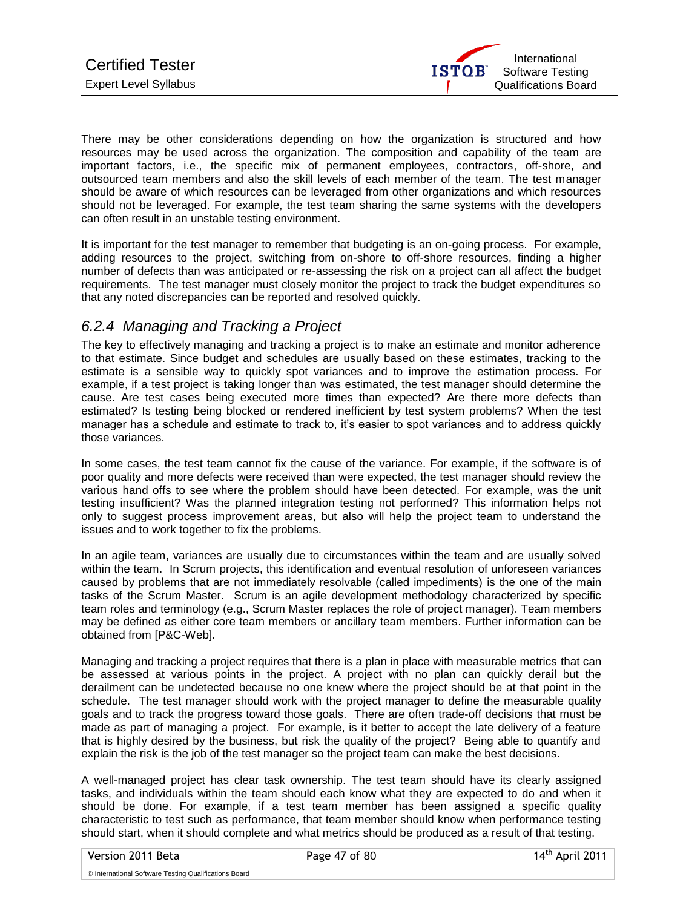There may be other considerations depending on how the organization is structured and how resources may be used across the organization. The composition and capability of the team are important factors, i.e., the specific mix of permanent employees, contractors, off-shore, and outsourced team members and also the skill levels of each member of the team. The test manager should be aware of which resources can be leveraged from other organizations and which resources should not be leveraged. For example, the test team sharing the same systems with the developers can often result in an unstable testing environment.

It is important for the test manager to remember that budgeting is an on-going process. For example, adding resources to the project, switching from on-shore to off-shore resources, finding a higher number of defects than was anticipated or re-assessing the risk on a project can all affect the budget requirements. The test manager must closely monitor the project to track the budget expenditures so that any noted discrepancies can be reported and resolved quickly.

### *6.2.4 Managing and Tracking a Project*

The key to effectively managing and tracking a project is to make an estimate and monitor adherence to that estimate. Since budget and schedules are usually based on these estimates, tracking to the estimate is a sensible way to quickly spot variances and to improve the estimation process. For example, if a test project is taking longer than was estimated, the test manager should determine the cause. Are test cases being executed more times than expected? Are there more defects than estimated? Is testing being blocked or rendered inefficient by test system problems? When the test manager has a schedule and estimate to track to, it's easier to spot variances and to address quickly those variances.

In some cases, the test team cannot fix the cause of the variance. For example, if the software is of poor quality and more defects were received than were expected, the test manager should review the various hand offs to see where the problem should have been detected. For example, was the unit testing insufficient? Was the planned integration testing not performed? This information helps not only to suggest process improvement areas, but also will help the project team to understand the issues and to work together to fix the problems.

In an agile team, variances are usually due to circumstances within the team and are usually solved within the team. In Scrum projects, this identification and eventual resolution of unforeseen variances caused by problems that are not immediately resolvable (called impediments) is the one of the main tasks of the Scrum Master. Scrum is an agile development methodology characterized by specific team roles and terminology (e.g., Scrum Master replaces the role of project manager). Team members may be defined as either core team members or ancillary team members. Further information can be obtained from [P&C-Web].

Managing and tracking a project requires that there is a plan in place with measurable metrics that can be assessed at various points in the project. A project with no plan can quickly derail but the derailment can be undetected because no one knew where the project should be at that point in the schedule. The test manager should work with the project manager to define the measurable quality goals and to track the progress toward those goals. There are often trade-off decisions that must be made as part of managing a project. For example, is it better to accept the late delivery of a feature that is highly desired by the business, but risk the quality of the project? Being able to quantify and explain the risk is the job of the test manager so the project team can make the best decisions.

A well-managed project has clear task ownership. The test team should have its clearly assigned tasks, and individuals within the team should each know what they are expected to do and when it should be done. For example, if a test team member has been assigned a specific quality characteristic to test such as performance, that team member should know when performance testing should start, when it should complete and what metrics should be produced as a result of that testing.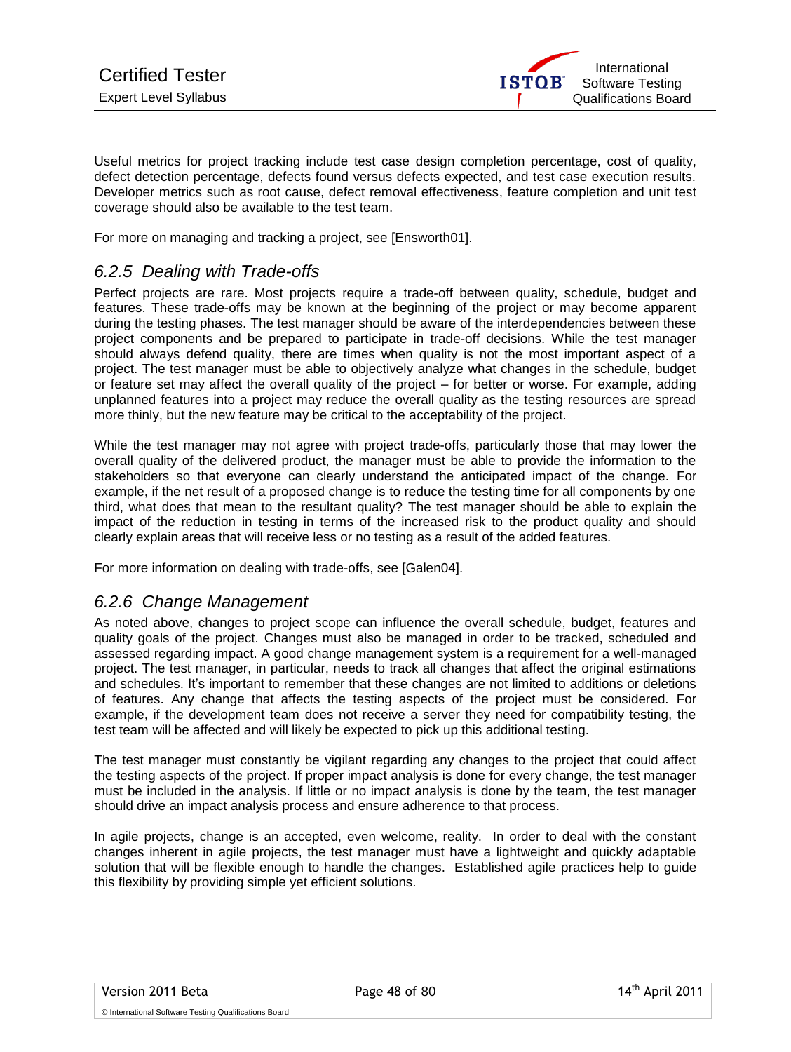Useful metrics for project tracking include test case design completion percentage, cost of quality, defect detection percentage, defects found versus defects expected, and test case execution results. Developer metrics such as root cause, defect removal effectiveness, feature completion and unit test coverage should also be available to the test team.

For more on managing and tracking a project, see [Ensworth01].

### 6.2.5 Dealing with Trade-offs

Perfect projects are rare. Most projects require a trade-off between quality, schedule, budget and features. These trade-offs may be known at the beginning of the project or may become apparent during the testing phases. The test manager should be aware of the interdependencies between these project components and be prepared to participate in trade-off decisions. While the test manager should always defend quality, there are times when quality is not the most important aspect of a project. The test manager must be able to objectively analyze what changes in the schedule, budget or feature set may affect the overall quality of the project – for better or worse. For example, adding unplanned features into a project may reduce the overall quality as the testing resources are spread more thinly, but the new feature may be critical to the acceptability of the project.

While the test manager may not agree with project trade-offs, particularly those that may lower the overall quality of the delivered product, the manager must be able to provide the information to the stakeholders so that everyone can clearly understand the anticipated impact of the change. For example, if the net result of a proposed change is to reduce the testing time for all components by one third, what does that mean to the resultant quality? The test manager should be able to explain the impact of the reduction in testing in terms of the increased risk to the product quality and should clearly explain areas that will receive less or no testing as a result of the added features.

For more information on dealing with trade-offs, see [Galen04].

### 6.2.6 Change Management

As noted above, changes to project scope can influence the overall schedule, budget, features and quality goals of the project. Changes must also be managed in order to be tracked, scheduled and assessed regarding impact. A good change management system is a requirement for a well-managed project. The test manager, in particular, needs to track all changes that affect the original estimations and schedules. It's important to remember that these changes are not limited to additions or deletions of features. Any change that affects the testing aspects of the project must be considered. For example, if the development team does not receive a server they need for compatibility testing, the test team will be affected and will likely be expected to pick up this additional testing.

The test manager must constantly be vigilant regarding any changes to the project that could affect the testing aspects of the project. If proper impact analysis is done for every change, the test manager must be included in the analysis. If little or no impact analysis is done by the team, the test manager should drive an impact analysis process and ensure adherence to that process.

In agile projects, change is an accepted, even welcome, reality. In order to deal with the constant changes inherent in agile projects, the test manager must have a lightweight and quickly adaptable solution that will be flexible enough to handle the changes. Established agile practices help to guide this flexibility by providing simple yet efficient solutions.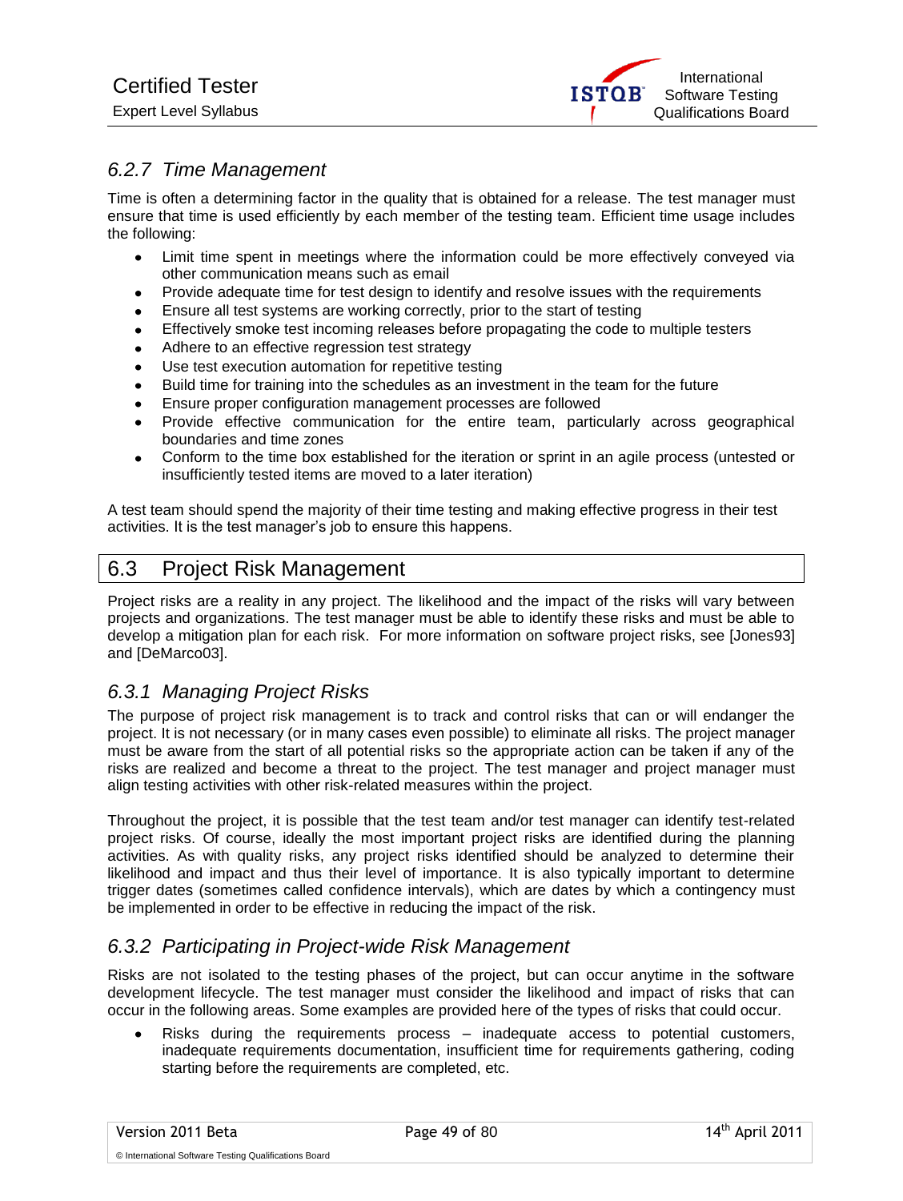### 6.2.7 Time Management

Time is often a determining factor in the quality that is obtained for a release. The test manager must ensure that time is used efficiently by each member of the testing team. Efficient time usage includes the following:

- Limit time spent in meetings where the information could be more effectively conveyed via other communication means such as email
- Provide adequate time for test design to identify and resolve issues with the requirements
- Ensure all test systems are working correctly, prior to the start of testing
- Effectively smoke test incoming releases before propagating the code to multiple testers
- Adhere to an effective regression test strategy
- Use test execution automation for repetitive testing
- Build time for training into the schedules as an investment in the team for the future
- Ensure proper configuration management processes are followed
- Provide effective communication for the entire team, particularly across geographical boundaries and time zones
- Conform to the time box established for the iteration or sprint in an agile process (untested or insufficiently tested items are moved to a later iteration)

A test team should spend the majority of their time testing and making effective progress in their test activities. It is the test manager's job to ensure this happens.

## 6.3 Project Risk Management

Project risks are a reality in any project. The likelihood and the impact of the risks will vary between projects and organizations. The test manager must be able to identify these risks and must be able to develop a mitigation plan for each risk. For more information on software project risks, see [Jones93] and [DeMarco03].

### 6.3.1 Managing Project Risks

The purpose of project risk management is to track and control risks that can or will endanger the project. It is not necessary (or in many cases even possible) to eliminate all risks. The project manager must be aware from the start of all potential risks so the appropriate action can be taken if any of the risks are realized and become a threat to the project. The test manager and project manager must align testing activities with other risk-related measures within the project.

Throughout the project, it is possible that the test team and/or test manager can identify test-related project risks. Of course, ideally the most important project risks are identified during the planning activities. As with quality risks, any project risks identified should be analyzed to determine their likelihood and impact and thus their level of importance. It is also typically important to determine trigger dates (sometimes called confidence intervals), which are dates by which a contingency must be implemented in order to be effective in reducing the impact of the risk.

### 6.3.2 Participating in Project-wide Risk Management

Risks are not isolated to the testing phases of the project, but can occur anytime in the software development lifecycle. The test manager must consider the likelihood and impact of risks that can occur in the following areas. Some examples are provided here of the types of risks that could occur.

- Risks during the requirements process – inadequate access to potential customers, inadequate requirements documentation, insufficient time for requirements gathering, coding starting before the requirements are completed, etc.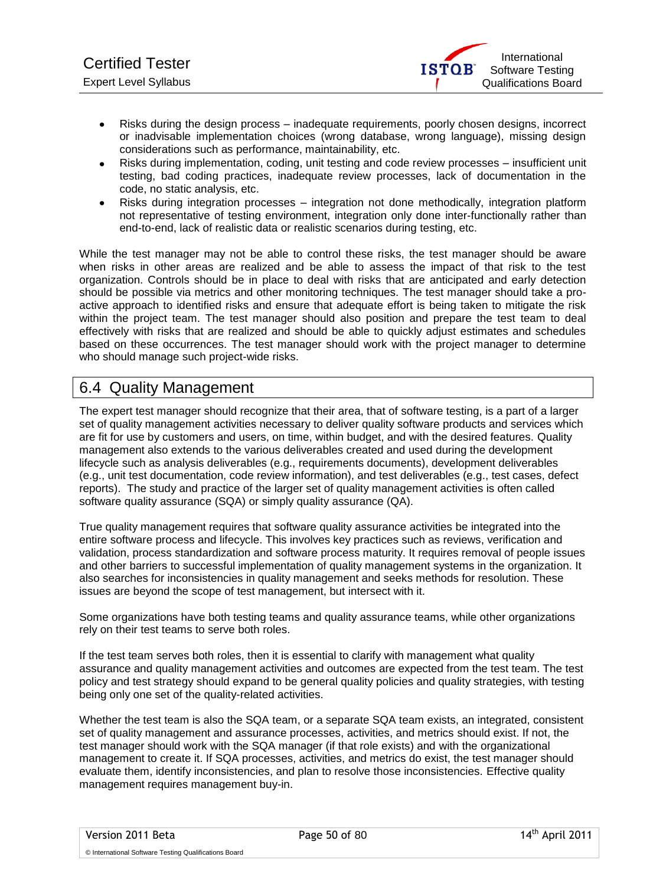- Risks during the design process – inadequate requirements, poorly chosen designs, incorrect or inadvisable implementation choices (wrong database, wrong language), missing design considerations such as performance, maintainability, etc.
- Risks during implementation, coding, unit testing and code review processes – insufficient unit testing, bad coding practices, inadequate review processes, lack of documentation in the code, no static analysis, etc.
- Risks during integration processes – integration not done methodically, integration platform not representative of testing environment, integration only done inter-functionally rather than end-to-end, lack of realistic data or realistic scenarios during testing, etc.

While the test manager may not be able to control these risks, the test manager should be aware when risks in other areas are realized and be able to assess the impact of that risk to the test organization. Controls should be in place to deal with risks that are anticipated and early detection should be possible via metrics and other monitoring techniques. The test manager should take a pro-active approach to identified risks and ensure that adequate effort is being taken to mitigate the risk within the project team. The test manager should also position and prepare the test team to deal effectively with risks that are realized and should be able to quickly adjust estimates and schedules based on these occurrences. The test manager should work with the project manager to determine who should manage such project-wide risks.

## 6.4 Quality Management

The expert test manager should recognize that their area, that of software testing, is a part of a larger set of quality management activities necessary to deliver quality software products and services which are fit for use by customers and users, on time, within budget, and with the desired features. Quality management also extends to the various deliverables created and used during the development lifecycle such as analysis deliverables (e.g., requirements documents), development deliverables (e.g., unit test documentation, code review information), and test deliverables (e.g., test cases, defect reports). The study and practice of the larger set of quality management activities is often called software quality assurance (SQA) or simply quality assurance (QA).

True quality management requires that software quality assurance activities be integrated into the entire software process and lifecycle. This involves key practices such as reviews, verification and validation, process standardization and software process maturity. It requires removal of people issues and other barriers to successful implementation of quality management systems in the organization. It also searches for inconsistencies in quality management and seeks methods for resolution. These issues are beyond the scope of test management, but intersect with it.

Some organizations have both testing teams and quality assurance teams, while other organizations rely on their test teams to serve both roles.

If the test team serves both roles, then it is essential to clarify with management what quality assurance and quality management activities and outcomes are expected from the test team. The test policy and test strategy should expand to be general quality policies and quality strategies, with testing being only one set of the quality-related activities.

Whether the test team is also the SQA team, or a separate SQA team exists, an integrated, consistent set of quality management and assurance processes, activities, and metrics should exist. If not, the test manager should work with the SQA manager (if that role exists) and with the organizational management to create it. If SQA processes, activities, and metrics do exist, the test manager should evaluate them, identify inconsistencies, and plan to resolve those inconsistencies. Effective quality management requires management buy-in.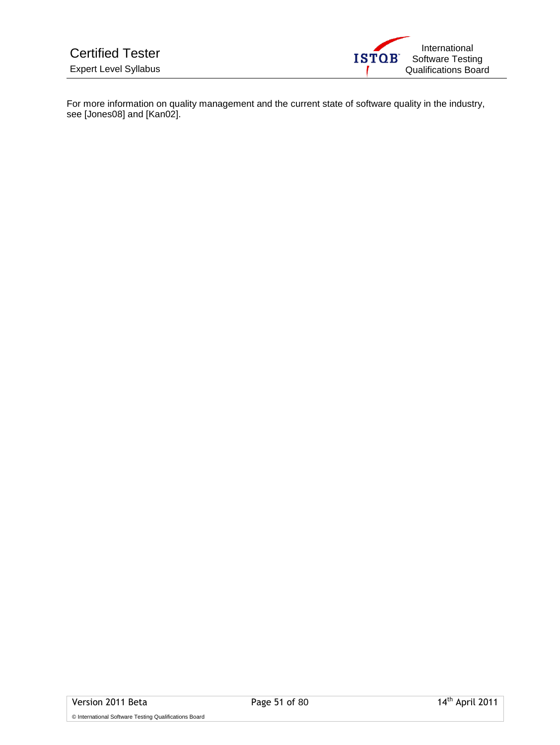For more information on quality management and the current state of software quality in the industry, see [Jones08] and [Kan02].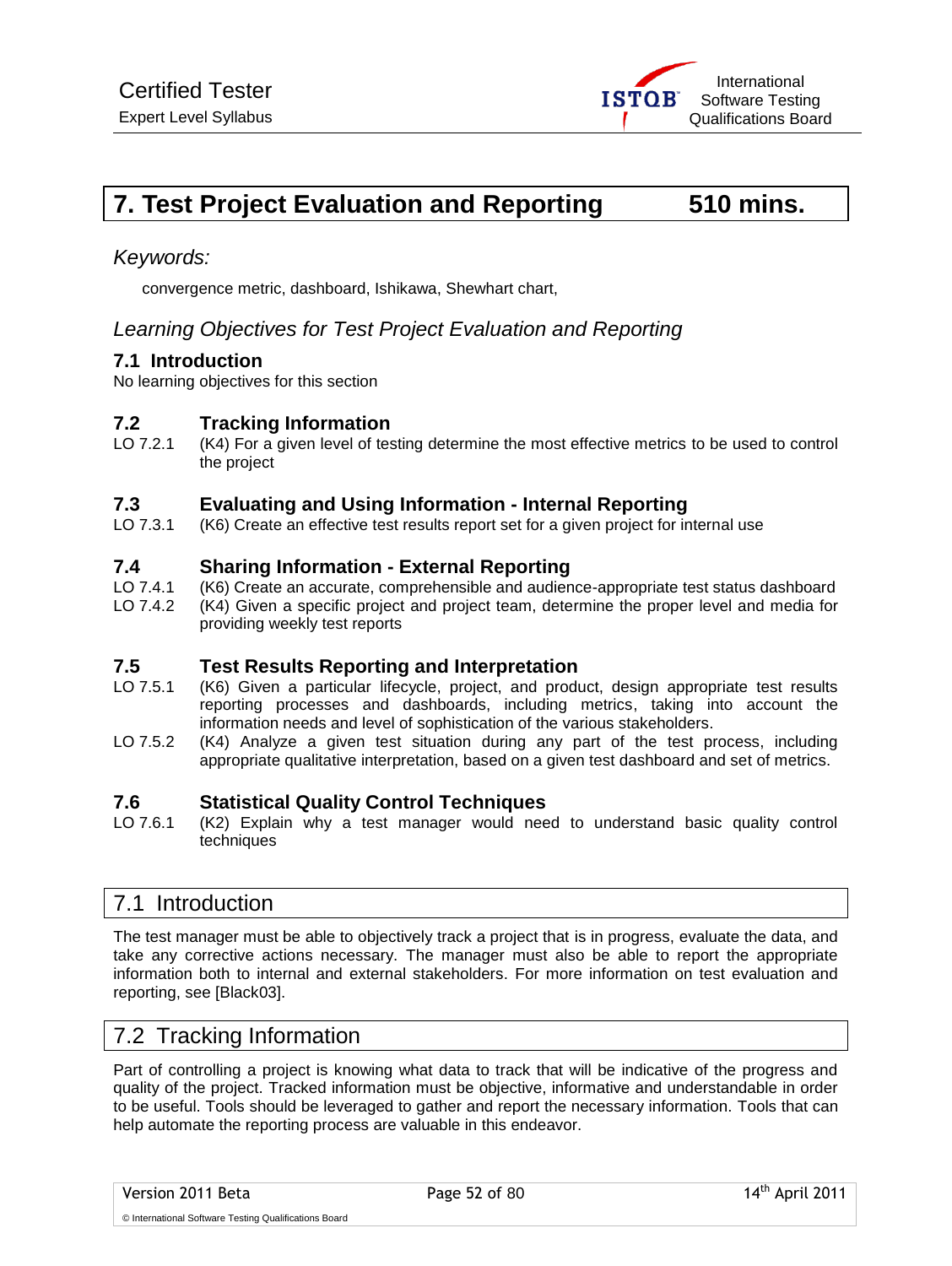# 7. Test Project Evaluation and Reporting 510 mins.

*Keywords:*

convergence metric, dashboard, Ishikawa, Shewhart chart,

## *Learning Objectives for Test Project Evaluation and Reporting*

### 7.1 Introduction

No learning objectives for this section

### 7.2 Tracking Information

LO 7.2.1 (K4) For a given level of testing determine the most effective metrics to be used to control the project

### 7.3 Evaluating and Using Information - Internal Reporting

LO 7.3.1 (K6) Create an effective test results report set for a given project for internal use

### 7.4 Sharing Information - External Reporting

LO 7.4.1 (K6) Create an accurate, comprehensible and audience-appropriate test status dashboard

LO 7.4.2 (K4) Given a specific project and project team, determine the proper level and media for providing weekly test reports

### 7.5 Test Results Reporting and Interpretation

LO 7.5.1 (K6) Given a particular lifecycle, project, and product, design appropriate test results reporting processes and dashboards, including metrics, taking into account the information needs and level of sophistication of the various stakeholders.

LO 7.5.2 (K4) Analyze a given test situation during any part of the test process, including appropriate qualitative interpretation, based on a given test dashboard and set of metrics.

### 7.6 Statistical Quality Control Techniques

LO 7.6.1 (K2) Explain why a test manager would need to understand basic quality control techniques

## 7.1 Introduction

The test manager must be able to objectively track a project that is in progress, evaluate the data, and take any corrective actions necessary. The manager must also be able to report the appropriate information both to internal and external stakeholders. For more information on test evaluation and reporting, see [Black03].

## 7.2 Tracking Information

Part of controlling a project is knowing what data to track that will be indicative of the progress and quality of the project. Tracked information must be objective, informative and understandable in order to be useful. Tools should be leveraged to gather and report the necessary information. Tools that can help automate the reporting process are valuable in this endeavor.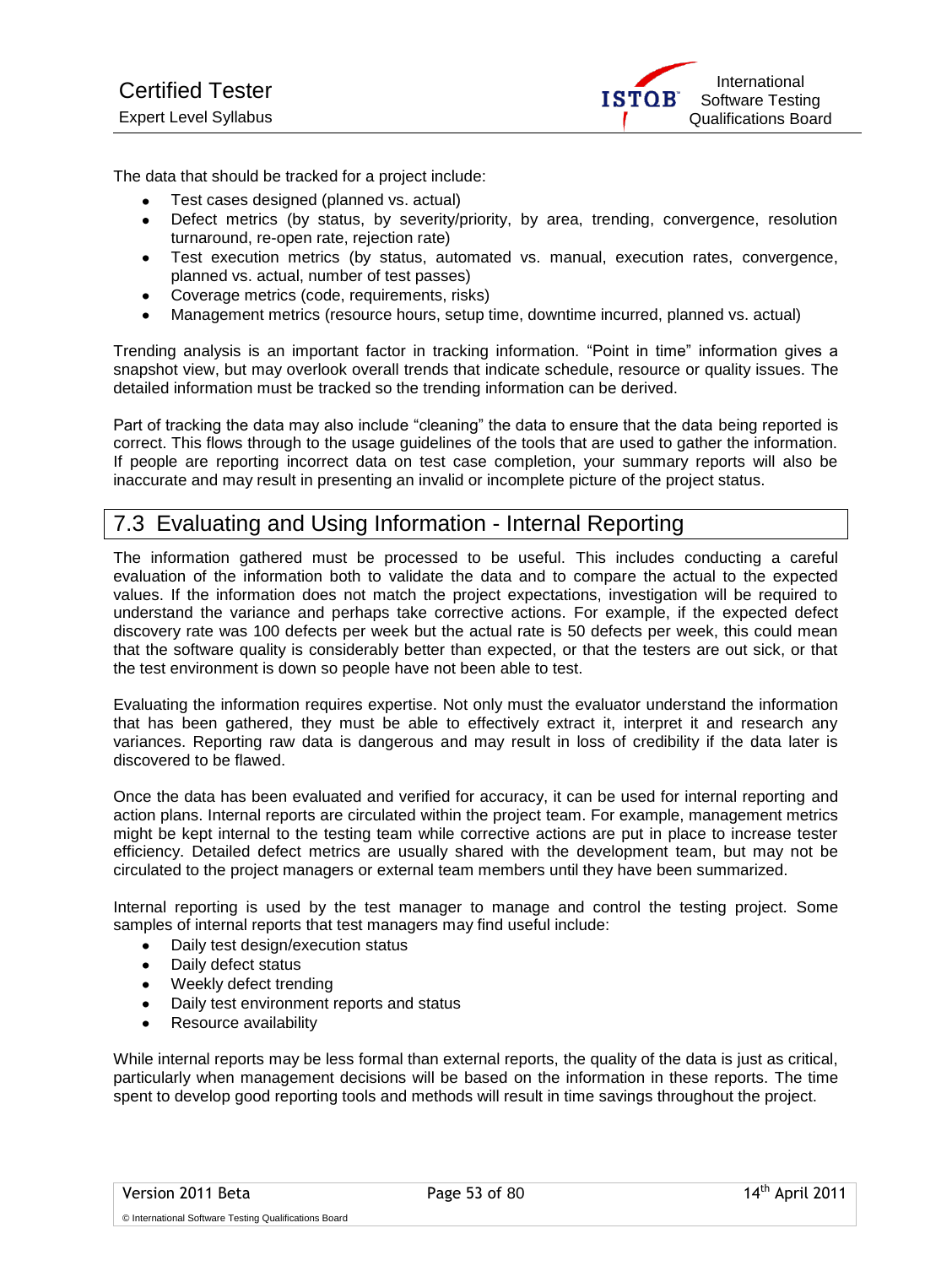The data that should be tracked for a project include:

- Test cases designed (planned vs. actual)
- Defect metrics (by status, by severity/priority, by area, trending, convergence, resolution turnaround, re-open rate, rejection rate)
- Test execution metrics (by status, automated vs. manual, execution rates, convergence, planned vs. actual, number of test passes)
- Coverage metrics (code, requirements, risks)
- Management metrics (resource hours, setup time, downtime incurred, planned vs. actual)

Trending analysis is an important factor in tracking information. "Point in time" information gives a snapshot view, but may overlook overall trends that indicate schedule, resource or quality issues. The detailed information must be tracked so the trending information can be derived.

Part of tracking the data may also include "cleaning" the data to ensure that the data being reported is correct. This flows through to the usage guidelines of the tools that are used to gather the information. If people are reporting incorrect data on test case completion, your summary reports will also be inaccurate and may result in presenting an invalid or incomplete picture of the project status.

## 7.3 Evaluating and Using Information - Internal Reporting

The information gathered must be processed to be useful. This includes conducting a careful evaluation of the information both to validate the data and to compare the actual to the expected values. If the information does not match the project expectations, investigation will be required to understand the variance and perhaps take corrective actions. For example, if the expected defect discovery rate was 100 defects per week but the actual rate is 50 defects per week, this could mean that the software quality is considerably better than expected, or that the testers are out sick, or that the test environment is down so people have not been able to test.

Evaluating the information requires expertise. Not only must the evaluator understand the information that has been gathered, they must be able to effectively extract it, interpret it and research any variances. Reporting raw data is dangerous and may result in loss of credibility if the data later is discovered to be flawed.

Once the data has been evaluated and verified for accuracy, it can be used for internal reporting and action plans. Internal reports are circulated within the project team. For example, management metrics might be kept internal to the testing team while corrective actions are put in place to increase tester efficiency. Detailed defect metrics are usually shared with the development team, but may not be circulated to the project managers or external team members until they have been summarized.

Internal reporting is used by the test manager to manage and control the testing project. Some samples of internal reports that test managers may find useful include:

- Daily test design/execution status
- Daily defect status
- Weekly defect trending
- Daily test environment reports and status
- Resource availability

While internal reports may be less formal than external reports, the quality of the data is just as critical, particularly when management decisions will be based on the information in these reports. The time spent to develop good reporting tools and methods will result in time savings throughout the project.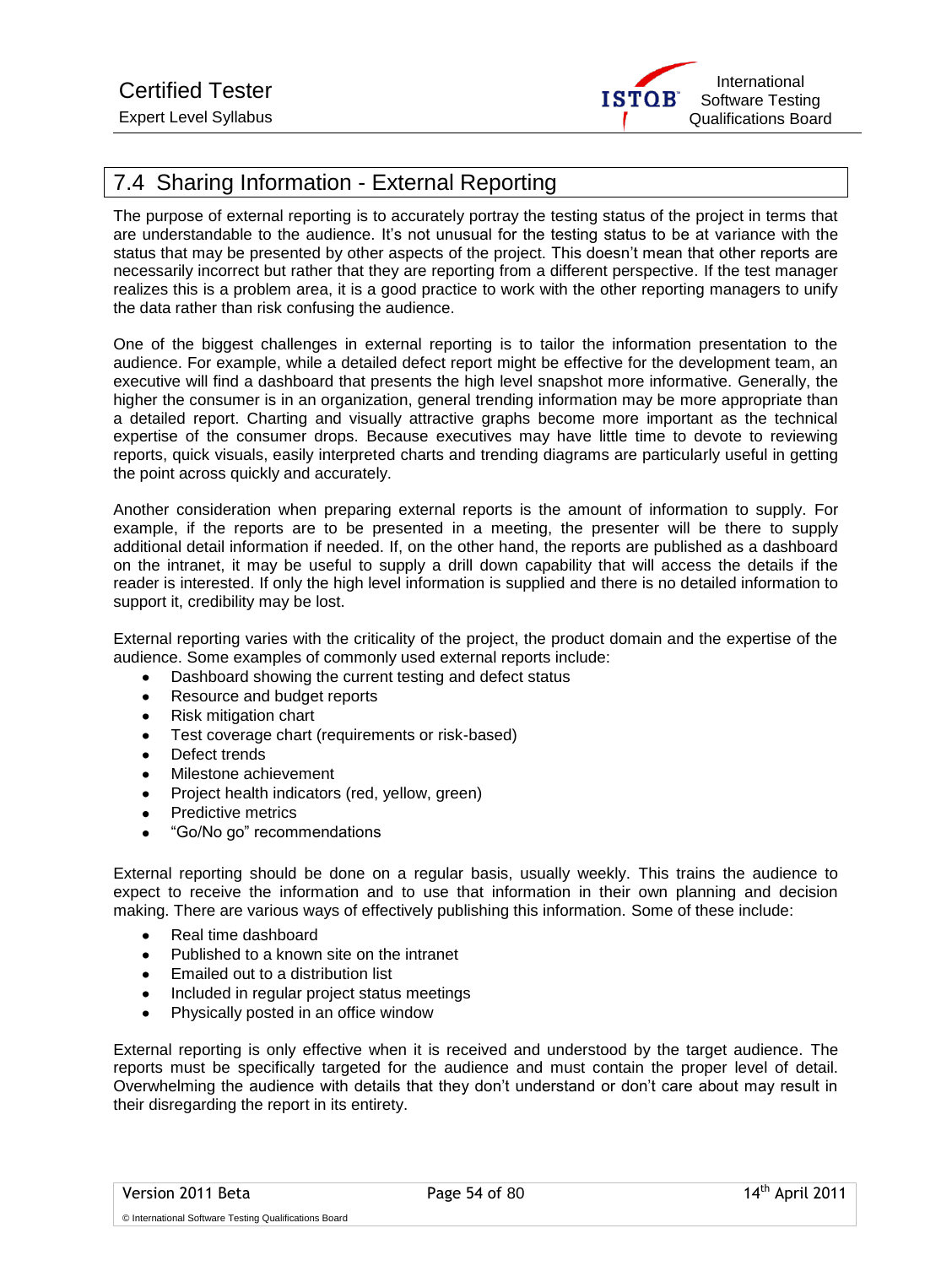## 7.4 Sharing Information - External Reporting

The purpose of external reporting is to accurately portray the testing status of the project in terms that are understandable to the audience. It's not unusual for the testing status to be at variance with the status that may be presented by other aspects of the project. This doesn't mean that other reports are necessarily incorrect but rather that they are reporting from a different perspective. If the test manager realizes this is a problem area, it is a good practice to work with the other reporting managers to unify the data rather than risk confusing the audience.

One of the biggest challenges in external reporting is to tailor the information presentation to the audience. For example, while a detailed defect report might be effective for the development team, an executive will find a dashboard that presents the high level snapshot more informative. Generally, the higher the consumer is in an organization, general trending information may be more appropriate than a detailed report. Charting and visually attractive graphs become more important as the technical expertise of the consumer drops. Because executives may have little time to devote to reviewing reports, quick visuals, easily interpreted charts and trending diagrams are particularly useful in getting the point across quickly and accurately.

Another consideration when preparing external reports is the amount of information to supply. For example, if the reports are to be presented in a meeting, the presenter will be there to supply additional detail information if needed. If, on the other hand, the reports are published as a dashboard on the intranet, it may be useful to supply a drill down capability that will access the details if the reader is interested. If only the high level information is supplied and there is no detailed information to support it, credibility may be lost.

External reporting varies with the criticality of the project, the product domain and the expertise of the audience. Some examples of commonly used external reports include:

- Dashboard showing the current testing and defect status
- Resource and budget reports
- Risk mitigation chart
- Test coverage chart (requirements or risk-based)
- Defect trends
- Milestone achievement
- Project health indicators (red, yellow, green)
- Predictive metrics
- "Go/No go" recommendations

External reporting should be done on a regular basis, usually weekly. This trains the audience to expect to receive the information and to use that information in their own planning and decision making. There are various ways of effectively publishing this information. Some of these include:

- Real time dashboard
- Published to a known site on the intranet
- Emailed out to a distribution list
- Included in regular project status meetings
- Physically posted in an office window

External reporting is only effective when it is received and understood by the target audience. The reports must be specifically targeted for the audience and must contain the proper level of detail. Overwhelming the audience with details that they don't understand or don't care about may result in their disregarding the report in its entirety.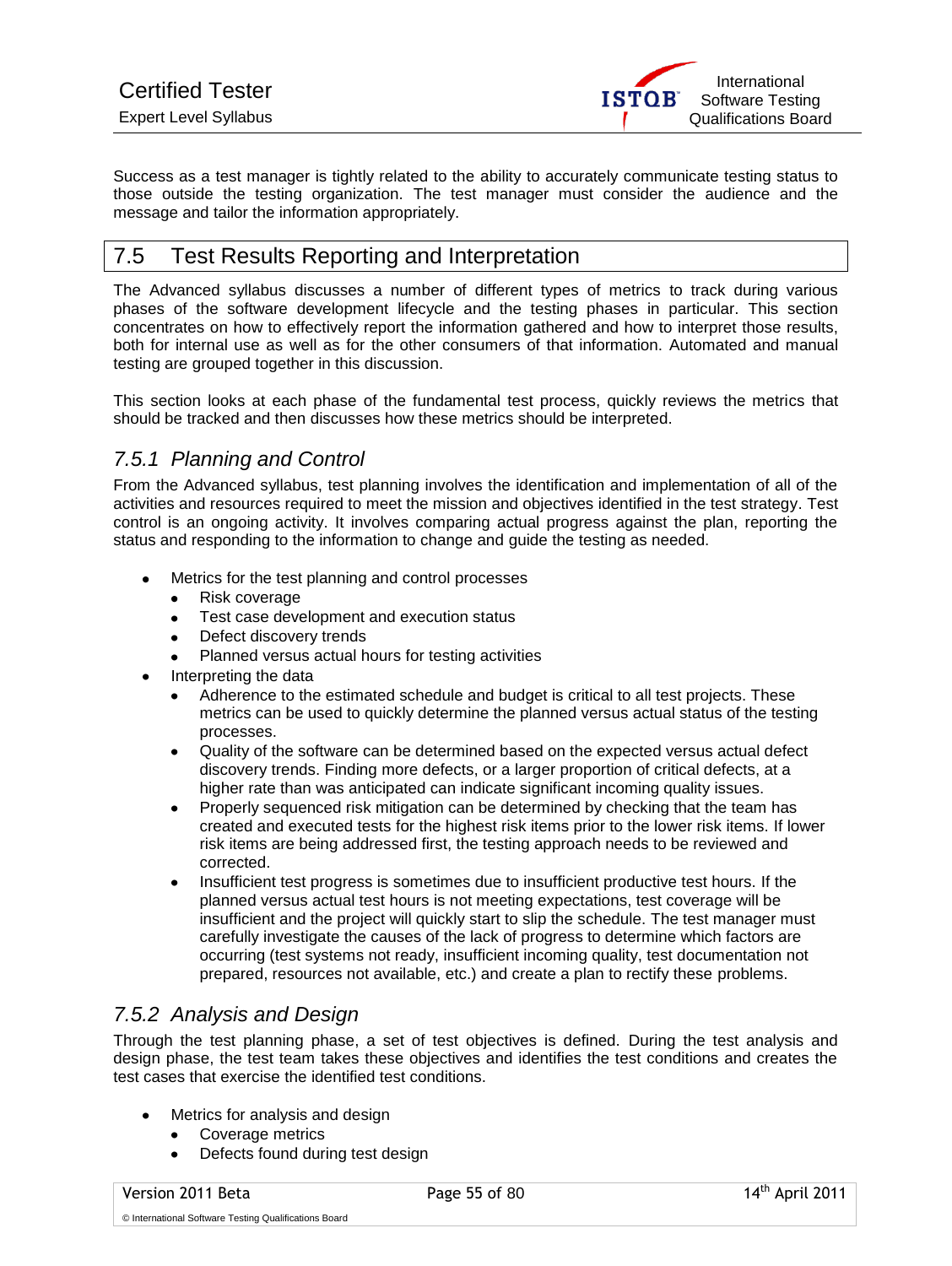Success as a test manager is tightly related to the ability to accurately communicate testing status to those outside the testing organization. The test manager must consider the audience and the message and tailor the information appropriately.

## 7.5 Test Results Reporting and Interpretation

The Advanced syllabus discusses a number of different types of metrics to track during various phases of the software development lifecycle and the testing phases in particular. This section concentrates on how to effectively report the information gathered and how to interpret those results, both for internal use as well as for the other consumers of that information. Automated and manual testing are grouped together in this discussion.

This section looks at each phase of the fundamental test process, quickly reviews the metrics that should be tracked and then discusses how these metrics should be interpreted.

### 7.5.1 Planning and Control

From the Advanced syllabus, test planning involves the identification and implementation of all of the activities and resources required to meet the mission and objectives identified in the test strategy. Test control is an ongoing activity. It involves comparing actual progress against the plan, reporting the status and responding to the information to change and guide the testing as needed.

- Metrics for the test planning and control processes
  - Risk coverage
  - Test case development and execution status
  - Defect discovery trends
  - Planned versus actual hours for testing activities
- Interpreting the data
  - Adherence to the estimated schedule and budget is critical to all test projects. These metrics can be used to quickly determine the planned versus actual status of the testing processes.
  - Quality of the software can be determined based on the expected versus actual defect discovery trends. Finding more defects, or a larger proportion of critical defects, at a higher rate than was anticipated can indicate significant incoming quality issues.
  - Properly sequenced risk mitigation can be determined by checking that the team has created and executed tests for the highest risk items prior to the lower risk items. If lower risk items are being addressed first, the testing approach needs to be reviewed and corrected.
  - Insufficient test progress is sometimes due to insufficient productive test hours. If the planned versus actual test hours is not meeting expectations, test coverage will be insufficient and the project will quickly start to slip the schedule. The test manager must carefully investigate the causes of the lack of progress to determine which factors are occurring (test systems not ready, insufficient incoming quality, test documentation not prepared, resources not available, etc.) and create a plan to rectify these problems.

### 7.5.2 Analysis and Design

Through the test planning phase, a set of test objectives is defined. During the test analysis and design phase, the test team takes these objectives and identifies the test conditions and creates the test cases that exercise the identified test conditions.

- Metrics for analysis and design
  - Coverage metrics
  - Defects found during test design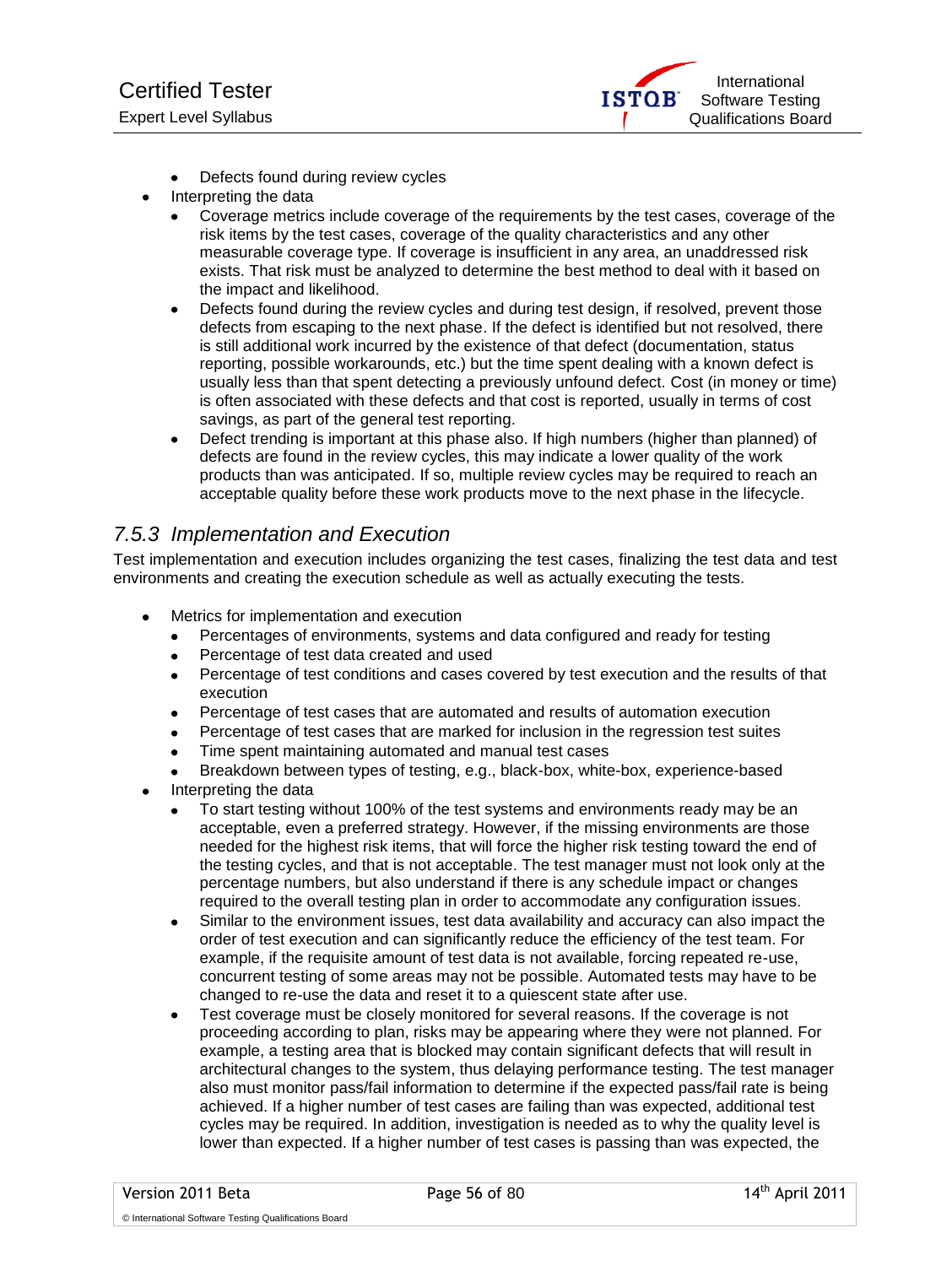- Defects found during review cycles
- Interpreting the data
  - Coverage metrics include coverage of the requirements by the test cases, coverage of the risk items by the test cases, coverage of the quality characteristics and any other measurable coverage type. If coverage is insufficient in any area, an unaddressed risk exists. That risk must be analyzed to determine the best method to deal with it based on the impact and likelihood.
  - Defects found during the review cycles and during test design, if resolved, prevent those defects from escaping to the next phase. If the defect is identified but not resolved, there is still additional work incurred by the existence of that defect (documentation, status reporting, possible workarounds, etc.) but the time spent dealing with a known defect is usually less than that spent detecting a previously unfound defect. Cost (in money or time) is often associated with these defects and that cost is reported, usually in terms of cost savings, as part of the general test reporting.
  - Defect trending is important at this phase also. If high numbers (higher than planned) of defects are found in the review cycles, this may indicate a lower quality of the work products than was anticipated. If so, multiple review cycles may be required to reach an acceptable quality before these work products move to the next phase in the lifecycle.

### *7.5.3 Implementation and Execution*

Test implementation and execution includes organizing the test cases, finalizing the test data and test environments and creating the execution schedule as well as actually executing the tests.

- Metrics for implementation and execution
  - Percentages of environments, systems and data configured and ready for testing
  - Percentage of test data created and used
  - Percentage of test conditions and cases covered by test execution and the results of that execution
  - Percentage of test cases that are automated and results of automation execution
  - Percentage of test cases that are marked for inclusion in the regression test suites
  - Time spent maintaining automated and manual test cases
  - Breakdown between types of testing, e.g., black-box, white-box, experience-based
- Interpreting the data
  - To start testing without 100% of the test systems and environments ready may be an acceptable, even a preferred strategy. However, if the missing environments are those needed for the highest risk items, that will force the higher risk testing toward the end of the testing cycles, and that is not acceptable. The test manager must not look only at the percentage numbers, but also understand if there is any schedule impact or changes required to the overall testing plan in order to accommodate any configuration issues.
  - Similar to the environment issues, test data availability and accuracy can also impact the order of test execution and can significantly reduce the efficiency of the test team. For example, if the requisite amount of test data is not available, forcing repeated re-use, concurrent testing of some areas may not be possible. Automated tests may have to be changed to re-use the data and reset it to a quiescent state after use.
  - Test coverage must be closely monitored for several reasons. If the coverage is not proceeding according to plan, risks may be appearing where they were not planned. For example, a testing area that is blocked may contain significant defects that will result in architectural changes to the system, thus delaying performance testing. The test manager also must monitor pass/fail information to determine if the expected pass/fail rate is being achieved. If a higher number of test cases are failing than was expected, additional test cycles may be required. In addition, investigation is needed as to why the quality level is lower than expected. If a higher number of test cases is passing than was expected, the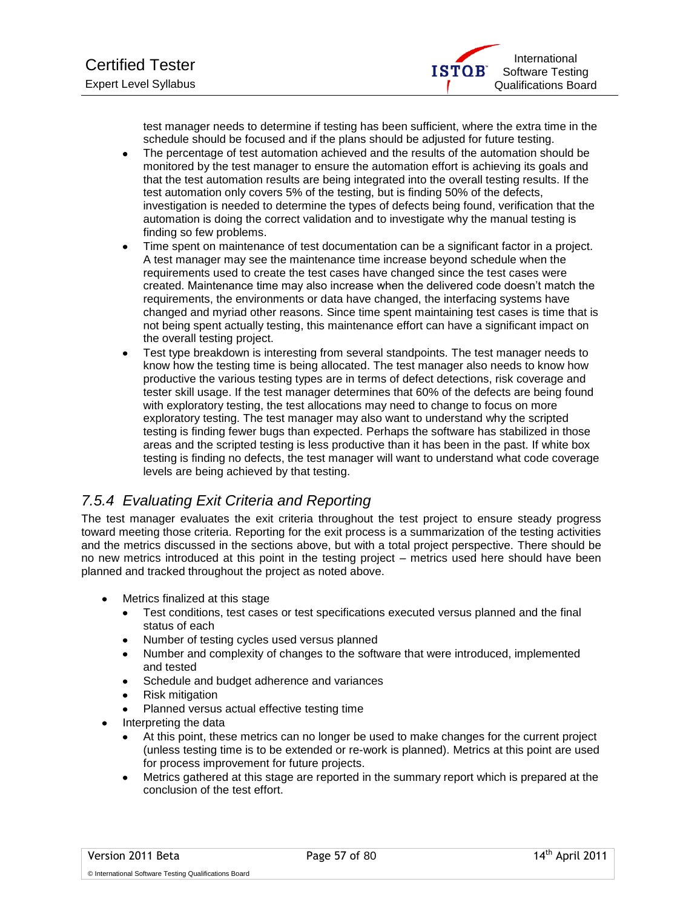test manager needs to determine if testing has been sufficient, where the extra time in the schedule should be focused and if the plans should be adjusted for future testing.

- The percentage of test automation achieved and the results of the automation should be monitored by the test manager to ensure the automation effort is achieving its goals and that the test automation results are being integrated into the overall testing results. If the test automation only covers 5% of the testing, but is finding 50% of the defects, investigation is needed to determine the types of defects being found, verification that the automation is doing the correct validation and to investigate why the manual testing is finding so few problems.
- Time spent on maintenance of test documentation can be a significant factor in a project. A test manager may see the maintenance time increase beyond schedule when the requirements used to create the test cases have changed since the test cases were created. Maintenance time may also increase when the delivered code doesn't match the requirements, the environments or data have changed, the interfacing systems have changed and myriad other reasons. Since time spent maintaining test cases is time that is not being spent actually testing, this maintenance effort can have a significant impact on the overall testing project.
- Test type breakdown is interesting from several standpoints. The test manager needs to know how the testing time is being allocated. The test manager also needs to know how productive the various testing types are in terms of defect detections, risk coverage and tester skill usage. If the test manager determines that 60% of the defects are being found with exploratory testing, the test allocations may need to change to focus on more exploratory testing. The test manager may also want to understand why the scripted testing is finding fewer bugs than expected. Perhaps the software has stabilized in those areas and the scripted testing is less productive than it has been in the past. If white box testing is finding no defects, the test manager will want to understand what code coverage levels are being achieved by that testing.

### *7.5.4 Evaluating Exit Criteria and Reporting*

The test manager evaluates the exit criteria throughout the test project to ensure steady progress toward meeting those criteria. Reporting for the exit process is a summarization of the testing activities and the metrics discussed in the sections above, but with a total project perspective. There should be no new metrics introduced at this point in the testing project – metrics used here should have been planned and tracked throughout the project as noted above.

- Metrics finalized at this stage
  - Test conditions, test cases or test specifications executed versus planned and the final status of each
  - Number of testing cycles used versus planned
  - Number and complexity of changes to the software that were introduced, implemented and tested
  - Schedule and budget adherence and variances
  - Risk mitigation
  - Planned versus actual effective testing time
- Interpreting the data
  - At this point, these metrics can no longer be used to make changes for the current project (unless testing time is to be extended or re-work is planned). Metrics at this point are used for process improvement for future projects.
  - Metrics gathered at this stage are reported in the summary report which is prepared at the conclusion of the test effort.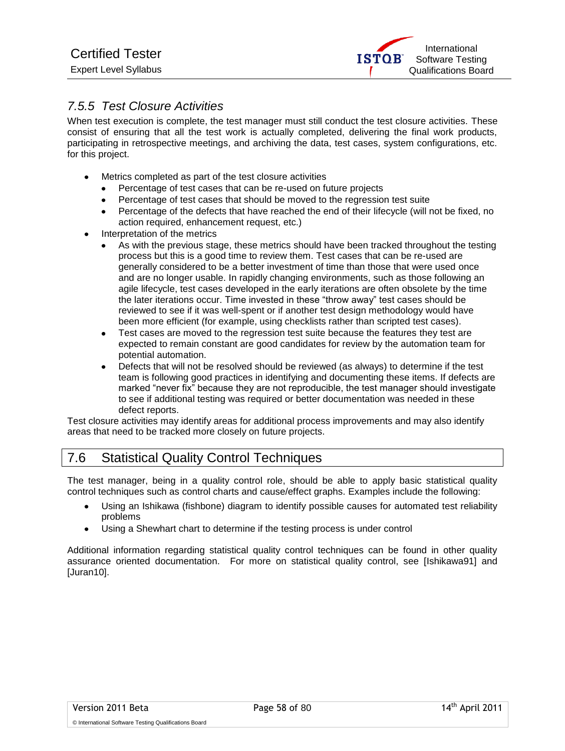### *7.5.5 Test Closure Activities*

When test execution is complete, the test manager must still conduct the test closure activities. These consist of ensuring that all the test work is actually completed, delivering the final work products, participating in retrospective meetings, and archiving the data, test cases, system configurations, etc. for this project.

- Metrics completed as part of the test closure activities
  - Percentage of test cases that can be re-used on future projects
  - Percentage of test cases that should be moved to the regression test suite
  - Percentage of the defects that have reached the end of their lifecycle (will not be fixed, no action required, enhancement request, etc.)
- Interpretation of the metrics
  - As with the previous stage, these metrics should have been tracked throughout the testing process but this is a good time to review them. Test cases that can be re-used are generally considered to be a better investment of time than those that were used once and are no longer usable. In rapidly changing environments, such as those following an agile lifecycle, test cases developed in the early iterations are often obsolete by the time the later iterations occur. Time invested in these "throw away" test cases should be reviewed to see if it was well-spent or if another test design methodology would have been more efficient (for example, using checklists rather than scripted test cases).
  - Test cases are moved to the regression test suite because the features they test are expected to remain constant are good candidates for review by the automation team for potential automation.
  - Defects that will not be resolved should be reviewed (as always) to determine if the test team is following good practices in identifying and documenting these items. If defects are marked "never fix" because they are not reproducible, the test manager should investigate to see if additional testing was required or better documentation was needed in these defect reports.

Test closure activities may identify areas for additional process improvements and may also identify areas that need to be tracked more closely on future projects.

## 7.6 Statistical Quality Control Techniques

The test manager, being in a quality control role, should be able to apply basic statistical quality control techniques such as control charts and cause/effect graphs. Examples include the following:

- Using an Ishikawa (fishbone) diagram to identify possible causes for automated test reliability problems
- Using a Shewhart chart to determine if the testing process is under control

Additional information regarding statistical quality control techniques can be found in other quality assurance oriented documentation. For more on statistical quality control, see [Ishikawa91] and [Juran10].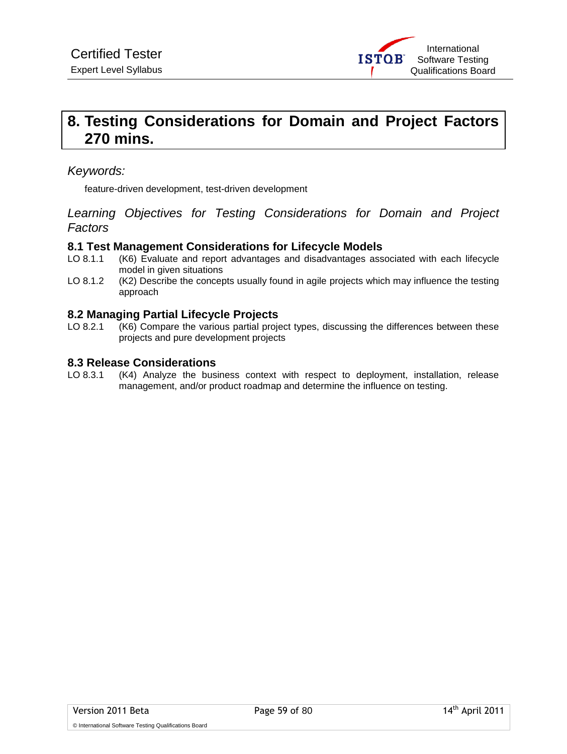# 8. Testing Considerations for Domain and Project Factors 270 mins.

*Keywords:*

feature-driven development, test-driven development

*Learning Objectives for Testing Considerations for Domain and Project Factors*

## 8.1 Test Management Considerations for Lifecycle Models

LO 8.1.1 (K6) Evaluate and report advantages and disadvantages associated with each lifecycle model in given situations

LO 8.1.2 (K2) Describe the concepts usually found in agile projects which may influence the testing approach

## 8.2 Managing Partial Lifecycle Projects

LO 8.2.1 (K6) Compare the various partial project types, discussing the differences between these projects and pure development projects

## 8.3 Release Considerations

LO 8.3.1 (K4) Analyze the business context with respect to deployment, installation, release management, and/or product roadmap and determine the influence on testing.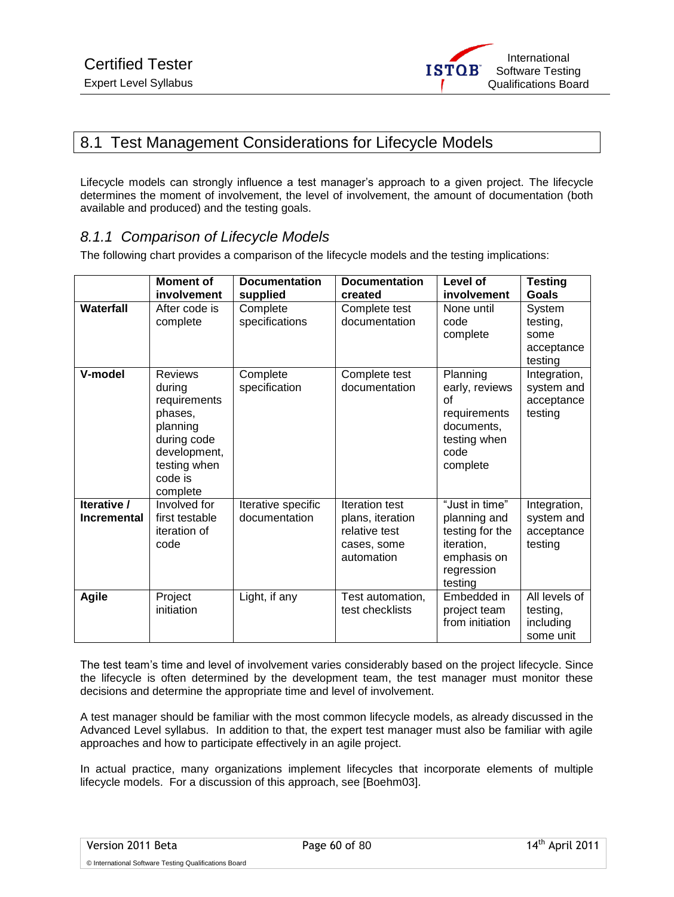## 8.1 Test Management Considerations for Lifecycle Models

Lifecycle models can strongly influence a test manager's approach to a given project. The lifecycle determines the moment of involvement, the level of involvement, the amount of documentation (both available and produced) and the testing goals.

### *8.1.1 Comparison of Lifecycle Models*

The following chart provides a comparison of the lifecycle models and the testing implications:

| | Moment of involvement | Documentation supplied | Documentation created | Level of involvement | Testing Goals |
|---|---|---|---|---|---|
| **Waterfall** | After code is complete | Complete specifications | Complete test documentation | None until code complete | System testing, some acceptance testing |
| **V-model** | Reviews during requirements phases, planning during code development, testing when code is complete | Complete specification | Complete test documentation | Planning early, reviews of requirements documents, testing when code complete | Integration, system and acceptance testing |
| **Iterative / Incremental** | Involved for first testable iteration of code | Iterative specific documentation | Iteration test plans, iteration relative test cases, some automation | "Just in time" planning and testing for the iteration, emphasis on regression testing | Integration, system and acceptance testing |
| **Agile** | Project initiation | Light, if any | Test automation, test checklists | Embedded in project team from initiation | All levels of testing, including some unit |

The test team's time and level of involvement varies considerably based on the project lifecycle. Since the lifecycle is often determined by the development team, the test manager must monitor these decisions and determine the appropriate time and level of involvement.

A test manager should be familiar with the most common lifecycle models, as already discussed in the Advanced Level syllabus. In addition to that, the expert test manager must also be familiar with agile approaches and how to participate effectively in an agile project.

In actual practice, many organizations implement lifecycles that incorporate elements of multiple lifecycle models. For a discussion of this approach, see [Boehm03].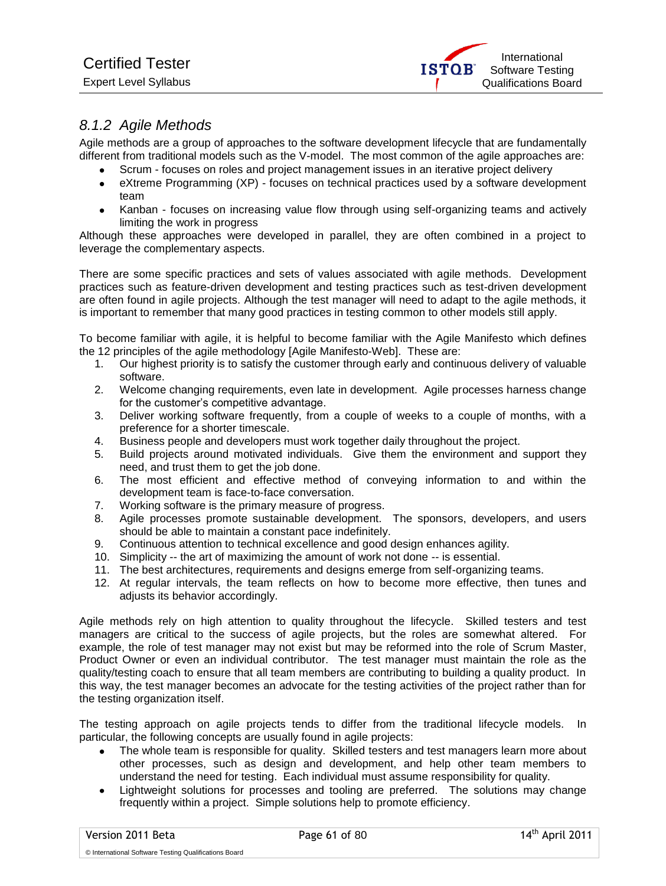### *8.1.2 Agile Methods*

Agile methods are a group of approaches to the software development lifecycle that are fundamentally different from traditional models such as the V-model. The most common of the agile approaches are:

- Scrum - focuses on roles and project management issues in an iterative project delivery
- eXtreme Programming (XP) - focuses on technical practices used by a software development team
- Kanban - focuses on increasing value flow through using self-organizing teams and actively limiting the work in progress

Although these approaches were developed in parallel, they are often combined in a project to leverage the complementary aspects.

There are some specific practices and sets of values associated with agile methods. Development practices such as feature-driven development and testing practices such as test-driven development are often found in agile projects. Although the test manager will need to adapt to the agile methods, it is important to remember that many good practices in testing common to other models still apply.

To become familiar with agile, it is helpful to become familiar with the Agile Manifesto which defines the 12 principles of the agile methodology [Agile Manifesto-Web]. These are:

1. Our highest priority is to satisfy the customer through early and continuous delivery of valuable software.
2. Welcome changing requirements, even late in development. Agile processes harness change for the customer's competitive advantage.
3. Deliver working software frequently, from a couple of weeks to a couple of months, with a preference for a shorter timescale.
4. Business people and developers must work together daily throughout the project.
5. Build projects around motivated individuals. Give them the environment and support they need, and trust them to get the job done.
6. The most efficient and effective method of conveying information to and within the development team is face-to-face conversation.
7. Working software is the primary measure of progress.
8. Agile processes promote sustainable development. The sponsors, developers, and users should be able to maintain a constant pace indefinitely.
9. Continuous attention to technical excellence and good design enhances agility.
10. Simplicity -- the art of maximizing the amount of work not done -- is essential.
11. The best architectures, requirements and designs emerge from self-organizing teams.
12. At regular intervals, the team reflects on how to become more effective, then tunes and adjusts its behavior accordingly.

Agile methods rely on high attention to quality throughout the lifecycle. Skilled testers and test managers are critical to the success of agile projects, but the roles are somewhat altered. For example, the role of test manager may not exist but may be reformed into the role of Scrum Master, Product Owner or even an individual contributor. The test manager must maintain the role as the quality/testing coach to ensure that all team members are contributing to building a quality product. In this way, the test manager becomes an advocate for the testing activities of the project rather than for the testing organization itself.

The testing approach on agile projects tends to differ from the traditional lifecycle models. In particular, the following concepts are usually found in agile projects:

- The whole team is responsible for quality. Skilled testers and test managers learn more about other processes, such as design and development, and help other team members to understand the need for testing. Each individual must assume responsibility for quality.
- Lightweight solutions for processes and tooling are preferred. The solutions may change frequently within a project. Simple solutions help to promote efficiency.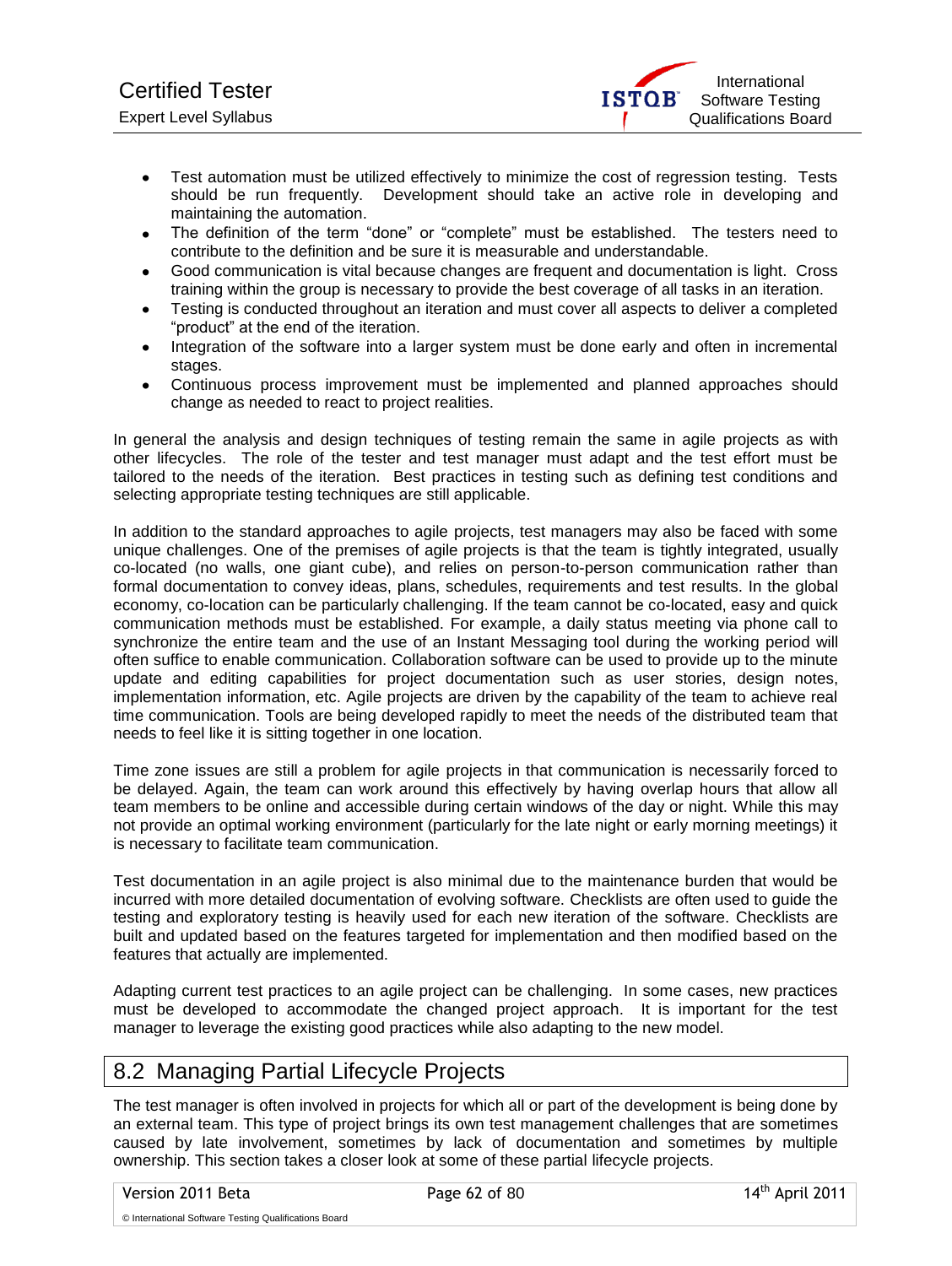- Test automation must be utilized effectively to minimize the cost of regression testing. Tests should be run frequently. Development should take an active role in developing and maintaining the automation.
- The definition of the term “done” or “complete” must be established. The testers need to contribute to the definition and be sure it is measurable and understandable.
- Good communication is vital because changes are frequent and documentation is light. Cross training within the group is necessary to provide the best coverage of all tasks in an iteration.
- Testing is conducted throughout an iteration and must cover all aspects to deliver a completed “product” at the end of the iteration.
- Integration of the software into a larger system must be done early and often in incremental stages.
- Continuous process improvement must be implemented and planned approaches should change as needed to react to project realities.

In general the analysis and design techniques of testing remain the same in agile projects as with other lifecycles. The role of the tester and test manager must adapt and the test effort must be tailored to the needs of the iteration. Best practices in testing such as defining test conditions and selecting appropriate testing techniques are still applicable.

In addition to the standard approaches to agile projects, test managers may also be faced with some unique challenges. One of the premises of agile projects is that the team is tightly integrated, usually co-located (no walls, one giant cube), and relies on person-to-person communication rather than formal documentation to convey ideas, plans, schedules, requirements and test results. In the global economy, co-location can be particularly challenging. If the team cannot be co-located, easy and quick communication methods must be established. For example, a daily status meeting via phone call to synchronize the entire team and the use of an Instant Messaging tool during the working period will often suffice to enable communication. Collaboration software can be used to provide up to the minute update and editing capabilities for project documentation such as user stories, design notes, implementation information, etc. Agile projects are driven by the capability of the team to achieve real time communication. Tools are being developed rapidly to meet the needs of the distributed team that needs to feel like it is sitting together in one location.

Time zone issues are still a problem for agile projects in that communication is necessarily forced to be delayed. Again, the team can work around this effectively by having overlap hours that allow all team members to be online and accessible during certain windows of the day or night. While this may not provide an optimal working environment (particularly for the late night or early morning meetings) it is necessary to facilitate team communication.

Test documentation in an agile project is also minimal due to the maintenance burden that would be incurred with more detailed documentation of evolving software. Checklists are often used to guide the testing and exploratory testing is heavily used for each new iteration of the software. Checklists are built and updated based on the features targeted for implementation and then modified based on the features that actually are implemented.

Adapting current test practices to an agile project can be challenging. In some cases, new practices must be developed to accommodate the changed project approach. It is important for the test manager to leverage the existing good practices while also adapting to the new model.

## 8.2 Managing Partial Lifecycle Projects

The test manager is often involved in projects for which all or part of the development is being done by an external team. This type of project brings its own test management challenges that are sometimes caused by late involvement, sometimes by lack of documentation and sometimes by multiple ownership. This section takes a closer look at some of these partial lifecycle projects.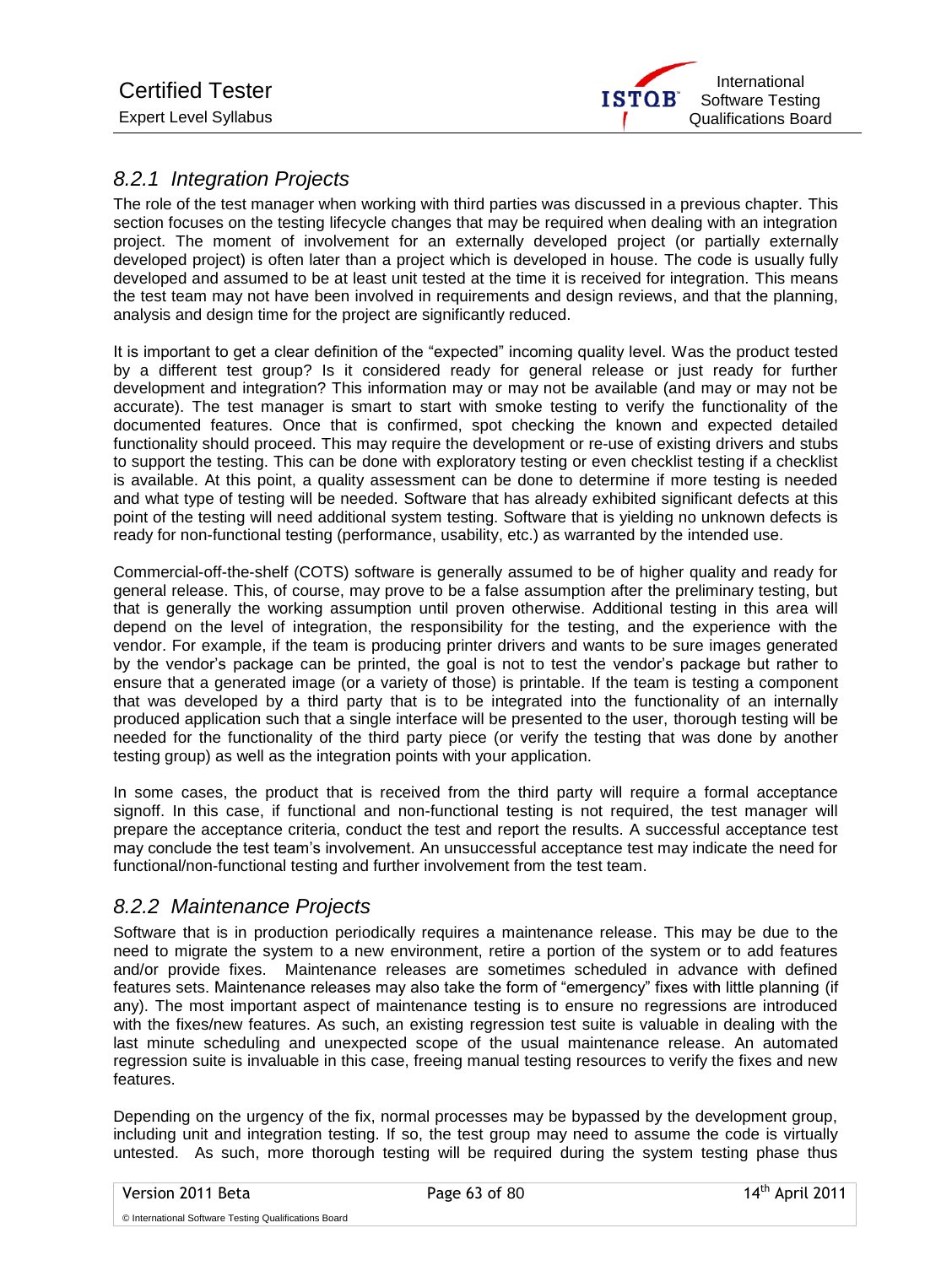### *8.2.1 Integration Projects*

The role of the test manager when working with third parties was discussed in a previous chapter. This section focuses on the testing lifecycle changes that may be required when dealing with an integration project. The moment of involvement for an externally developed project (or partially externally developed project) is often later than a project which is developed in house. The code is usually fully developed and assumed to be at least unit tested at the time it is received for integration. This means the test team may not have been involved in requirements and design reviews, and that the planning, analysis and design time for the project are significantly reduced.

It is important to get a clear definition of the "expected" incoming quality level. Was the product tested by a different test group? Is it considered ready for general release or just ready for further development and integration? This information may or may not be available (and may or may not be accurate). The test manager is smart to start with smoke testing to verify the functionality of the documented features. Once that is confirmed, spot checking the known and expected detailed functionality should proceed. This may require the development or re-use of existing drivers and stubs to support the testing. This can be done with exploratory testing or even checklist testing if a checklist is available. At this point, a quality assessment can be done to determine if more testing is needed and what type of testing will be needed. Software that has already exhibited significant defects at this point of the testing will need additional system testing. Software that is yielding no unknown defects is ready for non-functional testing (performance, usability, etc.) as warranted by the intended use.

Commercial-off-the-shelf (COTS) software is generally assumed to be of higher quality and ready for general release. This, of course, may prove to be a false assumption after the preliminary testing, but that is generally the working assumption until proven otherwise. Additional testing in this area will depend on the level of integration, the responsibility for the testing, and the experience with the vendor. For example, if the team is producing printer drivers and wants to be sure images generated by the vendor's package can be printed, the goal is not to test the vendor's package but rather to ensure that a generated image (or a variety of those) is printable. If the team is testing a component that was developed by a third party that is to be integrated into the functionality of an internally produced application such that a single interface will be presented to the user, thorough testing will be needed for the functionality of the third party piece (or verify the testing that was done by another testing group) as well as the integration points with your application.

In some cases, the product that is received from the third party will require a formal acceptance signoff. In this case, if functional and non-functional testing is not required, the test manager will prepare the acceptance criteria, conduct the test and report the results. A successful acceptance test may conclude the test team's involvement. An unsuccessful acceptance test may indicate the need for functional/non-functional testing and further involvement from the test team.

### *8.2.2 Maintenance Projects*

Software that is in production periodically requires a maintenance release. This may be due to the need to migrate the system to a new environment, retire a portion of the system or to add features and/or provide fixes. Maintenance releases are sometimes scheduled in advance with defined features sets. Maintenance releases may also take the form of "emergency" fixes with little planning (if any). The most important aspect of maintenance testing is to ensure no regressions are introduced with the fixes/new features. As such, an existing regression test suite is valuable in dealing with the last minute scheduling and unexpected scope of the usual maintenance release. An automated regression suite is invaluable in this case, freeing manual testing resources to verify the fixes and new features.

Depending on the urgency of the fix, normal processes may be bypassed by the development group, including unit and integration testing. If so, the test group may need to assume the code is virtually untested. As such, more thorough testing will be required during the system testing phase thus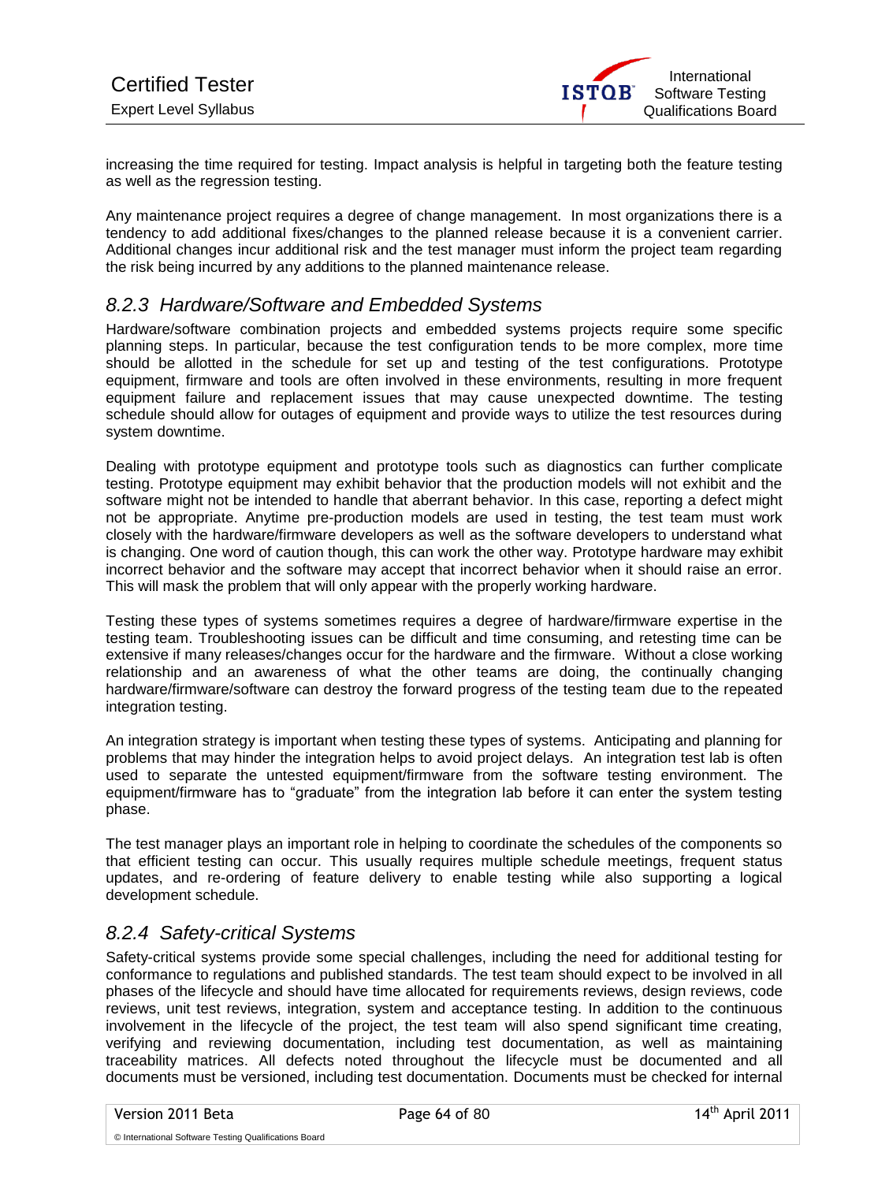increasing the time required for testing. Impact analysis is helpful in targeting both the feature testing as well as the regression testing.

Any maintenance project requires a degree of change management. In most organizations there is a tendency to add additional fixes/changes to the planned release because it is a convenient carrier. Additional changes incur additional risk and the test manager must inform the project team regarding the risk being incurred by any additions to the planned maintenance release.

### *8.2.3 Hardware/Software and Embedded Systems*

Hardware/software combination projects and embedded systems projects require some specific planning steps. In particular, because the test configuration tends to be more complex, more time should be allotted in the schedule for set up and testing of the test configurations. Prototype equipment, firmware and tools are often involved in these environments, resulting in more frequent equipment failure and replacement issues that may cause unexpected downtime. The testing schedule should allow for outages of equipment and provide ways to utilize the test resources during system downtime.

Dealing with prototype equipment and prototype tools such as diagnostics can further complicate testing. Prototype equipment may exhibit behavior that the production models will not exhibit and the software might not be intended to handle that aberrant behavior. In this case, reporting a defect might not be appropriate. Anytime pre-production models are used in testing, the test team must work closely with the hardware/firmware developers as well as the software developers to understand what is changing. One word of caution though, this can work the other way. Prototype hardware may exhibit incorrect behavior and the software may accept that incorrect behavior when it should raise an error. This will mask the problem that will only appear with the properly working hardware.

Testing these types of systems sometimes requires a degree of hardware/firmware expertise in the testing team. Troubleshooting issues can be difficult and time consuming, and retesting time can be extensive if many releases/changes occur for the hardware and the firmware. Without a close working relationship and an awareness of what the other teams are doing, the continually changing hardware/firmware/software can destroy the forward progress of the testing team due to the repeated integration testing.

An integration strategy is important when testing these types of systems. Anticipating and planning for problems that may hinder the integration helps to avoid project delays. An integration test lab is often used to separate the untested equipment/firmware from the software testing environment. The equipment/firmware has to “graduate” from the integration lab before it can enter the system testing phase.

The test manager plays an important role in helping to coordinate the schedules of the components so that efficient testing can occur. This usually requires multiple schedule meetings, frequent status updates, and re-ordering of feature delivery to enable testing while also supporting a logical development schedule.

### *8.2.4 Safety-critical Systems*

Safety-critical systems provide some special challenges, including the need for additional testing for conformance to regulations and published standards. The test team should expect to be involved in all phases of the lifecycle and should have time allocated for requirements reviews, design reviews, code reviews, unit test reviews, integration, system and acceptance testing. In addition to the continuous involvement in the lifecycle of the project, the test team will also spend significant time creating, verifying and reviewing documentation, including test documentation, as well as maintaining traceability matrices. All defects noted throughout the lifecycle must be documented and all documents must be versioned, including test documentation. Documents must be checked for internal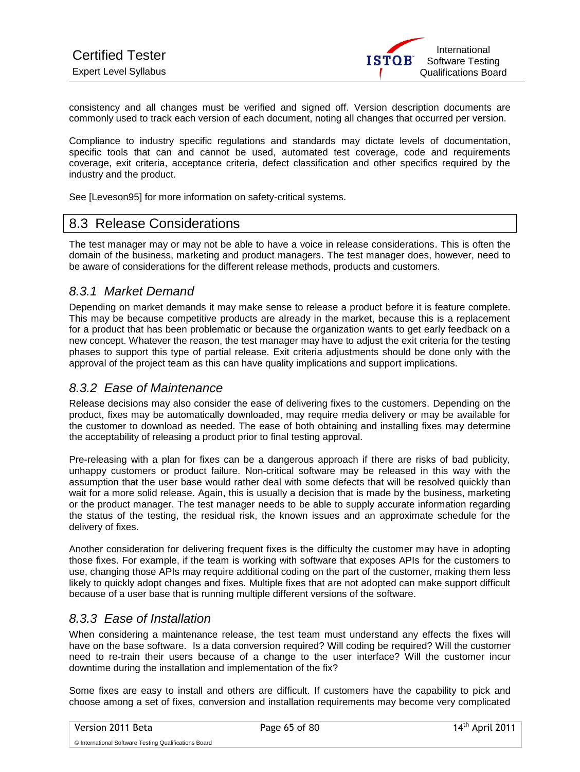consistency and all changes must be verified and signed off. Version description documents are commonly used to track each version of each document, noting all changes that occurred per version.

Compliance to industry specific regulations and standards may dictate levels of documentation, specific tools that can and cannot be used, automated test coverage, code and requirements coverage, exit criteria, acceptance criteria, defect classification and other specifics required by the industry and the product.

See [Leveson95] for more information on safety-critical systems.

## 8.3 Release Considerations

The test manager may or may not be able to have a voice in release considerations. This is often the domain of the business, marketing and product managers. The test manager does, however, need to be aware of considerations for the different release methods, products and customers.

### *8.3.1 Market Demand*

Depending on market demands it may make sense to release a product before it is feature complete. This may be because competitive products are already in the market, because this is a replacement for a product that has been problematic or because the organization wants to get early feedback on a new concept. Whatever the reason, the test manager may have to adjust the exit criteria for the testing phases to support this type of partial release. Exit criteria adjustments should be done only with the approval of the project team as this can have quality implications and support implications.

### *8.3.2 Ease of Maintenance*

Release decisions may also consider the ease of delivering fixes to the customers. Depending on the product, fixes may be automatically downloaded, may require media delivery or may be available for the customer to download as needed. The ease of both obtaining and installing fixes may determine the acceptability of releasing a product prior to final testing approval.

Pre-releasing with a plan for fixes can be a dangerous approach if there are risks of bad publicity, unhappy customers or product failure. Non-critical software may be released in this way with the assumption that the user base would rather deal with some defects that will be resolved quickly than wait for a more solid release. Again, this is usually a decision that is made by the business, marketing or the product manager. The test manager needs to be able to supply accurate information regarding the status of the testing, the residual risk, the known issues and an approximate schedule for the delivery of fixes.

Another consideration for delivering frequent fixes is the difficulty the customer may have in adopting those fixes. For example, if the team is working with software that exposes APIs for the customers to use, changing those APIs may require additional coding on the part of the customer, making them less likely to quickly adopt changes and fixes. Multiple fixes that are not adopted can make support difficult because of a user base that is running multiple different versions of the software.

### *8.3.3 Ease of Installation*

When considering a maintenance release, the test team must understand any effects the fixes will have on the base software. Is a data conversion required? Will coding be required? Will the customer need to re-train their users because of a change to the user interface? Will the customer incur downtime during the installation and implementation of the fix?

Some fixes are easy to install and others are difficult. If customers have the capability to pick and choose among a set of fixes, conversion and installation requirements may become very complicated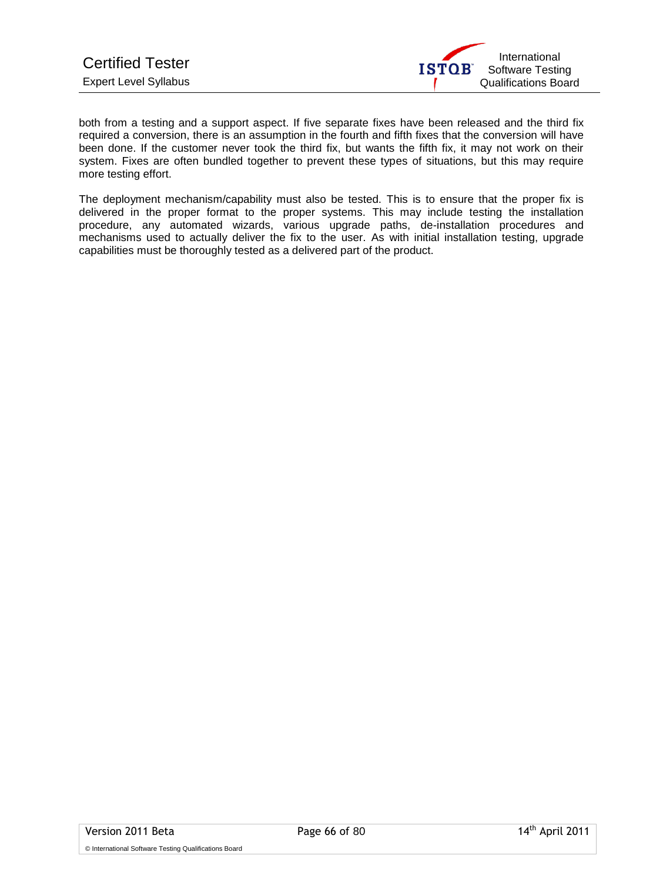both from a testing and a support aspect. If five separate fixes have been released and the third fix required a conversion, there is an assumption in the fourth and fifth fixes that the conversion will have been done. If the customer never took the third fix, but wants the fifth fix, it may not work on their system. Fixes are often bundled together to prevent these types of situations, but this may require more testing effort.

The deployment mechanism/capability must also be tested. This is to ensure that the proper fix is delivered in the proper format to the proper systems. This may include testing the installation procedure, any automated wizards, various upgrade paths, de-installation procedures and mechanisms used to actually deliver the fix to the user. As with initial installation testing, upgrade capabilities must be thoroughly tested as a delivered part of the product.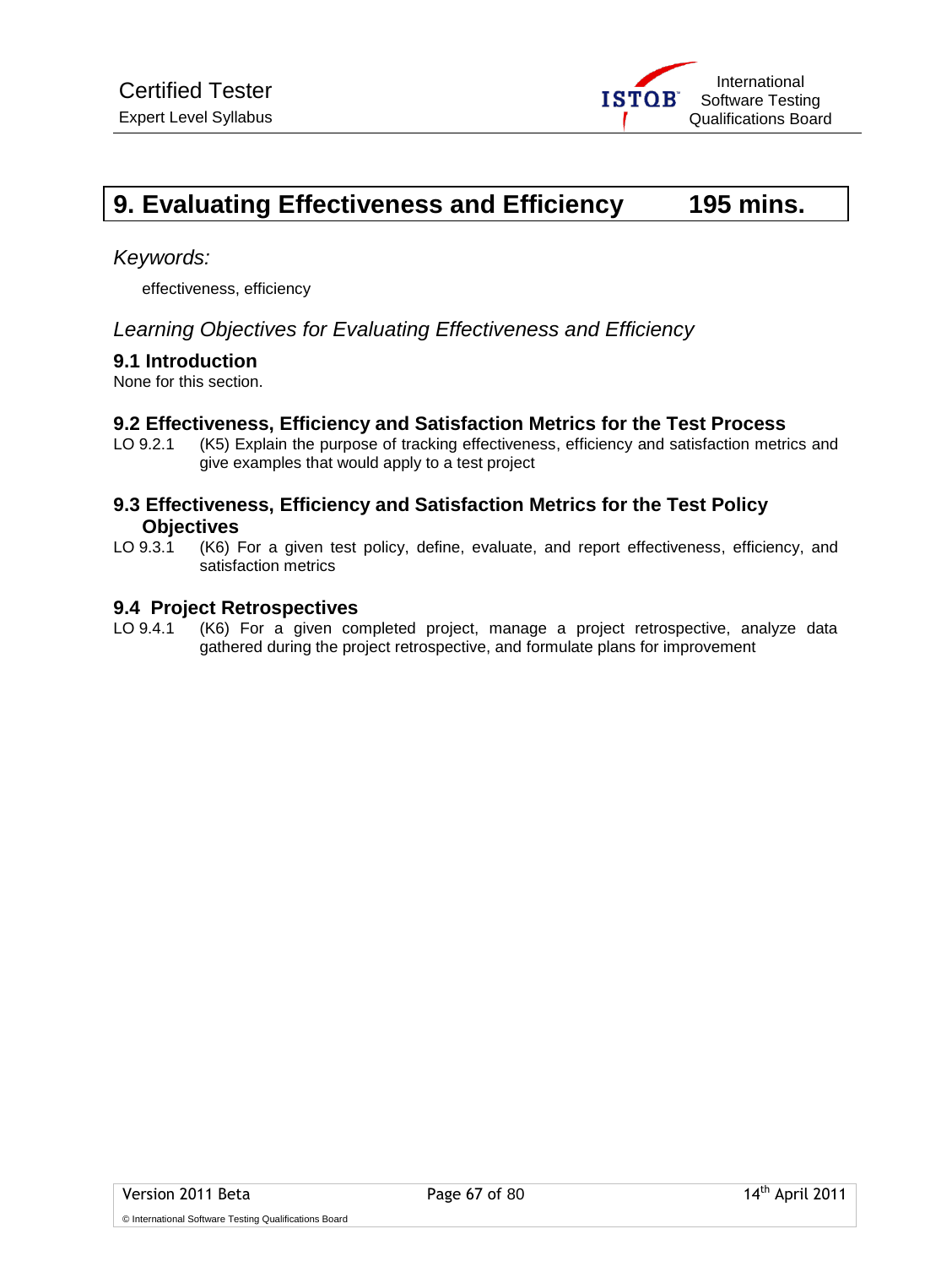# 9. Evaluating Effectiveness and Efficiency 195 mins.

*Keywords:*

effectiveness, efficiency

*Learning Objectives for Evaluating Effectiveness and Efficiency*

### 9.1 Introduction

None for this section.

### 9.2 Effectiveness, Efficiency and Satisfaction Metrics for the Test Process

LO 9.2.1 (K5) Explain the purpose of tracking effectiveness, efficiency and satisfaction metrics and give examples that would apply to a test project

### 9.3 Effectiveness, Efficiency and Satisfaction Metrics for the Test Policy Objectives

LO 9.3.1 (K6) For a given test policy, define, evaluate, and report effectiveness, efficiency, and satisfaction metrics

### 9.4 Project Retrospectives

LO 9.4.1 (K6) For a given completed project, manage a project retrospective, analyze data gathered during the project retrospective, and formulate plans for improvement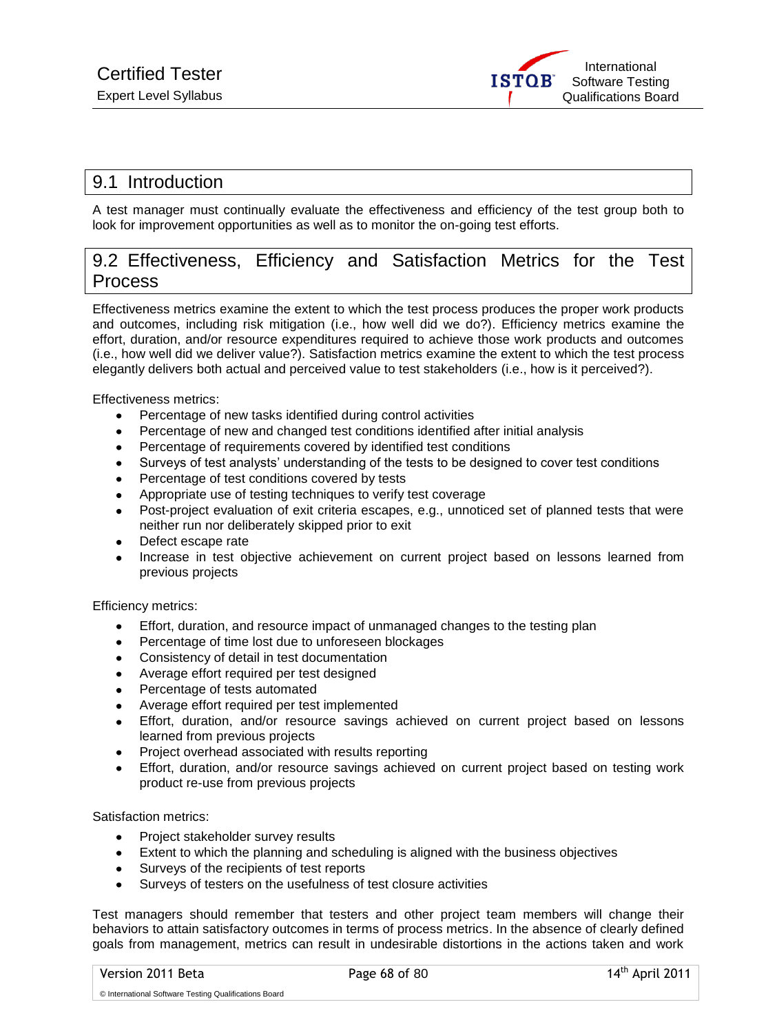## 9.1 Introduction

A test manager must continually evaluate the effectiveness and efficiency of the test group both to look for improvement opportunities as well as to monitor the on-going test efforts.

## 9.2 Effectiveness, Efficiency and Satisfaction Metrics for the Test Process

Effectiveness metrics examine the extent to which the test process produces the proper work products and outcomes, including risk mitigation (i.e., how well did we do?). Efficiency metrics examine the effort, duration, and/or resource expenditures required to achieve those work products and outcomes (i.e., how well did we deliver value?). Satisfaction metrics examine the extent to which the test process elegantly delivers both actual and perceived value to test stakeholders (i.e., how is it perceived?).

Effectiveness metrics:

- Percentage of new tasks identified during control activities
- Percentage of new and changed test conditions identified after initial analysis
- Percentage of requirements covered by identified test conditions
- Surveys of test analysts' understanding of the tests to be designed to cover test conditions
- Percentage of test conditions covered by tests
- Appropriate use of testing techniques to verify test coverage
- Post-project evaluation of exit criteria escapes, e.g., unnoticed set of planned tests that were neither run nor deliberately skipped prior to exit
- Defect escape rate
- Increase in test objective achievement on current project based on lessons learned from previous projects

Efficiency metrics:

- Effort, duration, and resource impact of unmanaged changes to the testing plan
- Percentage of time lost due to unforeseen blockages
- Consistency of detail in test documentation
- Average effort required per test designed
- Percentage of tests automated
- Average effort required per test implemented
- Effort, duration, and/or resource savings achieved on current project based on lessons learned from previous projects
- Project overhead associated with results reporting
- Effort, duration, and/or resource savings achieved on current project based on testing work product re-use from previous projects

Satisfaction metrics:

- Project stakeholder survey results
- Extent to which the planning and scheduling is aligned with the business objectives
- Surveys of the recipients of test reports
- Surveys of testers on the usefulness of test closure activities

Test managers should remember that testers and other project team members will change their behaviors to attain satisfactory outcomes in terms of process metrics. In the absence of clearly defined goals from management, metrics can result in undesirable distortions in the actions taken and work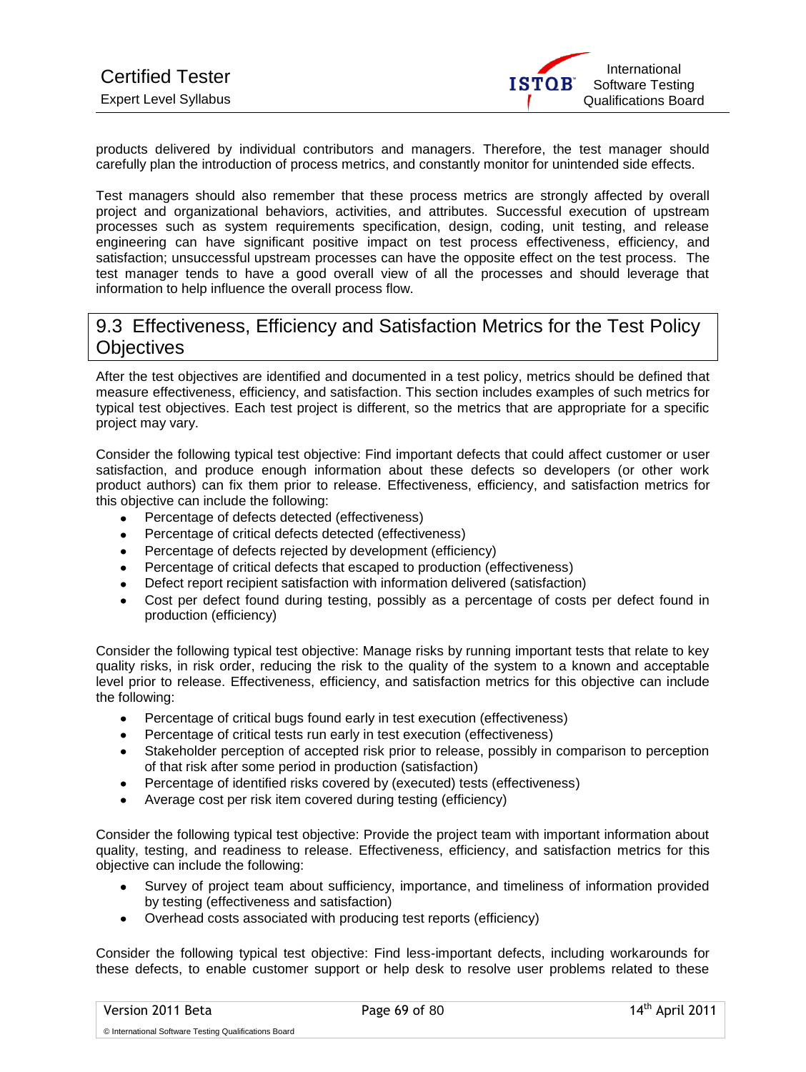products delivered by individual contributors and managers. Therefore, the test manager should carefully plan the introduction of process metrics, and constantly monitor for unintended side effects.

Test managers should also remember that these process metrics are strongly affected by overall project and organizational behaviors, activities, and attributes. Successful execution of upstream processes such as system requirements specification, design, coding, unit testing, and release engineering can have significant positive impact on test process effectiveness, efficiency, and satisfaction; unsuccessful upstream processes can have the opposite effect on the test process. The test manager tends to have a good overall view of all the processes and should leverage that information to help influence the overall process flow.

## 9.3 Effectiveness, Efficiency and Satisfaction Metrics for the Test Policy Objectives

After the test objectives are identified and documented in a test policy, metrics should be defined that measure effectiveness, efficiency, and satisfaction. This section includes examples of such metrics for typical test objectives. Each test project is different, so the metrics that are appropriate for a specific project may vary.

Consider the following typical test objective: Find important defects that could affect customer or user satisfaction, and produce enough information about these defects so developers (or other work product authors) can fix them prior to release. Effectiveness, efficiency, and satisfaction metrics for this objective can include the following:

- Percentage of defects detected (effectiveness)
- Percentage of critical defects detected (effectiveness)
- Percentage of defects rejected by development (efficiency)
- Percentage of critical defects that escaped to production (effectiveness)
- Defect report recipient satisfaction with information delivered (satisfaction)
- Cost per defect found during testing, possibly as a percentage of costs per defect found in production (efficiency)

Consider the following typical test objective: Manage risks by running important tests that relate to key quality risks, in risk order, reducing the risk to the quality of the system to a known and acceptable level prior to release. Effectiveness, efficiency, and satisfaction metrics for this objective can include the following:

- Percentage of critical bugs found early in test execution (effectiveness)
- Percentage of critical tests run early in test execution (effectiveness)
- Stakeholder perception of accepted risk prior to release, possibly in comparison to perception of that risk after some period in production (satisfaction)
- Percentage of identified risks covered by (executed) tests (effectiveness)
- Average cost per risk item covered during testing (efficiency)

Consider the following typical test objective: Provide the project team with important information about quality, testing, and readiness to release. Effectiveness, efficiency, and satisfaction metrics for this objective can include the following:

- Survey of project team about sufficiency, importance, and timeliness of information provided by testing (effectiveness and satisfaction)
- Overhead costs associated with producing test reports (efficiency)

Consider the following typical test objective: Find less-important defects, including workarounds for these defects, to enable customer support or help desk to resolve user problems related to these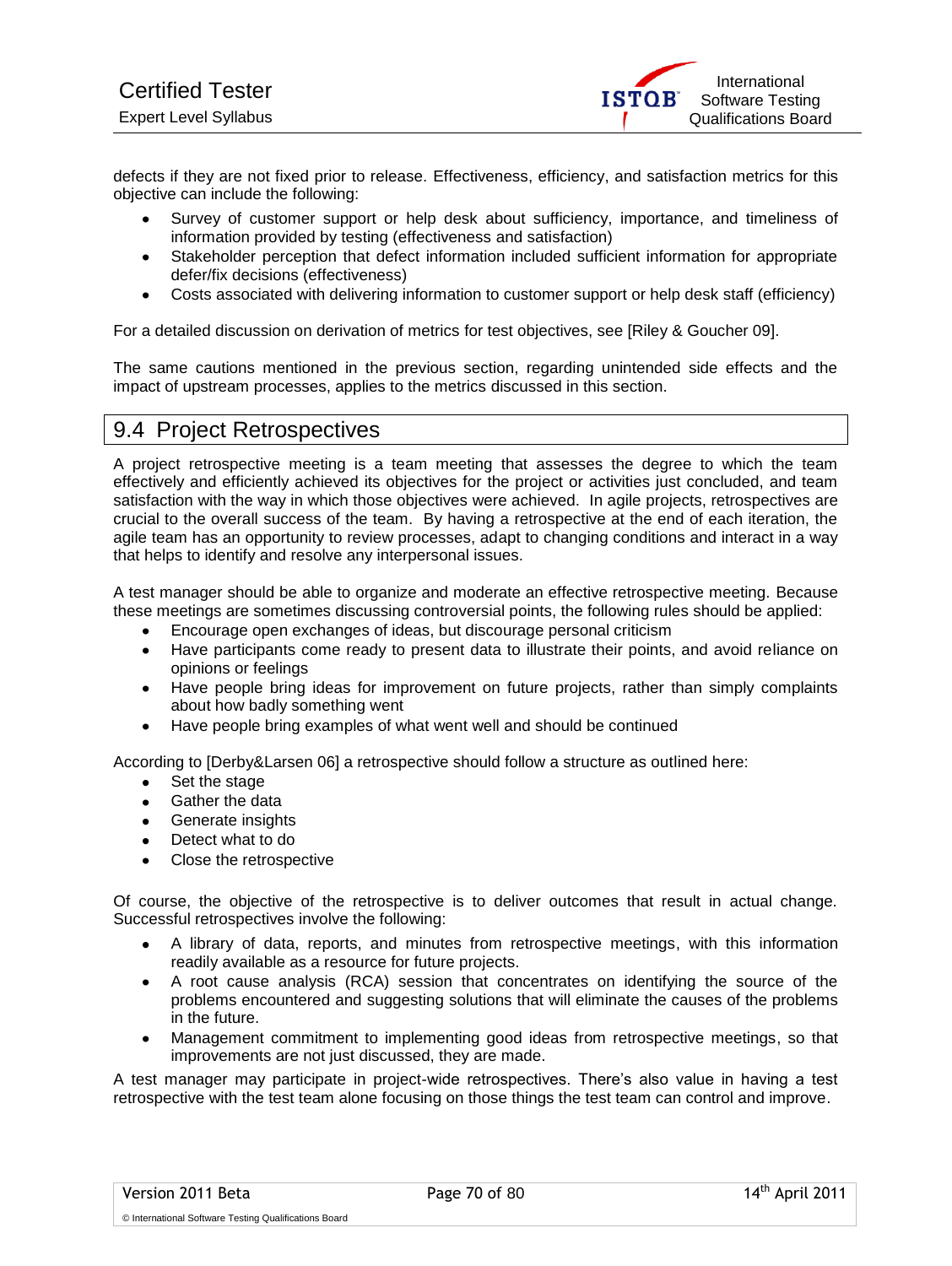defects if they are not fixed prior to release. Effectiveness, efficiency, and satisfaction metrics for this objective can include the following:

- Survey of customer support or help desk about sufficiency, importance, and timeliness of information provided by testing (effectiveness and satisfaction)
- Stakeholder perception that defect information included sufficient information for appropriate defer/fix decisions (effectiveness)
- Costs associated with delivering information to customer support or help desk staff (efficiency)

For a detailed discussion on derivation of metrics for test objectives, see [Riley & Goucher 09].

The same cautions mentioned in the previous section, regarding unintended side effects and the impact of upstream processes, applies to the metrics discussed in this section.

## 9.4 Project Retrospectives

A project retrospective meeting is a team meeting that assesses the degree to which the team effectively and efficiently achieved its objectives for the project or activities just concluded, and team satisfaction with the way in which those objectives were achieved. In agile projects, retrospectives are crucial to the overall success of the team. By having a retrospective at the end of each iteration, the agile team has an opportunity to review processes, adapt to changing conditions and interact in a way that helps to identify and resolve any interpersonal issues.

A test manager should be able to organize and moderate an effective retrospective meeting. Because these meetings are sometimes discussing controversial points, the following rules should be applied:

- Encourage open exchanges of ideas, but discourage personal criticism
- Have participants come ready to present data to illustrate their points, and avoid reliance on opinions or feelings
- Have people bring ideas for improvement on future projects, rather than simply complaints about how badly something went
- Have people bring examples of what went well and should be continued

According to [Derby&Larsen 06] a retrospective should follow a structure as outlined here:

- Set the stage
- Gather the data
- Generate insights
- Detect what to do
- Close the retrospective

Of course, the objective of the retrospective is to deliver outcomes that result in actual change. Successful retrospectives involve the following:

- A library of data, reports, and minutes from retrospective meetings, with this information readily available as a resource for future projects.
- A root cause analysis (RCA) session that concentrates on identifying the source of the problems encountered and suggesting solutions that will eliminate the causes of the problems in the future.
- Management commitment to implementing good ideas from retrospective meetings, so that improvements are not just discussed, they are made.

A test manager may participate in project-wide retrospectives. There's also value in having a test retrospective with the test team alone focusing on those things the test team can control and improve.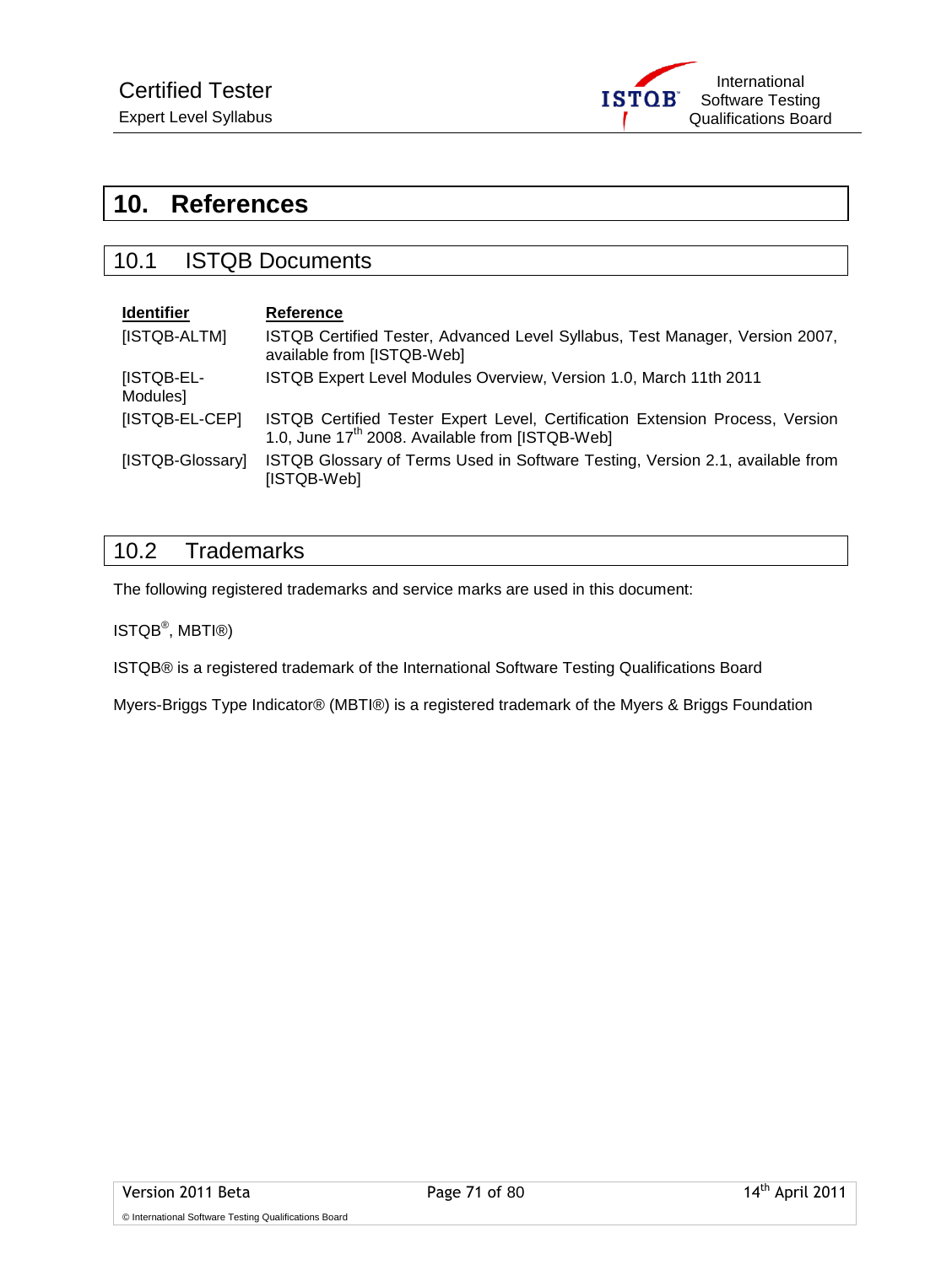# 10. References

## 10.1 ISTQB Documents

| Identifier | Reference |
|---|---|
| [ISTQB-ALTM] | ISTQB Certified Tester, Advanced Level Syllabus, Test Manager, Version 2007, available from [ISTQB-Web] |
| [ISTQB-EL-Modules] | ISTQB Expert Level Modules Overview, Version 1.0, March 11th 2011 |
| [ISTQB-EL-CEP] | ISTQB Certified Tester Expert Level, Certification Extension Process, Version 1.0, June 17th 2008. Available from [ISTQB-Web] |
| [ISTQB-Glossary] | ISTQB Glossary of Terms Used in Software Testing, Version 2.1, available from [ISTQB-Web] |

## 10.2 Trademarks

The following registered trademarks and service marks are used in this document:

ISTQB®, MBTI®)

ISTQB® is a registered trademark of the International Software Testing Qualifications Board

Myers-Briggs Type Indicator® (MBTI®) is a registered trademark of the Myers & Briggs Foundation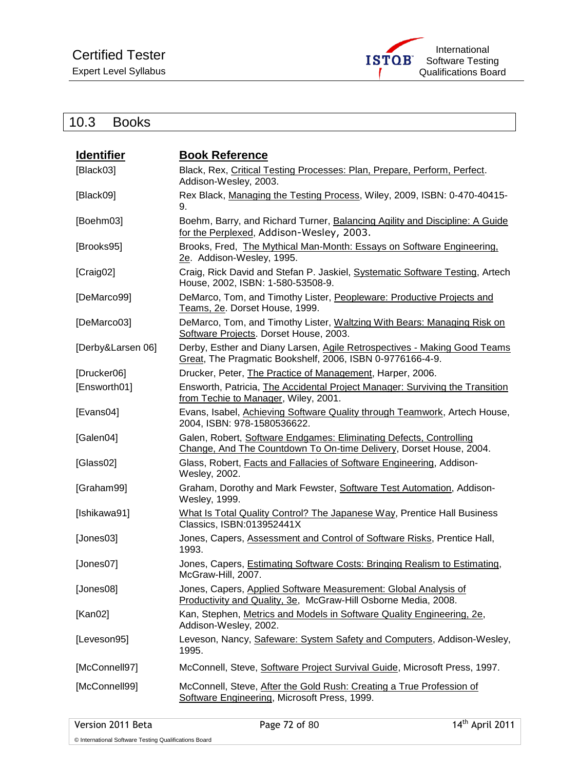## 10.3 Books

| **Identifier** | **Book Reference** |
|---|---|
| [Black03] | Black, Rex, Critical Testing Processes: Plan, Prepare, Perform, Perfect. Addison-Wesley, 2003. |
| [Black09] | Rex Black, Managing the Testing Process, Wiley, 2009, ISBN: 0-470-40415-9. |
| [Boehm03] | Boehm, Barry, and Richard Turner, Balancing Agility and Discipline: A Guide for the Perplexed, Addison-Wesley, 2003. |
| [Brooks95] | Brooks, Fred, The Mythical Man-Month: Essays on Software Engineering, 2e. Addison-Wesley, 1995. |
| [Craig02] | Craig, Rick David and Stefan P. Jaskiel, Systematic Software Testing, Artech House, 2002, ISBN: 1-580-53508-9. |
| [DeMarco99] | DeMarco, Tom, and Timothy Lister, Peopleware: Productive Projects and Teams, 2e. Dorset House, 1999. |
| [DeMarco03] | DeMarco, Tom, and Timothy Lister, Waltzing With Bears: Managing Risk on Software Projects. Dorset House, 2003. |
| [Derby&Larsen 06] | Derby, Esther and Diany Larsen, Agile Retrospectives - Making Good Teams Great, The Pragmatic Bookshelf, 2006, ISBN 0-9776166-4-9. |
| [Drucker06] | Drucker, Peter, The Practice of Management, Harper, 2006. |
| [Ensworth01] | Ensworth, Patricia, The Accidental Project Manager: Surviving the Transition from Techie to Manager, Wiley, 2001. |
| [Evans04] | Evans, Isabel, Achieving Software Quality through Teamwork, Artech House, 2004, ISBN: 978-1580536622. |
| [Galen04] | Galen, Robert, Software Endgames: Eliminating Defects, Controlling Change, And The Countdown To On-time Delivery, Dorset House, 2004. |
| [Glass02] | Glass, Robert, Facts and Fallacies of Software Engineering, Addison-Wesley, 2002. |
| [Graham99] | Graham, Dorothy and Mark Fewster, Software Test Automation, Addison-Wesley, 1999. |
| [Ishikawa91] | What Is Total Quality Control? The Japanese Way, Prentice Hall Business Classics, ISBN:013952441X |
| [Jones03] | Jones, Capers, Assessment and Control of Software Risks, Prentice Hall, 1993. |
| [Jones07] | Jones, Capers, Estimating Software Costs: Bringing Realism to Estimating, McGraw-Hill, 2007. |
| [Jones08] | Jones, Capers, Applied Software Measurement: Global Analysis of Productivity and Quality, 3e, McGraw-Hill Osborne Media, 2008. |
| [Kan02] | Kan, Stephen, Metrics and Models in Software Quality Engineering, 2e, Addison-Wesley, 2002. |
| [Leveson95] | Leveson, Nancy, Safeware: System Safety and Computers, Addison-Wesley, 1995. |
| [McConnell97] | McConnell, Steve, Software Project Survival Guide, Microsoft Press, 1997. |
| [McConnell99] | McConnell, Steve, After the Gold Rush: Creating a True Profession of Software Engineering, Microsoft Press, 1999. |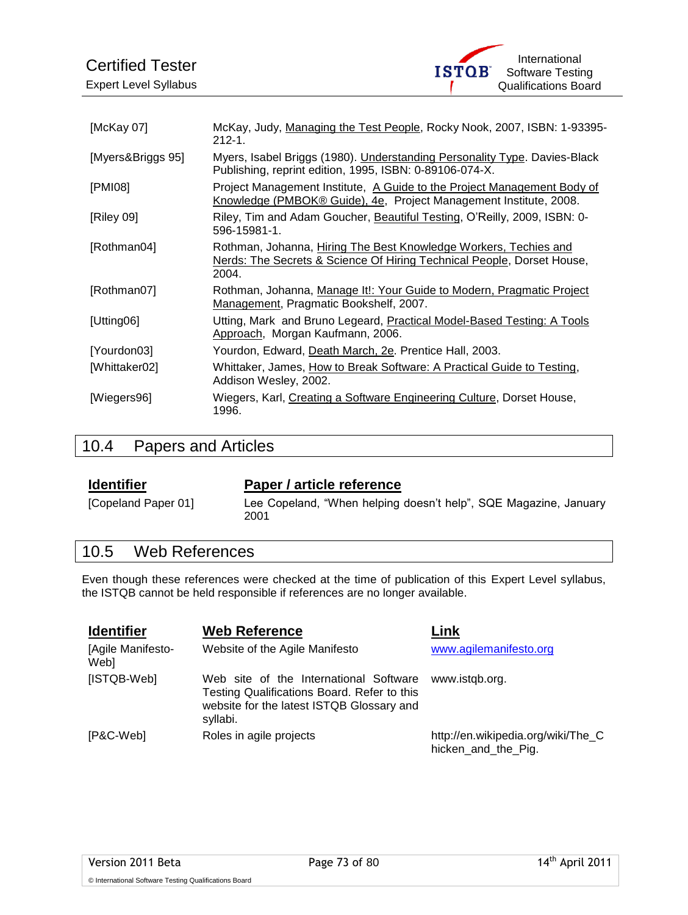| | |
|---|---|
| [McKay 07] | McKay, Judy, Managing the Test People, Rocky Nook, 2007, ISBN: 1-93395-212-1. |
| [Myers&Briggs 95] | Myers, Isabel Briggs (1980). Understanding Personality Type. Davies-Black Publishing, reprint edition, 1995, ISBN: 0-89106-074-X. |
| [PMI08] | Project Management Institute, A Guide to the Project Management Body of Knowledge (PMBOK® Guide), 4e, Project Management Institute, 2008. |
| [Riley 09] | Riley, Tim and Adam Goucher, Beautiful Testing, O'Reilly, 2009, ISBN: 0-596-15981-1. |
| [Rothman04] | Rothman, Johanna, Hiring The Best Knowledge Workers, Techies and Nerds: The Secrets & Science Of Hiring Technical People, Dorset House, 2004. |
| [Rothman07] | Rothman, Johanna, Manage It!: Your Guide to Modern, Pragmatic Project Management, Pragmatic Bookshelf, 2007. |
| [Utting06] | Utting, Mark and Bruno Legeard, Practical Model-Based Testing: A Tools Approach, Morgan Kaufmann, 2006. |
| [Yourdon03] | Yourdon, Edward, Death March, 2e. Prentice Hall, 2003. |
| [Whittaker02] | Whittaker, James, How to Break Software: A Practical Guide to Testing, Addison Wesley, 2002. |
| [Wiegers96] | Wiegers, Karl, Creating a Software Engineering Culture, Dorset House, 1996. |

## 10.4 Papers and Articles

| Identifier | Paper / article reference |
|---|---|
| [Copeland Paper 01] | Lee Copeland, "When helping doesn't help", SQE Magazine, January 2001 |

## 10.5 Web References

Even though these references were checked at the time of publication of this Expert Level syllabus, the ISTQB cannot be held responsible if references are no longer available.

| Identifier | Web Reference | Link |
|---|---|---|
| [Agile Manifesto-Web] | Website of the Agile Manifesto | www.agilemanifesto.org |
| [ISTQB-Web] | Web site of the International Software Testing Qualifications Board. Refer to this website for the latest ISTQB Glossary and syllabi. | www.istqb.org. |
| [P&C-Web] | Roles in agile projects | http://en.wikipedia.org/wiki/The_Chicken_and_the_Pig. |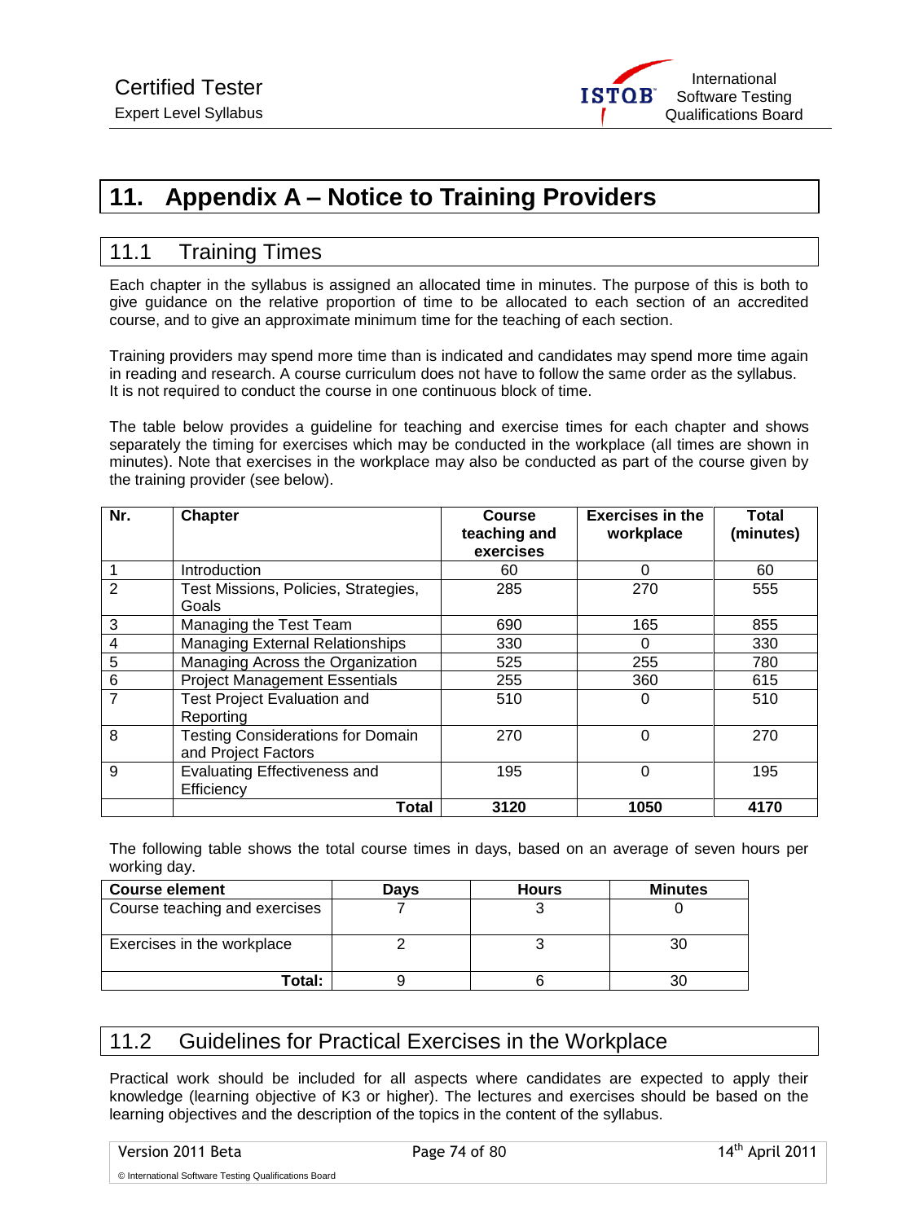# 11. Appendix A – Notice to Training Providers

## 11.1 Training Times

Each chapter in the syllabus is assigned an allocated time in minutes. The purpose of this is both to give guidance on the relative proportion of time to be allocated to each section of an accredited course, and to give an approximate minimum time for the teaching of each section.

Training providers may spend more time than is indicated and candidates may spend more time again in reading and research. A course curriculum does not have to follow the same order as the syllabus. It is not required to conduct the course in one continuous block of time.

The table below provides a guideline for teaching and exercise times for each chapter and shows separately the timing for exercises which may be conducted in the workplace (all times are shown in minutes). Note that exercises in the workplace may also be conducted as part of the course given by the training provider (see below).

| Nr. | Chapter | Course teaching and exercises | Exercises in the workplace | Total (minutes) |
|---|---|---|---|---|
| 1 | Introduction | 60 | 0 | 60 |
| 2 | Test Missions, Policies, Strategies, Goals | 285 | 270 | 555 |
| 3 | Managing the Test Team | 690 | 165 | 855 |
| 4 | Managing External Relationships | 330 | 0 | 330 |
| 5 | Managing Across the Organization | 525 | 255 | 780 |
| 6 | Project Management Essentials | 255 | 360 | 615 |
| 7 | Test Project Evaluation and Reporting | 510 | 0 | 510 |
| 8 | Testing Considerations for Domain and Project Factors | 270 | 0 | 270 |
| 9 | Evaluating Effectiveness and Efficiency | 195 | 0 | 195 |
| | **Total** | **3120** | **1050** | **4170** |

The following table shows the total course times in days, based on an average of seven hours per working day.

| Course element | Days | Hours | Minutes |
|---|---|---|---|
| Course teaching and exercises | 7 | 3 | 0 |
| Exercises in the workplace | 2 | 3 | 30 |
| **Total:** | 9 | 6 | 30 |

## 11.2 Guidelines for Practical Exercises in the Workplace

Practical work should be included for all aspects where candidates are expected to apply their knowledge (learning objective of K3 or higher). The lectures and exercises should be based on the learning objectives and the description of the topics in the content of the syllabus.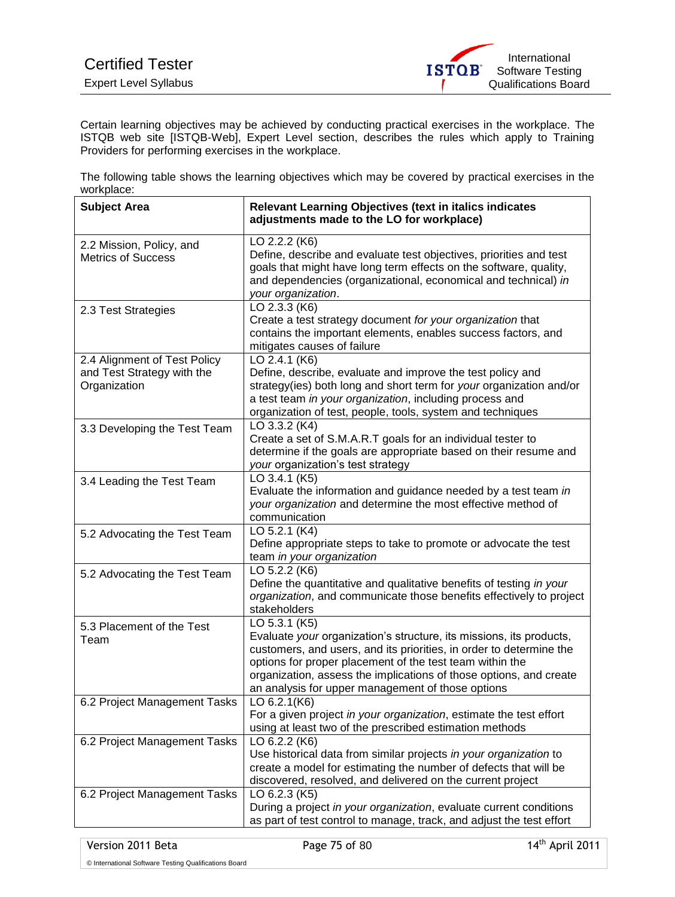Certain learning objectives may be achieved by conducting practical exercises in the workplace. The ISTQB web site [ISTQB-Web], Expert Level section, describes the rules which apply to Training Providers for performing exercises in the workplace.

The following table shows the learning objectives which may be covered by practical exercises in the workplace:

| **Subject Area** | **Relevant Learning Objectives (text in italics indicates adjustments made to the LO for workplace)** |
|---|---|
| 2.2 Mission, Policy, and Metrics of Success | LO 2.2.2 (K6)<br>Define, describe and evaluate test objectives, priorities and test goals that might have long term effects on the software, quality, and dependencies (organizational, economical and technical) *in your organization*. |
| 2.3 Test Strategies | LO 2.3.3 (K6)<br>Create a test strategy document *for your organization* that contains the important elements, enables success factors, and mitigates causes of failure |
| 2.4 Alignment of Test Policy and Test Strategy with the Organization | LO 2.4.1 (K6)<br>Define, describe, evaluate and improve the test policy and strategy(ies) both long and short term for *your* organization and/or a test team *in your organization*, including process and organization of test, people, tools, system and techniques |
| 3.3 Developing the Test Team | LO 3.3.2 (K4)<br>Create a set of S.M.A.R.T goals for an individual tester to determine if the goals are appropriate based on their resume and *your* organization's test strategy |
| 3.4 Leading the Test Team | LO 3.4.1 (K5)<br>Evaluate the information and guidance needed by a test team *in your organization* and determine the most effective method of communication |
| 5.2 Advocating the Test Team | LO 5.2.1 (K4)<br>Define appropriate steps to take to promote or advocate the test team *in your organization* |
| 5.2 Advocating the Test Team | LO 5.2.2 (K6)<br>Define the quantitative and qualitative benefits of testing *in your organization*, and communicate those benefits effectively to project stakeholders |
| 5.3 Placement of the Test Team | LO 5.3.1 (K5)<br>Evaluate *your* organization's structure, its missions, its products, customers, and users, and its priorities, in order to determine the options for proper placement of the test team within the organization, assess the implications of those options, and create an analysis for upper management of those options |
| 6.2 Project Management Tasks | LO 6.2.1(K6)<br>For a given project *in your organization*, estimate the test effort using at least two of the prescribed estimation methods |
| 6.2 Project Management Tasks | LO 6.2.2 (K6)<br>Use historical data from similar projects *in your organization* to create a model for estimating the number of defects that will be discovered, resolved, and delivered on the current project |
| 6.2 Project Management Tasks | LO 6.2.3 (K5)<br>During a project *in your organization*, evaluate current conditions as part of test control to manage, track, and adjust the test effort |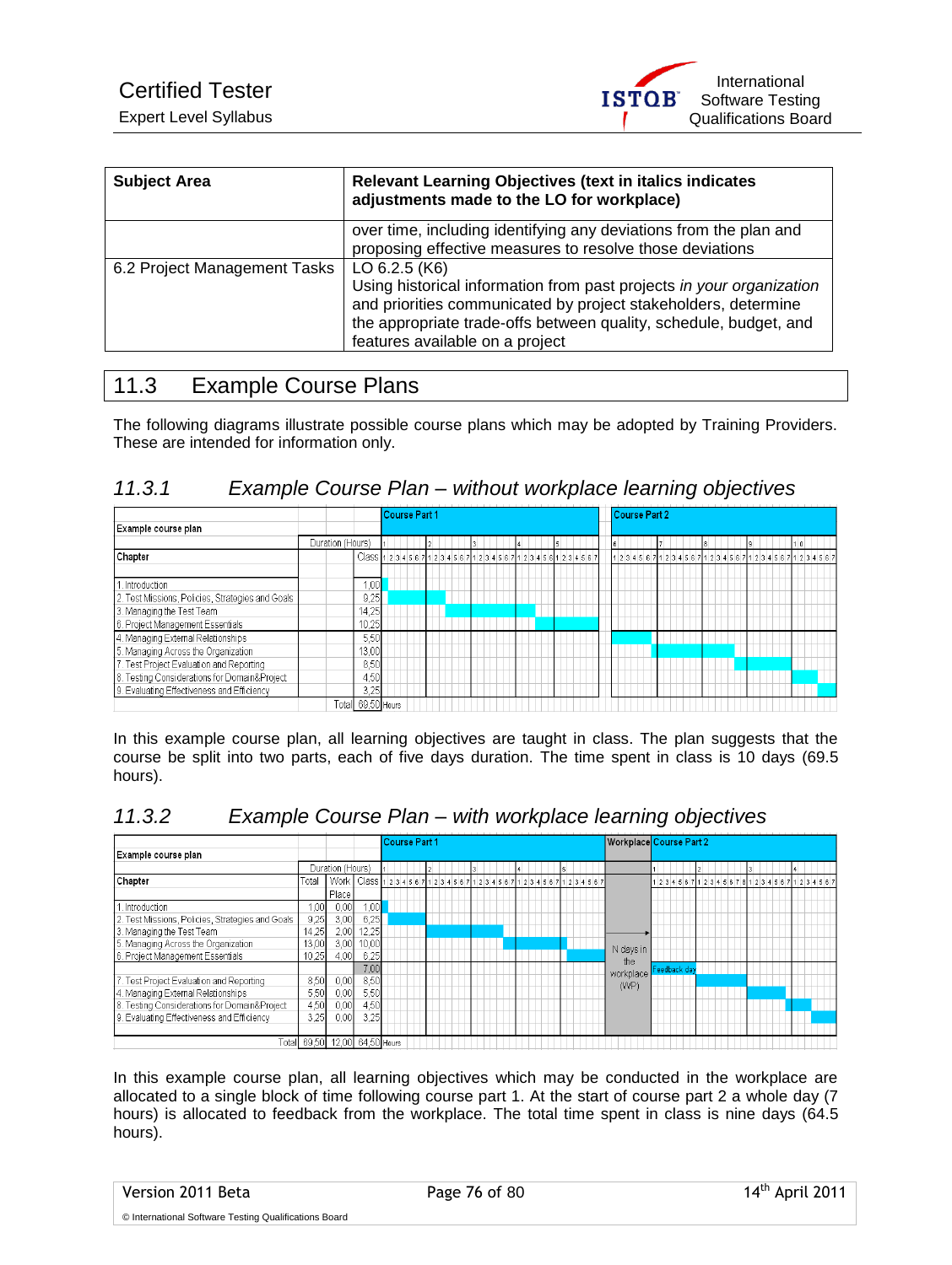| Subject Area | Relevant Learning Objectives (text in italics indicates adjustments made to the LO for workplace) |
|---|---|
| | over time, including identifying any deviations from the plan and proposing effective measures to resolve those deviations |
| 6.2 Project Management Tasks | LO 6.2.5 (K6)<br>Using historical information from past projects *in your organization* and priorities communicated by project stakeholders, determine the appropriate trade-offs between quality, schedule, budget, and features available on a project |

## 11.3 Example Course Plans

The following diagrams illustrate possible course plans which may be adopted by Training Providers. These are intended for information only.

### 11.3.1 Example Course Plan – without workplace learning objectives

Example course plan

| Chapter | Duration (Hours) Class | Course Part 1 | Course Part 2 |
|---|---|---|---|
| 1. Introduction | 1,00 | Day 1 | |
| 2. Test Missions, Policies, Strategies and Goals | 9,25 | Days 1–2 | |
| 3. Managing the Test Team | 14,25 | Days 2–4 | |
| 6. Project Management Essentials | 10,25 | Days 4–5 | |
| 4. Managing External Relationships | 5,50 | | Day 6 |
| 5. Managing Across the Organization | 13,00 | | Days 7–8 |
| 7. Test Project Evaluation and Reporting | 8,50 | | Days 8–9 |
| 8. Testing Considerations for Domain&Project | 4,50 | | Days 9–10 |
| 9. Evaluating Effectiveness and Efficiency | 3,25 | | Day 10 |
| Total | 69,50 Hours | | |

In this example course plan, all learning objectives are taught in class. The plan suggests that the course be split into two parts, each of five days duration. The time spent in class is 10 days (69.5 hours).

### 11.3.2 Example Course Plan – with workplace learning objectives

Example course plan

| Chapter | Total | Work Place | Class | Course Part 1 | Workplace | Course Part 2 |
|---|---|---|---|---|---|---|
| 1. Introduction | 1,00 | 0,00 | 1,00 | Day 1 | N days in the workplace (WP) | |
| 2. Test Missions, Policies, Strategies and Goals | 9,25 | 3,00 | 6,25 | Days 1–2 | | |
| 3. Managing the Test Team | 14,25 | 2,00 | 12,25 | Days 2–3 | | |
| 5. Managing Across the Organization | 13,00 | 3,00 | 10,00 | Days 3–5 | | |
| 6. Project Management Essentials | 10,25 | 4,00 | 6,25 | Day 5 | | |
| | | | 7,00 | | | Feedback day (Day 1) |
| 7. Test Project Evaluation and Reporting | 8,50 | 0,00 | 8,50 | | | Days 2–3 |
| 4. Managing External Relationships | 5,50 | 0,00 | 5,50 | | | Days 3–4 |
| 8. Testing Considerations for Domain&Project | 4,50 | 0,00 | 4,50 | | | Day 4 |
| 9. Evaluating Effectiveness and Efficiency | 3,25 | 0,00 | 3,25 | | | Day 4 |
| Total | 69,50 | 12,00 | 64,50 Hours | | | |

In this example course plan, all learning objectives which may be conducted in the workplace are allocated to a single block of time following course part 1. At the start of course part 2 a whole day (7 hours) is allocated to feedback from the workplace. The total time spent in class is nine days (64.5 hours).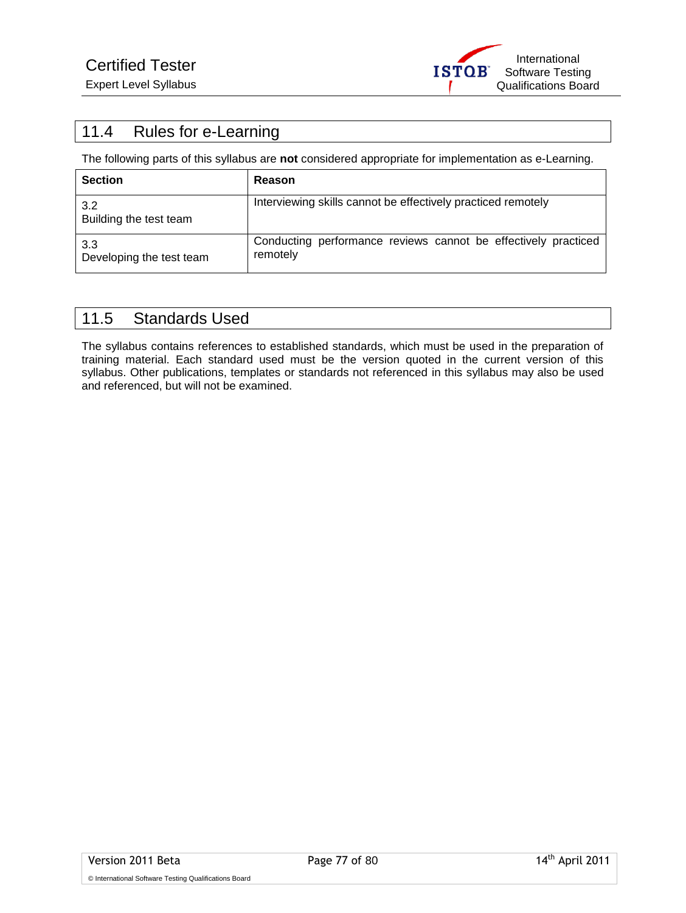## 11.4 Rules for e-Learning

The following parts of this syllabus are **not** considered appropriate for implementation as e-Learning.

| Section | Reason |
|---|---|
| 3.2 Building the test team | Interviewing skills cannot be effectively practiced remotely |
| 3.3 Developing the test team | Conducting performance reviews cannot be effectively practiced remotely |

## 11.5 Standards Used

The syllabus contains references to established standards, which must be used in the preparation of training material. Each standard used must be the version quoted in the current version of this syllabus. Other publications, templates or standards not referenced in this syllabus may also be used and referenced, but will not be examined.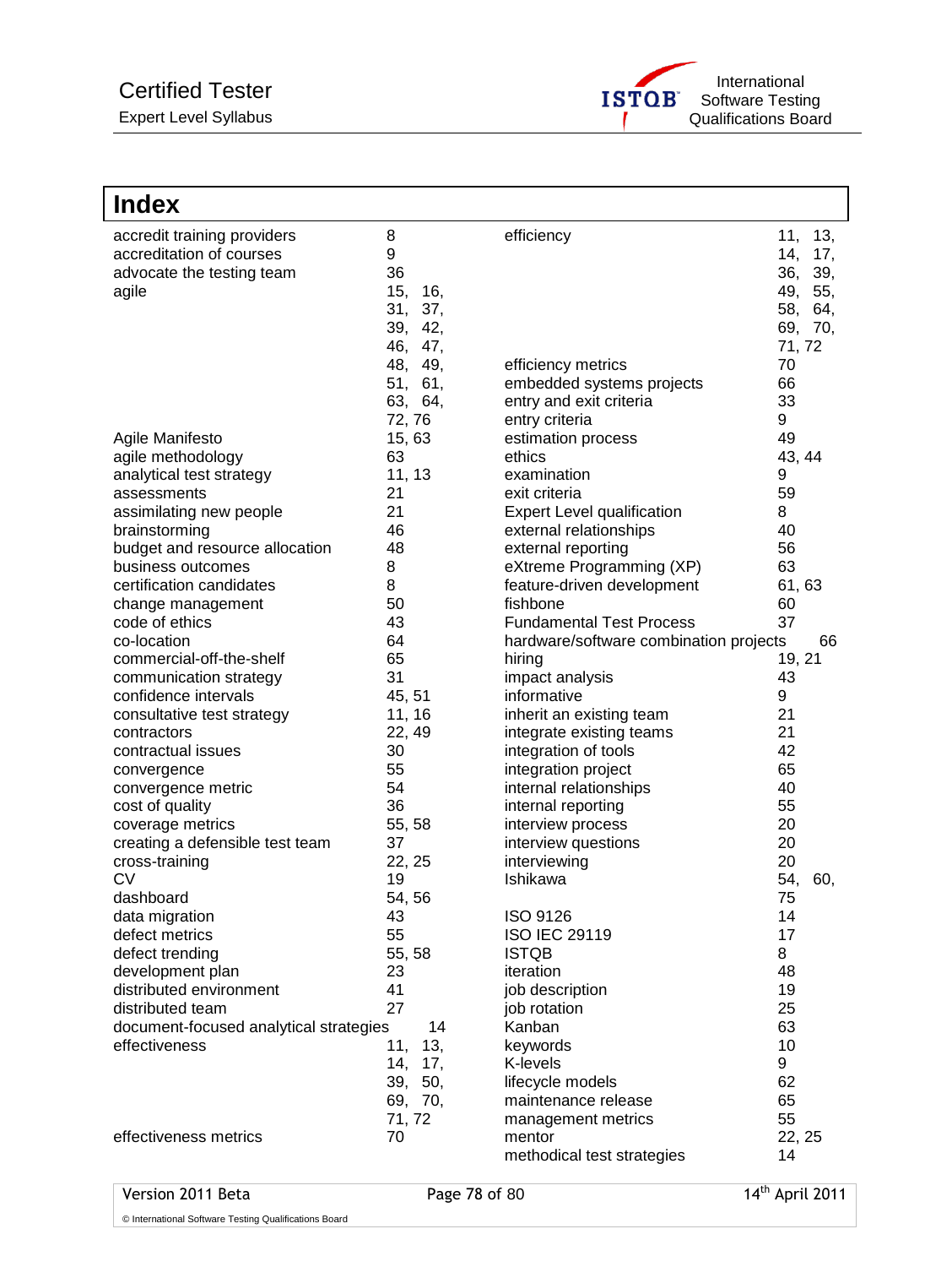# Index

accredit training providers 8
accreditation of courses 9
advocate the testing team 36
agile 15, 16, 31, 37, 39, 42, 46, 47, 48, 49, 51, 61, 63, 64, 72, 76
Agile Manifesto 15, 63
agile methodology 63
analytical test strategy 11, 13
assessments 21
assimilating new people 21
brainstorming 46
budget and resource allocation 48
business outcomes 8
certification candidates 8
change management 50
code of ethics 43
co-location 64
commercial-off-the-shelf 65
communication strategy 31
confidence intervals 45, 51
consultative test strategy 11, 16
contractors 22, 49
contractual issues 30
convergence 55
convergence metric 54
cost of quality 36
coverage metrics 55, 58
creating a defensible test team 37
cross-training 22, 25
CV 19
dashboard 54, 56
data migration 43
defect metrics 55
defect trending 55, 58
development plan 23
distributed environment 41
distributed team 27
document-focused analytical strategies 14
effectiveness 11, 13, 14, 17, 39, 50, 69, 70, 71, 72
effectiveness metrics 70
efficiency 11, 13, 14, 17, 36, 39, 49, 55, 58, 64, 69, 70, 71, 72
efficiency metrics 70
embedded systems projects 66
entry and exit criteria 33
entry criteria 9
estimation process 49
ethics 43, 44
examination 9
exit criteria 59
Expert Level qualification 8
external relationships 40
external reporting 56
eXtreme Programming (XP) 63
feature-driven development 61, 63
fishbone 60
Fundamental Test Process 37
hardware/software combination projects 66
hiring 19, 21
impact analysis 43
informative 9
inherit an existing team 21
integrate existing teams 21
integration of tools 42
integration project 65
internal relationships 40
internal reporting 55
interview process 20
interview questions 20
interviewing 20
Ishikawa 54, 60, 75
ISO 9126 14
ISO IEC 29119 17
ISTQB 8
iteration 48
job description 19
job rotation 25
Kanban 63
keywords 10
K-levels 9
lifecycle models 62
maintenance release 65
management metrics 55
mentor 22, 25
methodical test strategies 14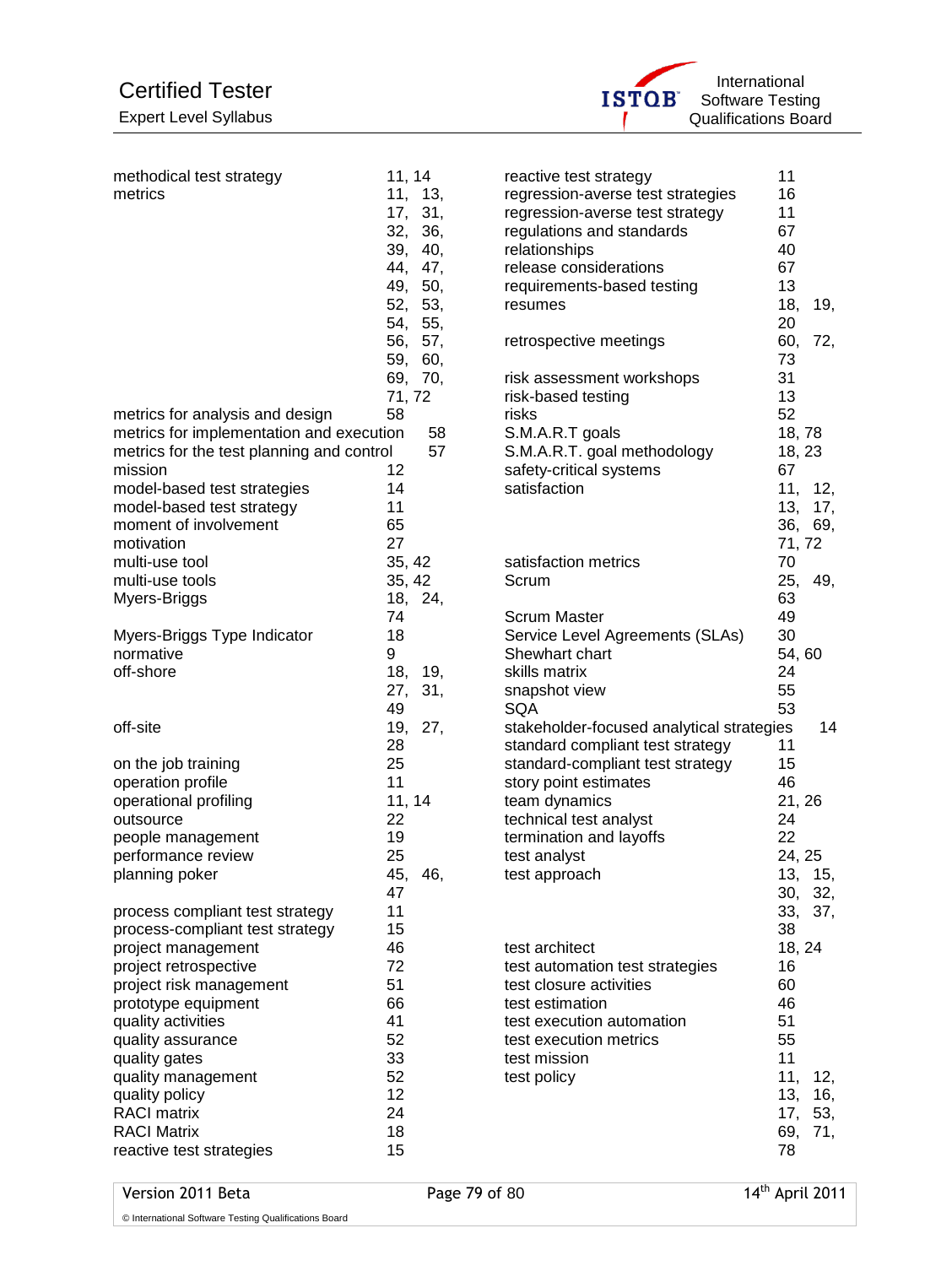methodical test strategy 11, 14
metrics 11, 13, 17, 31, 32, 36, 39, 40, 44, 47, 49, 50, 52, 53, 54, 55, 56, 57, 59, 60, 69, 70, 71, 72
metrics for analysis and design 58
metrics for implementation and execution 58
metrics for the test planning and control 57
mission 12
model-based test strategies 14
model-based test strategy 11
moment of involvement 65
motivation 27
multi-use tool 35, 42
multi-use tools 35, 42
Myers-Briggs 18, 24, 74
Myers-Briggs Type Indicator 18
normative 9
off-shore 18, 19, 27, 31, 49
off-site 19, 27, 28
on the job training 25
operation profile 11
operational profiling 11, 14
outsource 22
people management 19
performance review 25
planning poker 45, 46, 47
process compliant test strategy 11
process-compliant test strategy 15
project management 46
project retrospective 72
project risk management 51
prototype equipment 66
quality activities 41
quality assurance 52
quality gates 33
quality management 52
quality policy 12
RACI matrix 24
RACI Matrix 18
reactive test strategies 15
reactive test strategy 11
regression-averse test strategies 16
regression-averse test strategy 11
regulations and standards 67
relationships 40
release considerations 67
requirements-based testing 13
resumes 18, 19, 20
retrospective meetings 60, 72, 73
risk assessment workshops 31
risk-based testing 13
risks 52
S.M.A.R.T goals 18, 78
S.M.A.R.T. goal methodology 18, 23
safety-critical systems 67
satisfaction 11, 12, 13, 17, 36, 69, 71, 72
satisfaction metrics 70
Scrum 25, 49, 63
Scrum Master 49
Service Level Agreements (SLAs) 30
Shewhart chart 54, 60
skills matrix 24
snapshot view 55
SQA 53
stakeholder-focused analytical strategies 14
standard compliant test strategy 11
standard-compliant test strategy 15
story point estimates 46
team dynamics 21, 26
technical test analyst 24
termination and layoffs 22
test analyst 24, 25
test approach 13, 15, 30, 32, 33, 37, 38
test architect 18, 24
test automation test strategies 16
test closure activities 60
test estimation 46
test execution automation 51
test execution metrics 55
test mission 11
test policy 11, 12, 13, 16, 17, 53, 69, 71, 78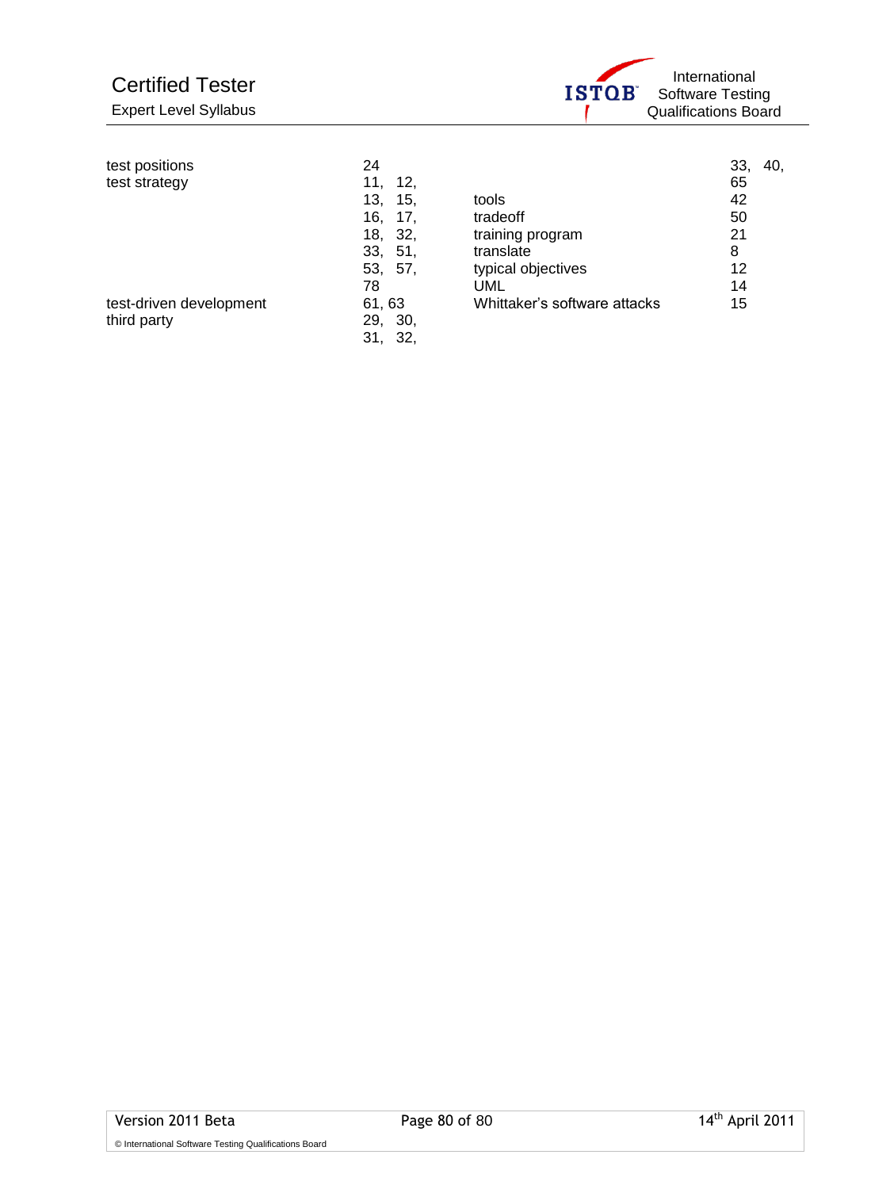test positions 24
test strategy 11, 12, 13, 15, 16, 17, 18, 32, 33, 51, 53, 57, 78
test-driven development 61, 63
third party 29, 30, 31, 32, 33, 40, 65
tools 42
tradeoff 50
training program 21
translate 8
typical objectives 12
UML 14
Whittaker's software attacks 15